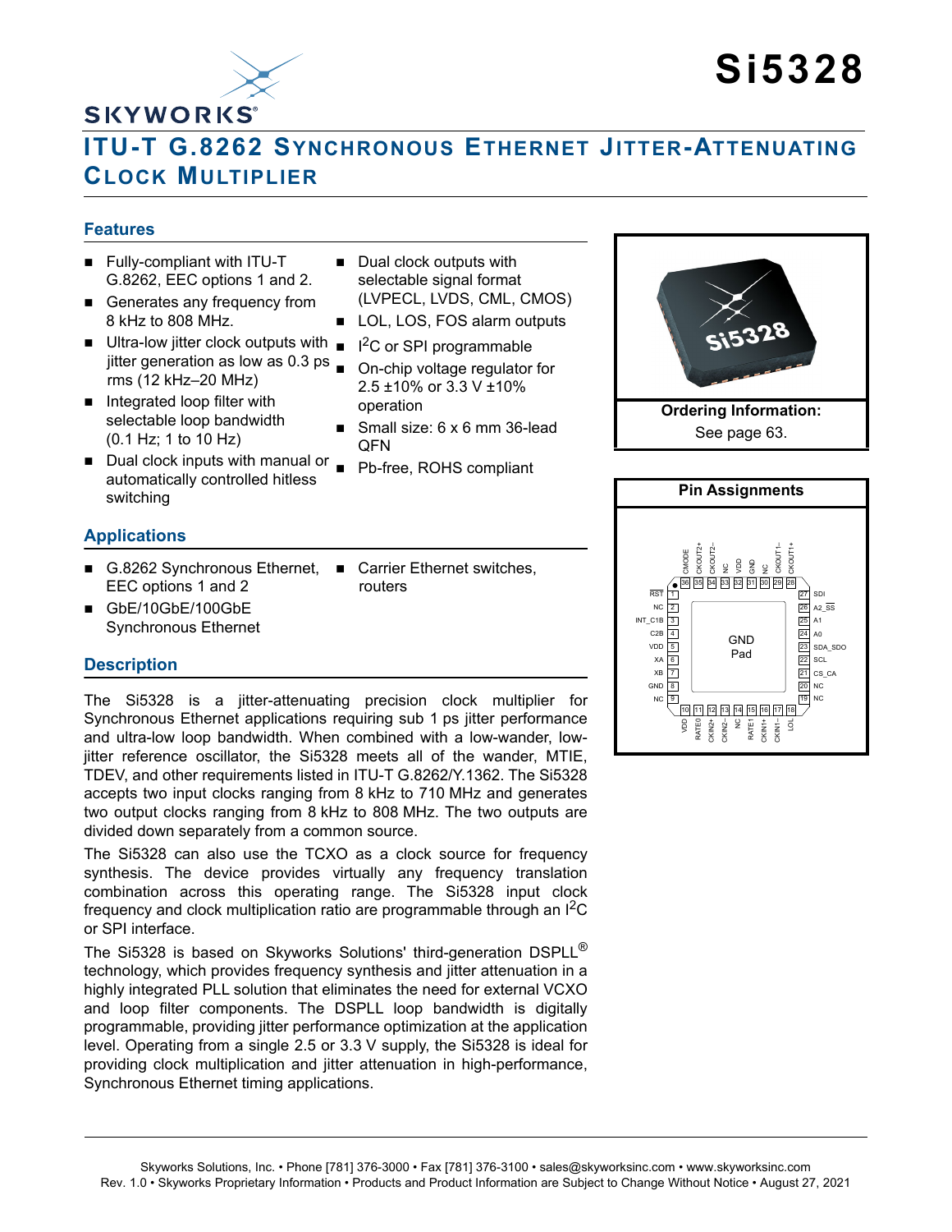# Si5328

# ITU-T G.8262 Synchronous Ethernet Jitter-Attenuating Clock Multiplier

## Features

- Fully-compliant with ITU-T G.8262, EEC options 1 and 2.
- Generates any frequency from 8 kHz to 808 MHz.
- Ultra-low jitter clock outputs with jitter generation as low as 0.3 ps rms (12 kHz–20 MHz)
- Integrated loop filter with selectable loop bandwidth (0.1 Hz; 1 to 10 Hz)
- Dual clock inputs with manual or automatically controlled hitless switching
- Dual clock outputs with selectable signal format (LVPECL, LVDS, CML, CMOS)
- LOL, LOS, FOS alarm outputs
- I$^2$C or SPI programmable
- On-chip voltage regulator for 2.5 ±10% or 3.3 V ±10% operation
- Small size: 6 x 6 mm 36-lead QFN
- Pb-free, ROHS compliant

**Ordering Information:**
See page 63.

**Pin Assignments**

| Pin | Name | Pin | Name |
|---|---|---|---|
| 1 | RST | 19 | NC |
| 2 | NC | 20 | NC |
| 3 | INT_C1B | 21 | CS_CA |
| 4 | C2B | 22 | SCL |
| 5 | VDD | 23 | SDA_SDO |
| 6 | XA | 24 | A0 |
| 7 | XB | 25 | A1 |
| 8 | GND | 26 | A2_SS |
| 9 | NC | 27 | SDI |
| 10 | VDD | 28 | CKOUT1+ |
| 11 | RATE0 | 29 | CKOUT1– |
| 12 | CKIN2+ | 30 | NC |
| 13 | CKIN2– | 31 | GND |
| 14 | NC | 32 | VDD |
| 15 | RATE1 | 33 | NC |
| 16 | CKIN1+ | 34 | CKOUT2– |
| 17 | CKIN1– | 35 | CKOUT2+ |
| 18 | LOL | 36 | CMODE |

GND Pad

## Applications

- G.8262 Synchronous Ethernet, EEC options 1 and 2
- GbE/10GbE/100GbE Synchronous Ethernet
- Carrier Ethernet switches, routers

## Description

The Si5328 is a jitter-attenuating precision clock multiplier for Synchronous Ethernet applications requiring sub 1 ps jitter performance and ultra-low loop bandwidth. When combined with a low-wander, low-jitter reference oscillator, the Si5328 meets all of the wander, MTIE, TDEV, and other requirements listed in ITU-T G.8262/Y.1362. The Si5328 accepts two input clocks ranging from 8 kHz to 710 MHz and generates two output clocks ranging from 8 kHz to 808 MHz. The two outputs are divided down separately from a common source.

The Si5328 can also use the TCXO as a clock source for frequency synthesis. The device provides virtually any frequency translation combination across this operating range. The Si5328 input clock frequency and clock multiplication ratio are programmable through an I$^2$C or SPI interface.

The Si5328 is based on Skyworks Solutions' third-generation DSPLL® technology, which provides frequency synthesis and jitter attenuation in a highly integrated PLL solution that eliminates the need for external VCXO and loop filter components. The DSPLL loop bandwidth is digitally programmable, providing jitter performance optimization at the application level. Operating from a single 2.5 or 3.3 V supply, the Si5328 is ideal for providing clock multiplication and jitter attenuation in high-performance, Synchronous Ethernet timing applications.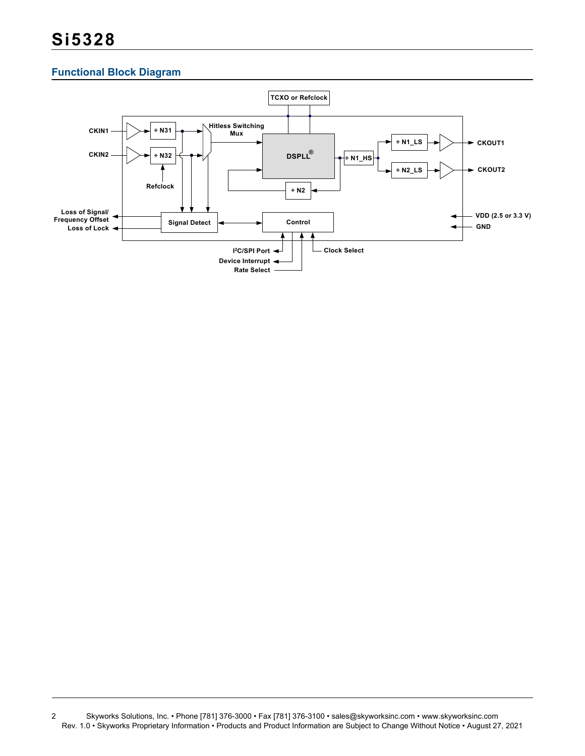## Functional Block Diagram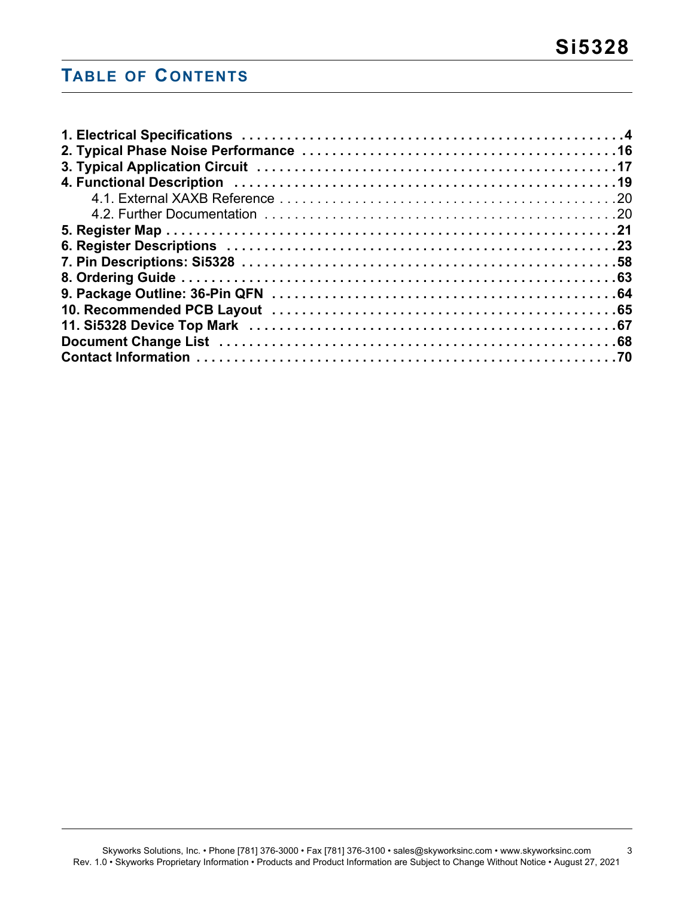# Table of Contents

**1. Electrical Specifications . . . . . . . . . . . . . . . . . . . . . . . . . . . . . . . . . . . . . . . . . . . . . . . . . . . .4**
**2. Typical Phase Noise Performance . . . . . . . . . . . . . . . . . . . . . . . . . . . . . . . . . . . . . . . . . . . . .16**
**3. Typical Application Circuit . . . . . . . . . . . . . . . . . . . . . . . . . . . . . . . . . . . . . . . . . . . . . . . . . . .17**
**4. Functional Description . . . . . . . . . . . . . . . . . . . . . . . . . . . . . . . . . . . . . . . . . . . . . . . . . . . . .19**
  4.1. External XAXB Reference . . . . . . . . . . . . . . . . . . . . . . . . . . . . . . . . . . . . . . . . . . . . . .20
  4.2. Further Documentation . . . . . . . . . . . . . . . . . . . . . . . . . . . . . . . . . . . . . . . . . . . . . . . .20
**5. Register Map . . . . . . . . . . . . . . . . . . . . . . . . . . . . . . . . . . . . . . . . . . . . . . . . . . . . . . . . . . . . .21**
**6. Register Descriptions . . . . . . . . . . . . . . . . . . . . . . . . . . . . . . . . . . . . . . . . . . . . . . . . . . . . . .23**
**7. Pin Descriptions: Si5328 . . . . . . . . . . . . . . . . . . . . . . . . . . . . . . . . . . . . . . . . . . . . . . . . . . .58**
**8. Ordering Guide . . . . . . . . . . . . . . . . . . . . . . . . . . . . . . . . . . . . . . . . . . . . . . . . . . . . . . . . . . .63**
**9. Package Outline: 36-Pin QFN . . . . . . . . . . . . . . . . . . . . . . . . . . . . . . . . . . . . . . . . . . . . . . . .64**
**10. Recommended PCB Layout . . . . . . . . . . . . . . . . . . . . . . . . . . . . . . . . . . . . . . . . . . . . . . . . .65**
**11. Si5328 Device Top Mark . . . . . . . . . . . . . . . . . . . . . . . . . . . . . . . . . . . . . . . . . . . . . . . . . . .67**
**Document Change List . . . . . . . . . . . . . . . . . . . . . . . . . . . . . . . . . . . . . . . . . . . . . . . . . . . . . . .68**
**Contact Information . . . . . . . . . . . . . . . . . . . . . . . . . . . . . . . . . . . . . . . . . . . . . . . . . . . . . . . . .70**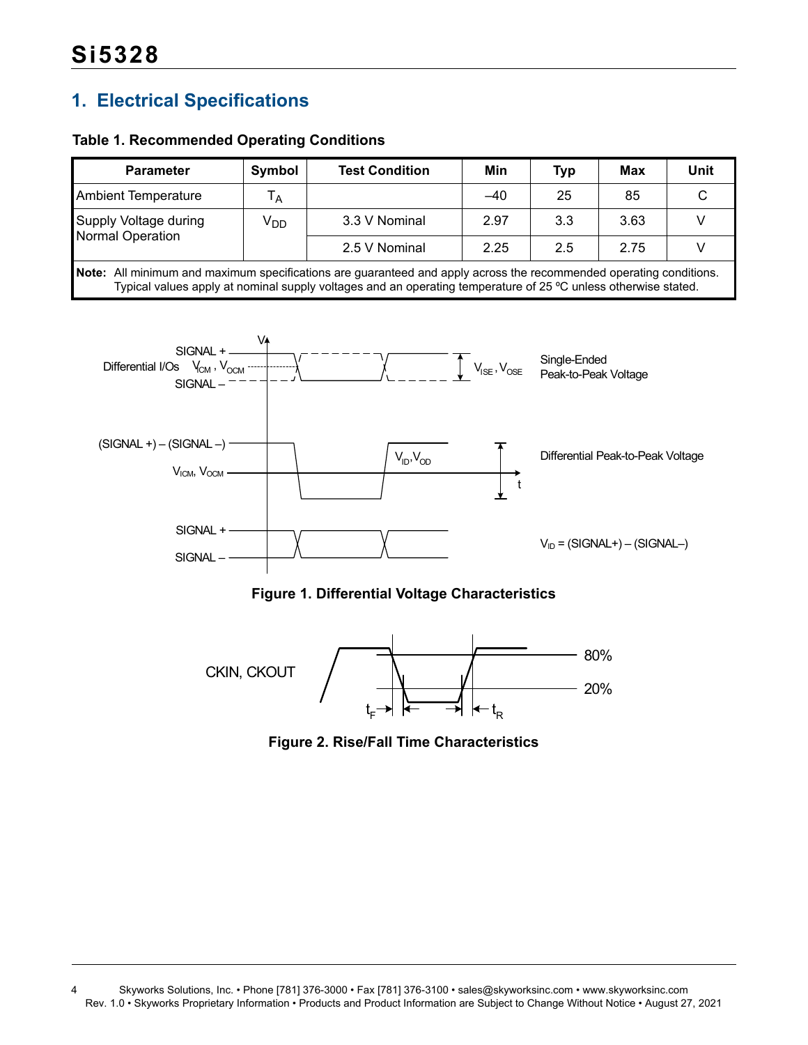# 1. Electrical Specifications

**Table 1. Recommended Operating Conditions**

| Parameter | Symbol | Test Condition | Min | Typ | Max | Unit |
|---|---|---|---|---|---|---|
| Ambient Temperature | $T_A$ | | –40 | 25 | 85 | C |
| Supply Voltage during Normal Operation | $V_{DD}$ | 3.3 V Nominal | 2.97 | 3.3 | 3.63 | V |
| | | 2.5 V Nominal | 2.25 | 2.5 | 2.75 | V |

**Note:** All minimum and maximum specifications are guaranteed and apply across the recommended operating conditions. Typical values apply at nominal supply voltages and an operating temperature of 25 ºC unless otherwise stated.

**Figure 1. Differential Voltage Characteristics**

**Figure 2. Rise/Fall Time Characteristics**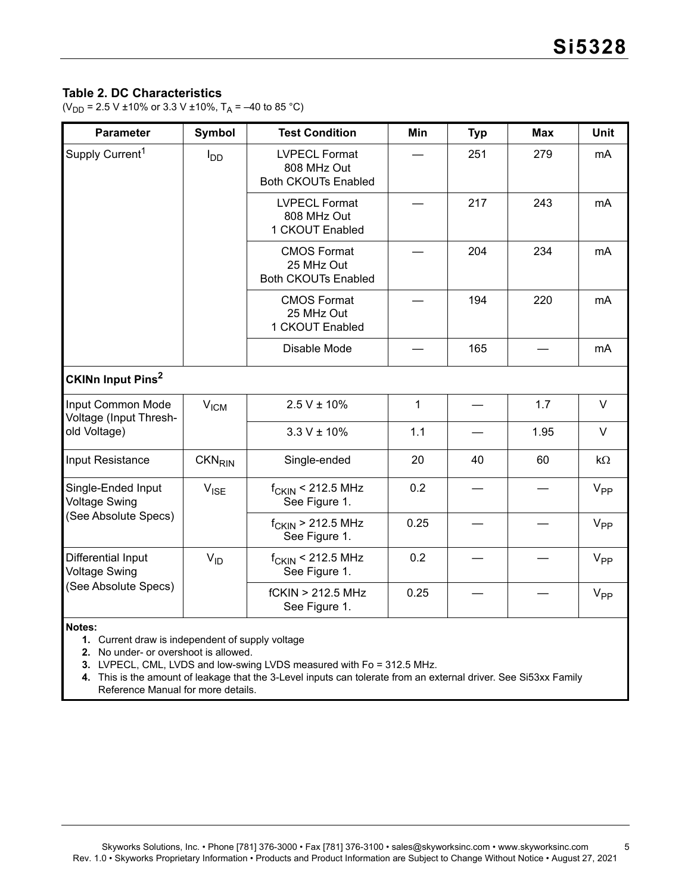**Table 2. DC Characteristics**

($V_{DD}$ = 2.5 V ±10% or 3.3 V ±10%, $T_A$ = –40 to 85 °C)

| Parameter | Symbol | Test Condition | Min | Typ | Max | Unit |
|---|---|---|---|---|---|---|
| Supply Current[1] | $I_{DD}$ | LVPECL Format 808 MHz Out Both CKOUTs Enabled | — | 251 | 279 | mA |
| | | LVPECL Format 808 MHz Out 1 CKOUT Enabled | — | 217 | 243 | mA |
| | | CMOS Format 25 MHz Out Both CKOUTs Enabled | — | 204 | 234 | mA |
| | | CMOS Format 25 MHz Out 1 CKOUT Enabled | — | 194 | 220 | mA |
| | | Disable Mode | — | 165 | — | mA |
| **CKINn Input Pins[2]** | | | | | | |
| Input Common Mode Voltage (Input Threshold Voltage) | $V_{ICM}$ | 2.5 V ± 10% | 1 | — | 1.7 | V |
| | | 3.3 V ± 10% | 1.1 | — | 1.95 | V |
| Input Resistance | $CKN_{RIN}$ | Single-ended | 20 | 40 | 60 | kΩ |
| Single-Ended Input Voltage Swing (See Absolute Specs) | $V_{ISE}$ | $f_{CKIN}$ < 212.5 MHz See Figure 1. | 0.2 | — | — | $V_{PP}$ |
| | | $f_{CKIN}$ > 212.5 MHz See Figure 1. | 0.25 | — | — | $V_{PP}$ |
| Differential Input Voltage Swing (See Absolute Specs) | $V_{ID}$ | $f_{CKIN}$ < 212.5 MHz See Figure 1. | 0.2 | — | — | $V_{PP}$ |
| | | fCKIN > 212.5 MHz See Figure 1. | 0.25 | — | — | $V_{PP}$ |

**Notes:**

1. Current draw is independent of supply voltage
2. No under- or overshoot is allowed.
3. LVPECL, CML, LVDS and low-swing LVDS measured with Fo = 312.5 MHz.
4. This is the amount of leakage that the 3-Level inputs can tolerate from an external driver. See Si53xx Family Reference Manual for more details.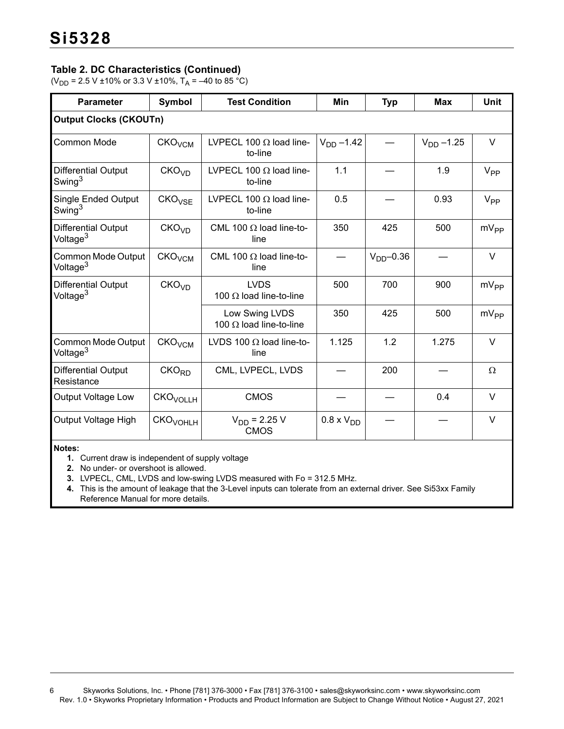**Table 2. DC Characteristics (Continued)**

($V_{DD}$ = 2.5 V ±10% or 3.3 V ±10%, $T_A$ = –40 to 85 °C)

| Parameter | Symbol | Test Condition | Min | Typ | Max | Unit |
|---|---|---|---|---|---|---|
| **Output Clocks (CKOUTn)** | | | | | | |
| Common Mode | $CKO_{VCM}$ | LVPECL 100 Ω load line-to-line | $V_{DD}$ –1.42 | — | $V_{DD}$ –1.25 | V |
| Differential Output Swing[3] | $CKO_{VD}$ | LVPECL 100 Ω load line-to-line | 1.1 | — | 1.9 | $V_{PP}$ |
| Single Ended Output Swing[3] | $CKO_{VSE}$ | LVPECL 100 Ω load line-to-line | 0.5 | — | 0.93 | $V_{PP}$ |
| Differential Output Voltage[3] | $CKO_{VD}$ | CML 100 Ω load line-to-line | 350 | 425 | 500 | $mV_{PP}$ |
| Common Mode Output Voltage[3] | $CKO_{VCM}$ | CML 100 Ω load line-to-line | — | $V_{DD}$–0.36 | — | V |
| Differential Output Voltage[3] | $CKO_{VD}$ | LVDS 100 Ω load line-to-line | 500 | 700 | 900 | $mV_{PP}$ |
| | | Low Swing LVDS 100 Ω load line-to-line | 350 | 425 | 500 | $mV_{PP}$ |
| Common Mode Output Voltage[3] | $CKO_{VCM}$ | LVDS 100 Ω load line-to-line | 1.125 | 1.2 | 1.275 | V |
| Differential Output Resistance | $CKO_{RD}$ | CML, LVPECL, LVDS | — | 200 | — | Ω |
| Output Voltage Low | $CKO_{VOLLH}$ | CMOS | — | — | 0.4 | V |
| Output Voltage High | $CKO_{VOHLH}$ | $V_{DD}$ = 2.25 V CMOS | 0.8 x $V_{DD}$ | — | — | V |

**Notes:**

1. Current draw is independent of supply voltage
2. No under- or overshoot is allowed.
3. LVPECL, CML, LVDS and low-swing LVDS measured with Fo = 312.5 MHz.
4. This is the amount of leakage that the 3-Level inputs can tolerate from an external driver. See Si53xx Family Reference Manual for more details.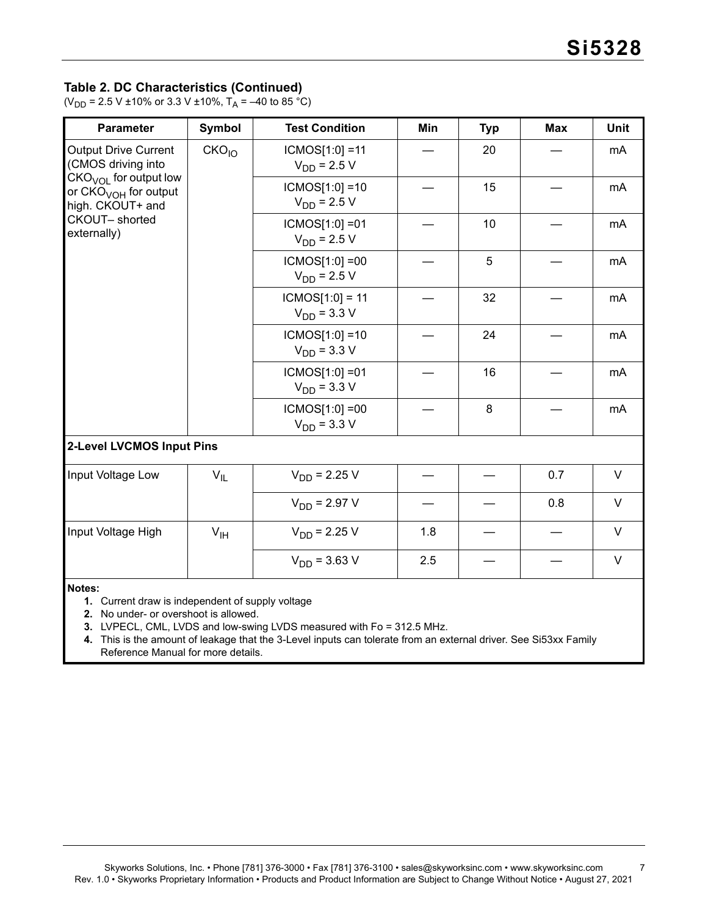### Table 2. DC Characteristics (Continued)

($V_{DD}$ = 2.5 V ±10% or 3.3 V ±10%, $T_A$ = –40 to 85 °C)

| Parameter | Symbol | Test Condition | Min | Typ | Max | Unit |
|---|---|---|---|---|---|---|
| Output Drive Current (CMOS driving into $CKO_{VOL}$ for output low or $CKO_{VOH}$ for output high. CKOUT+ and CKOUT– shorted externally) | $CKO_{IO}$ | ICMOS[1:0] =11 $V_{DD}$ = 2.5 V | — | 20 | — | mA |
| | | ICMOS[1:0] =10 $V_{DD}$ = 2.5 V | — | 15 | — | mA |
| | | ICMOS[1:0] =01 $V_{DD}$ = 2.5 V | — | 10 | — | mA |
| | | ICMOS[1:0] =00 $V_{DD}$ = 2.5 V | — | 5 | — | mA |
| | | ICMOS[1:0] = 11 $V_{DD}$ = 3.3 V | — | 32 | — | mA |
| | | ICMOS[1:0] =10 $V_{DD}$ = 3.3 V | — | 24 | — | mA |
| | | ICMOS[1:0] =01 $V_{DD}$ = 3.3 V | — | 16 | — | mA |
| | | ICMOS[1:0] =00 $V_{DD}$ = 3.3 V | — | 8 | — | mA |
| **2-Level LVCMOS Input Pins** | | | | | | |
| Input Voltage Low | $V_{IL}$ | $V_{DD}$ = 2.25 V | — | — | 0.7 | V |
| | | $V_{DD}$ = 2.97 V | — | — | 0.8 | V |
| Input Voltage High | $V_{IH}$ | $V_{DD}$ = 2.25 V | 1.8 | — | — | V |
| | | $V_{DD}$ = 3.63 V | 2.5 | — | — | V |

**Notes:**

1. Current draw is independent of supply voltage
2. No under- or overshoot is allowed.
3. LVPECL, CML, LVDS and low-swing LVDS measured with Fo = 312.5 MHz.
4. This is the amount of leakage that the 3-Level inputs can tolerate from an external driver. See Si53xx Family Reference Manual for more details.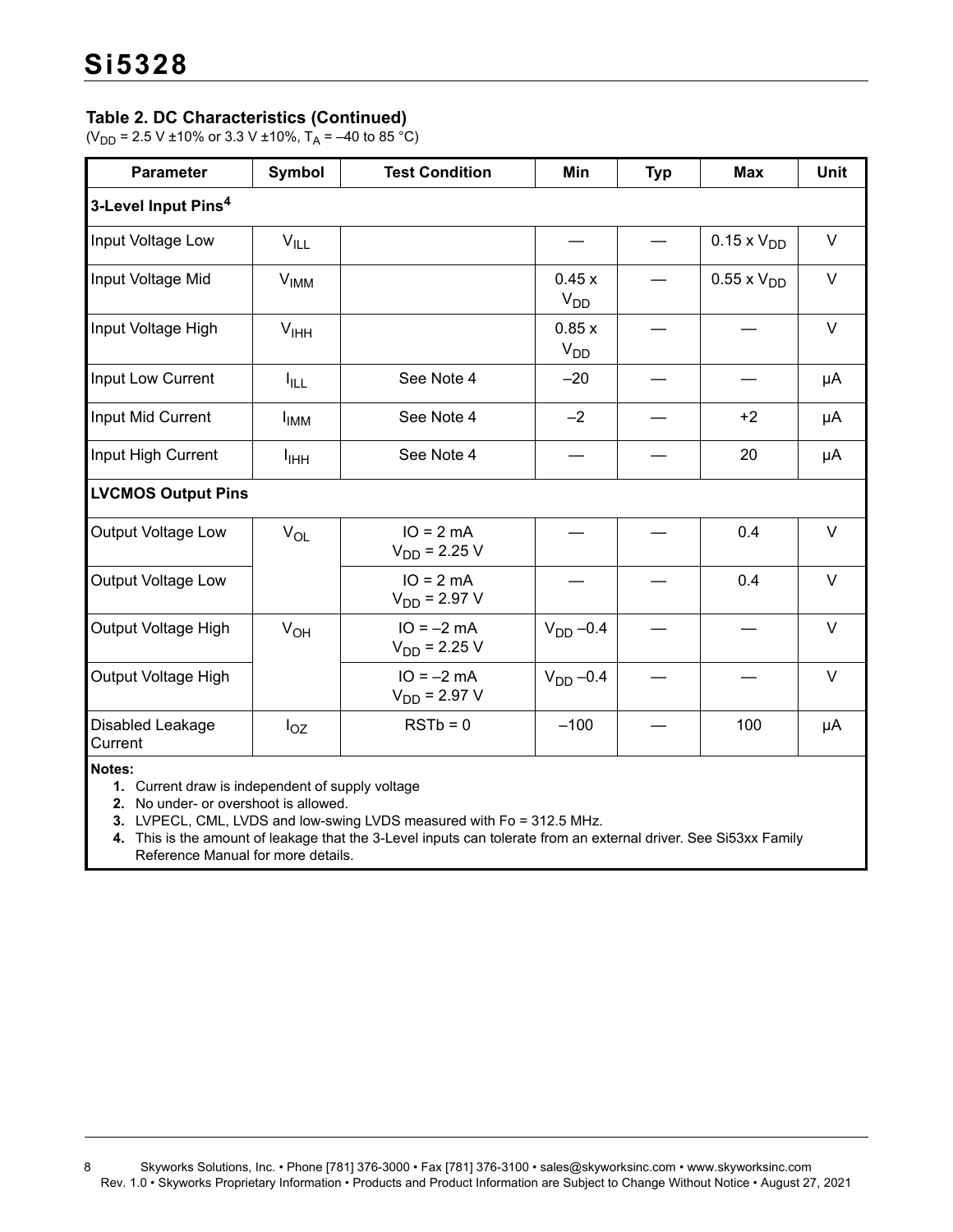### Table 2. DC Characteristics (Continued)

($V_{DD}$ = 2.5 V ±10% or 3.3 V ±10%, $T_A$ = –40 to 85 °C)

| Parameter | Symbol | Test Condition | Min | Typ | Max | Unit |
|---|---|---|---|---|---|---|
| **3-Level Input Pins[4]** | | | | | | |
| Input Voltage Low | $V_{ILL}$ | | — | — | 0.15 x $V_{DD}$ | V |
| Input Voltage Mid | $V_{IMM}$ | | 0.45 x $V_{DD}$ | — | 0.55 x $V_{DD}$ | V |
| Input Voltage High | $V_{IHH}$ | | 0.85 x $V_{DD}$ | — | — | V |
| Input Low Current | $I_{ILL}$ | See Note 4 | –20 | — | — | µA |
| Input Mid Current | $I_{IMM}$ | See Note 4 | –2 | — | +2 | µA |
| Input High Current | $I_{IHH}$ | See Note 4 | — | — | 20 | µA |
| **LVCMOS Output Pins** | | | | | | |
| Output Voltage Low | $V_{OL}$ | IO = 2 mA<br>$V_{DD}$ = 2.25 V | — | — | 0.4 | V |
| Output Voltage Low | | IO = 2 mA<br>$V_{DD}$ = 2.97 V | — | — | 0.4 | V |
| Output Voltage High | $V_{OH}$ | IO = –2 mA<br>$V_{DD}$ = 2.25 V | $V_{DD}$ –0.4 | — | — | V |
| Output Voltage High | | IO = –2 mA<br>$V_{DD}$ = 2.97 V | $V_{DD}$ –0.4 | — | — | V |
| Disabled Leakage Current | $I_{OZ}$ | RSTb = 0 | –100 | — | 100 | µA |

**Notes:**

1. Current draw is independent of supply voltage
2. No under- or overshoot is allowed.
3. LVPECL, CML, LVDS and low-swing LVDS measured with Fo = 312.5 MHz.
4. This is the amount of leakage that the 3-Level inputs can tolerate from an external driver. See Si53xx Family Reference Manual for more details.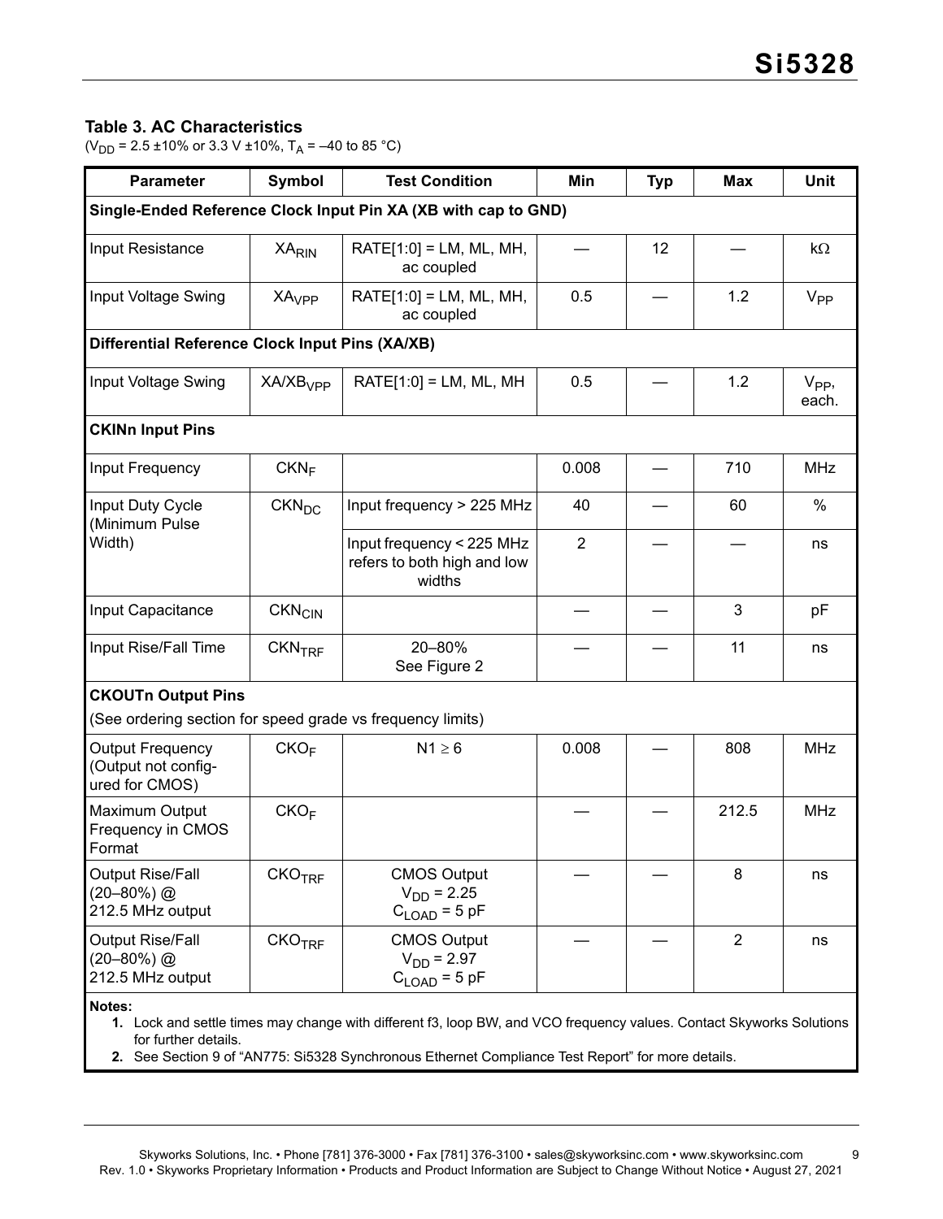**Table 3. AC Characteristics**

($V_{DD}$ = 2.5 ±10% or 3.3 V ±10%, $T_A$ = –40 to 85 °C)

| Parameter | Symbol | Test Condition | Min | Typ | Max | Unit |
|---|---|---|---|---|---|---|
| **Single-Ended Reference Clock Input Pin XA (XB with cap to GND)** | | | | | | |
| Input Resistance | $XA_{RIN}$ | RATE[1:0] = LM, ML, MH, ac coupled | — | 12 | — | kΩ |
| Input Voltage Swing | $XA_{VPP}$ | RATE[1:0] = LM, ML, MH, ac coupled | 0.5 | — | 1.2 | $V_{PP}$ |
| **Differential Reference Clock Input Pins (XA/XB)** | | | | | | |
| Input Voltage Swing | $XA/XB_{VPP}$ | RATE[1:0] = LM, ML, MH | 0.5 | — | 1.2 | $V_{PP}$, each. |
| **CKINn Input Pins** | | | | | | |
| Input Frequency | $CKN_F$ | | 0.008 | — | 710 | MHz |
| Input Duty Cycle (Minimum Pulse Width) | $CKN_{DC}$ | Input frequency > 225 MHz | 40 | — | 60 | % |
| | | Input frequency < 225 MHz refers to both high and low widths | 2 | — | — | ns |
| Input Capacitance | $CKN_{CIN}$ | | — | — | 3 | pF |
| Input Rise/Fall Time | $CKN_{TRF}$ | 20–80% See Figure 2 | — | — | 11 | ns |
| **CKOUTn Output Pins** (See ordering section for speed grade vs frequency limits) | | | | | | |
| Output Frequency (Output not configured for CMOS) | $CKO_F$ | N1 ≥ 6 | 0.008 | — | 808 | MHz |
| Maximum Output Frequency in CMOS Format | $CKO_F$ | | — | — | 212.5 | MHz |
| Output Rise/Fall (20–80%) @ 212.5 MHz output | $CKO_{TRF}$ | CMOS Output $V_{DD}$ = 2.25 $C_{LOAD}$ = 5 pF | — | — | 8 | ns |
| Output Rise/Fall (20–80%) @ 212.5 MHz output | $CKO_{TRF}$ | CMOS Output $V_{DD}$ = 2.97 $C_{LOAD}$ = 5 pF | — | — | 2 | ns |

**Notes:**

1. Lock and settle times may change with different f3, loop BW, and VCO frequency values. Contact Skyworks Solutions for further details.
2. See Section 9 of "AN775: Si5328 Synchronous Ethernet Compliance Test Report" for more details.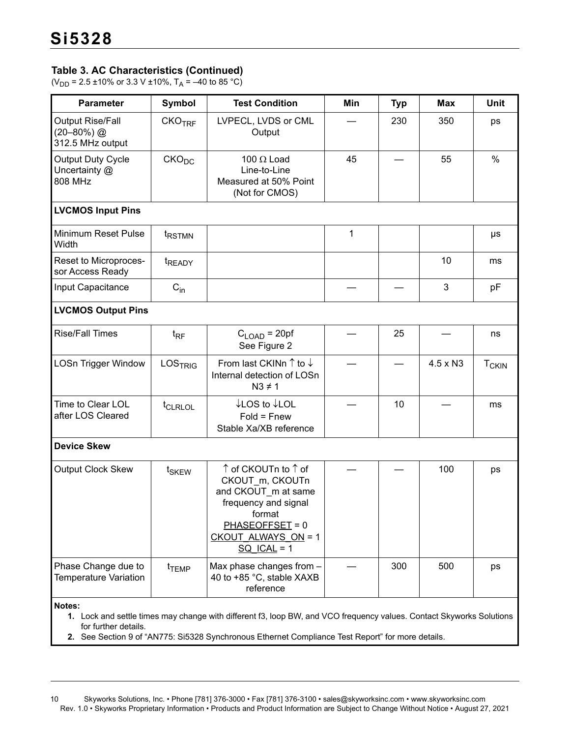### Table 3. AC Characteristics (Continued)

($V_{DD}$ = 2.5 ±10% or 3.3 V ±10%, $T_A$ = –40 to 85 °C)

| Parameter | Symbol | Test Condition | Min | Typ | Max | Unit |
|---|---|---|---|---|---|---|
| Output Rise/Fall (20–80%) @ 312.5 MHz output | $CKO_{TRF}$ | LVPECL, LVDS or CML Output | — | 230 | 350 | ps |
| Output Duty Cycle Uncertainty @ 808 MHz | $CKO_{DC}$ | 100 Ω Load Line-to-Line Measured at 50% Point (Not for CMOS) | 45 | — | 55 | % |
| **LVCMOS Input Pins** | | | | | | |
| Minimum Reset Pulse Width | $t_{RSTMN}$ | | 1 | | | µs |
| Reset to Microprocessor Access Ready | $t_{READY}$ | | | | 10 | ms |
| Input Capacitance | $C_{in}$ | | — | — | 3 | pF |
| **LVCMOS Output Pins** | | | | | | |
| Rise/Fall Times | $t_{RF}$ | $C_{LOAD}$ = 20pf See Figure 2 | — | 25 | — | ns |
| LOSn Trigger Window | $LOS_{TRIG}$ | From last CKINn ↑ to ↓ Internal detection of LOSn N3 ≠ 1 | — | — | 4.5 x N3 | $T_{CKIN}$ |
| Time to Clear LOL after LOS Cleared | $t_{CLRLOL}$ | ↓LOS to ↓LOL Fold = Fnew Stable Xa/XB reference | — | 10 | — | ms |
| **Device Skew** | | | | | | |
| Output Clock Skew | $t_{SKEW}$ | ↑ of CKOUTn to ↑ of CKOUT_m, CKOUTn and CKOUT_m at same frequency and signal format PHASEOFFSET = 0 CKOUT_ALWAYS_ON = 1 SQ_ICAL = 1 | — | — | 100 | ps |
| Phase Change due to Temperature Variation | $t_{TEMP}$ | Max phase changes from –40 to +85 °C, stable XAXB reference | — | 300 | 500 | ps |

**Notes:**

1. Lock and settle times may change with different f3, loop BW, and VCO frequency values. Contact Skyworks Solutions for further details.
2. See Section 9 of "AN775: Si5328 Synchronous Ethernet Compliance Test Report" for more details.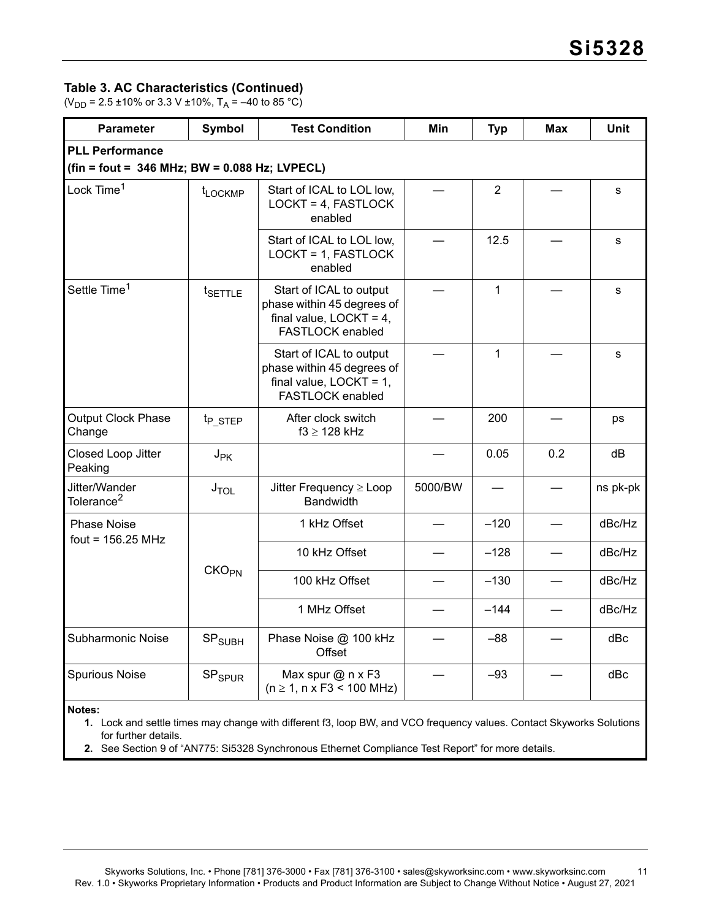### Table 3. AC Characteristics (Continued)

($V_{DD}$ = 2.5 ±10% or 3.3 V ±10%, $T_A$ = –40 to 85 °C)

| Parameter | Symbol | Test Condition | Min | Typ | Max | Unit |
|---|---|---|---|---|---|---|
| **PLL Performance (fin = fout = 346 MHz; BW = 0.088 Hz; LVPECL)** | | | | | | |
| Lock Time[1] | $t_{LOCKMP}$ | Start of ICAL to LOL low, LOCKT = 4, FASTLOCK enabled | — | 2 | — | s |
| | | Start of ICAL to LOL low, LOCKT = 1, FASTLOCK enabled | — | 12.5 | — | s |
| Settle Time[1] | $t_{SETTLE}$ | Start of ICAL to output phase within 45 degrees of final value, LOCKT = 4, FASTLOCK enabled | — | 1 | — | s |
| | | Start of ICAL to output phase within 45 degrees of final value, LOCKT = 1, FASTLOCK enabled | — | 1 | — | s |
| Output Clock Phase Change | $t_{P\_STEP}$ | After clock switch f3 ≥ 128 kHz | — | 200 | — | ps |
| Closed Loop Jitter Peaking | $J_{PK}$ | | — | 0.05 | 0.2 | dB |
| Jitter/Wander Tolerance[2] | $J_{TOL}$ | Jitter Frequency ≥ Loop Bandwidth | 5000/BW | — | — | ns pk-pk |
| Phase Noise fout = 156.25 MHz | $CKO_{PN}$ | 1 kHz Offset | — | –120 | — | dBc/Hz |
| | | 10 kHz Offset | — | –128 | — | dBc/Hz |
| | | 100 kHz Offset | — | –130 | — | dBc/Hz |
| | | 1 MHz Offset | — | –144 | — | dBc/Hz |
| Subharmonic Noise | $SP_{SUBH}$ | Phase Noise @ 100 kHz Offset | — | –88 | — | dBc |
| Spurious Noise | $SP_{SPUR}$ | Max spur @ n x F3 (n ≥ 1, n x F3 < 100 MHz) | — | –93 | — | dBc |

**Notes:**

1. Lock and settle times may change with different f3, loop BW, and VCO frequency values. Contact Skyworks Solutions for further details.
2. See Section 9 of "AN775: Si5328 Synchronous Ethernet Compliance Test Report" for more details.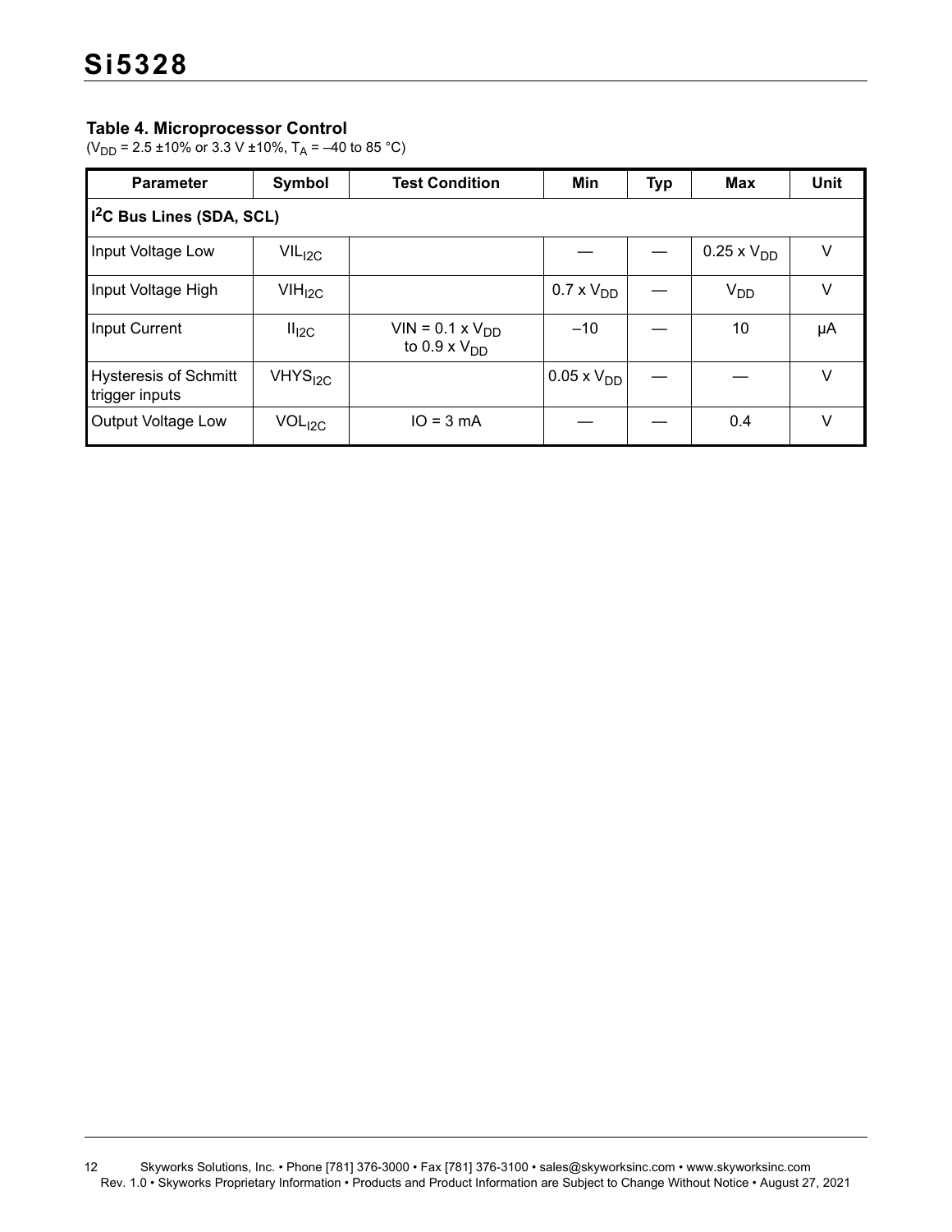### Table 4. Microprocessor Control

($V_{DD}$ = 2.5 ±10% or 3.3 V ±10%, $T_A$ = –40 to 85 °C)

| Parameter | Symbol | Test Condition | Min | Typ | Max | Unit |
|---|---|---|---|---|---|---|
| **$I^2C$ Bus Lines (SDA, SCL)** | | | | | | |
| Input Voltage Low | $VIL_{I2C}$ | | — | — | 0.25 x $V_{DD}$ | V |
| Input Voltage High | $VIH_{I2C}$ | | 0.7 x $V_{DD}$ | — | $V_{DD}$ | V |
| Input Current | $II_{I2C}$ | VIN = 0.1 x $V_{DD}$ to 0.9 x $V_{DD}$ | –10 | — | 10 | μA |
| Hysteresis of Schmitt trigger inputs | $VHYS_{I2C}$ | | 0.05 x $V_{DD}$ | — | — | V |
| Output Voltage Low | $VOL_{I2C}$ | IO = 3 mA | — | — | 0.4 | V |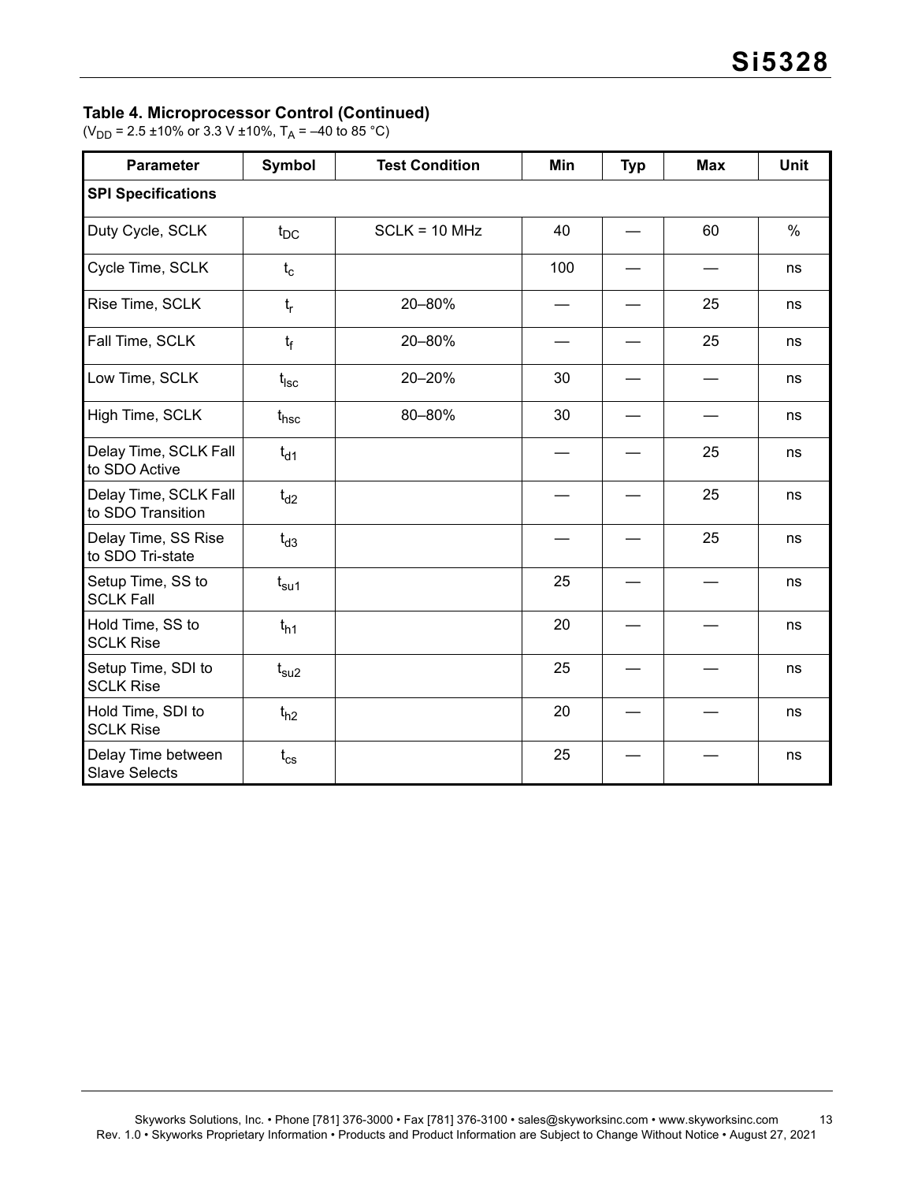### Table 4. Microprocessor Control (Continued)

($V_{DD}$ = 2.5 ±10% or 3.3 V ±10%, $T_A$ = –40 to 85 °C)

| Parameter | Symbol | Test Condition | Min | Typ | Max | Unit |
|---|---|---|---|---|---|---|
| **SPI Specifications** | | | | | | |
| Duty Cycle, SCLK | $t_{DC}$ | SCLK = 10 MHz | 40 | — | 60 | % |
| Cycle Time, SCLK | $t_c$ | | 100 | — | — | ns |
| Rise Time, SCLK | $t_r$ | 20–80% | — | — | 25 | ns |
| Fall Time, SCLK | $t_f$ | 20–80% | — | — | 25 | ns |
| Low Time, SCLK | $t_{lsc}$ | 20–20% | 30 | — | — | ns |
| High Time, SCLK | $t_{hsc}$ | 80–80% | 30 | — | — | ns |
| Delay Time, SCLK Fall to SDO Active | $t_{d1}$ | | — | — | 25 | ns |
| Delay Time, SCLK Fall to SDO Transition | $t_{d2}$ | | — | — | 25 | ns |
| Delay Time, SS Rise to SDO Tri-state | $t_{d3}$ | | — | — | 25 | ns |
| Setup Time, SS to SCLK Fall | $t_{su1}$ | | 25 | — | — | ns |
| Hold Time, SS to SCLK Rise | $t_{h1}$ | | 20 | — | — | ns |
| Setup Time, SDI to SCLK Rise | $t_{su2}$ | | 25 | — | — | ns |
| Hold Time, SDI to SCLK Rise | $t_{h2}$ | | 20 | — | — | ns |
| Delay Time between Slave Selects | $t_{cs}$ | | 25 | — | — | ns |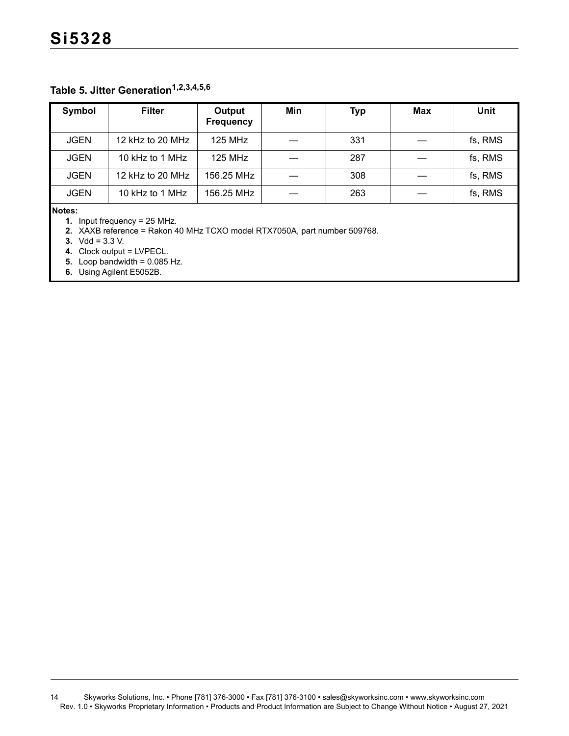**Table 5. Jitter Generation[1,2,3,4,5,6]**

| Symbol | Filter | Output Frequency | Min | Typ | Max | Unit |
|---|---|---|---|---|---|---|
| JGEN | 12 kHz to 20 MHz | 125 MHz | — | 331 | — | fs, RMS |
| JGEN | 10 kHz to 1 MHz | 125 MHz | — | 287 | — | fs, RMS |
| JGEN | 12 kHz to 20 MHz | 156.25 MHz | — | 308 | — | fs, RMS |
| JGEN | 10 kHz to 1 MHz | 156.25 MHz | — | 263 | — | fs, RMS |

**Notes:**

1. Input frequency = 25 MHz.
2. XAXB reference = Rakon 40 MHz TCXO model RTX7050A, part number 509768.
3. Vdd = 3.3 V.
4. Clock output = LVPECL.
5. Loop bandwidth = 0.085 Hz.
6. Using Agilent E5052B.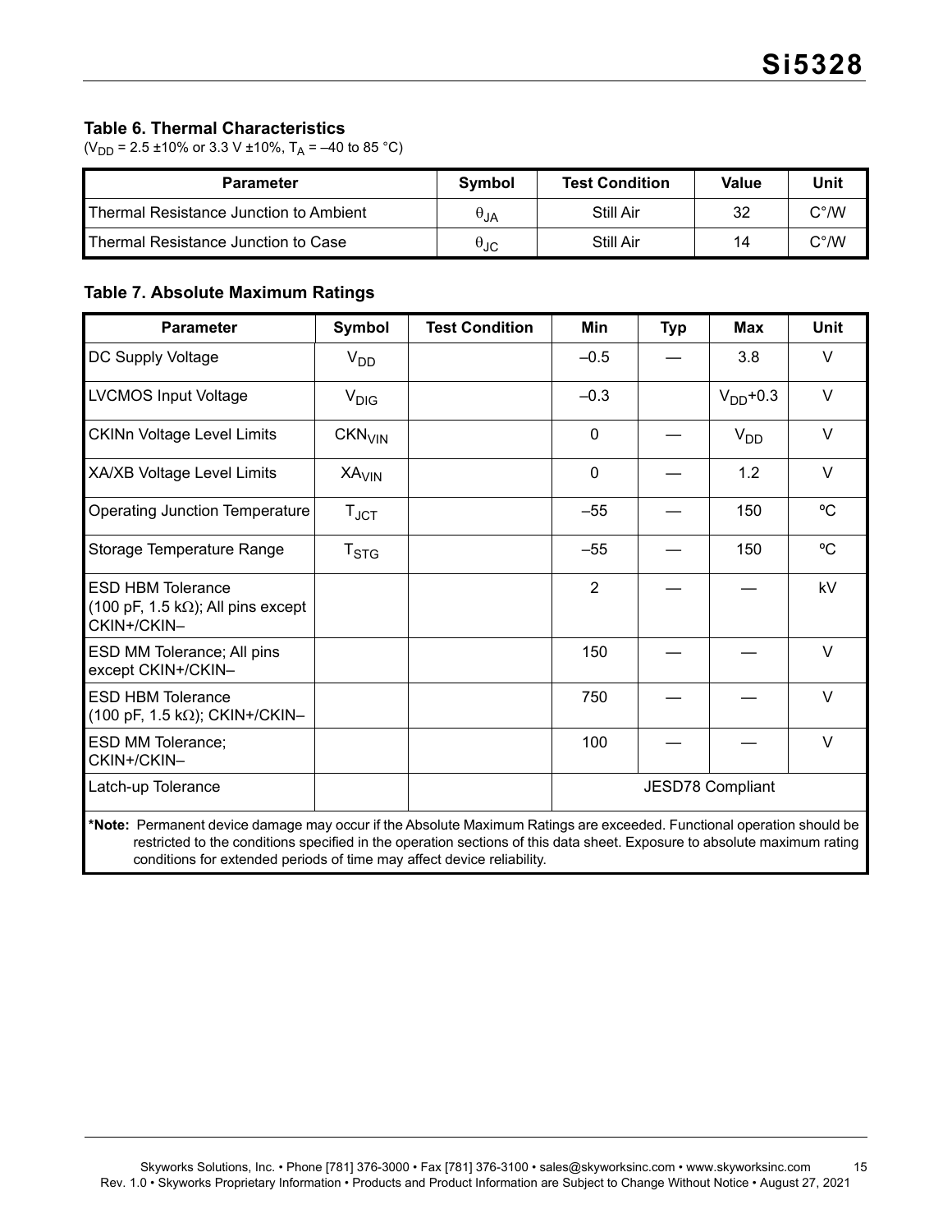### Table 6. Thermal Characteristics

($V_{DD}$ = 2.5 ±10% or 3.3 V ±10%, $T_A$ = –40 to 85 °C)

| Parameter | Symbol | Test Condition | Value | Unit |
|---|---|---|---|---|
| Thermal Resistance Junction to Ambient | $\theta_{JA}$ | Still Air | 32 | C°/W |
| Thermal Resistance Junction to Case | $\theta_{JC}$ | Still Air | 14 | C°/W |

### Table 7. Absolute Maximum Ratings

| Parameter | Symbol | Test Condition | Min | Typ | Max | Unit |
|---|---|---|---|---|---|---|
| DC Supply Voltage | $V_{DD}$ | | –0.5 | — | 3.8 | V |
| LVCMOS Input Voltage | $V_{DIG}$ | | –0.3 | | $V_{DD}$+0.3 | V |
| CKINn Voltage Level Limits | $CKN_{VIN}$ | | 0 | — | $V_{DD}$ | V |
| XA/XB Voltage Level Limits | $XA_{VIN}$ | | 0 | — | 1.2 | V |
| Operating Junction Temperature | $T_{JCT}$ | | –55 | — | 150 | ºC |
| Storage Temperature Range | $T_{STG}$ | | –55 | — | 150 | ºC |
| ESD HBM Tolerance (100 pF, 1.5 kΩ); All pins except CKIN+/CKIN– | | | 2 | — | — | kV |
| ESD MM Tolerance; All pins except CKIN+/CKIN– | | | 150 | — | — | V |
| ESD HBM Tolerance (100 pF, 1.5 kΩ); CKIN+/CKIN– | | | 750 | — | — | V |
| ESD MM Tolerance; CKIN+/CKIN– | | | 100 | — | — | V |
| Latch-up Tolerance | | | JESD78 Compliant | | | |

***Note:** Permanent device damage may occur if the Absolute Maximum Ratings are exceeded. Functional operation should be restricted to the conditions specified in the operation sections of this data sheet. Exposure to absolute maximum rating conditions for extended periods of time may affect device reliability.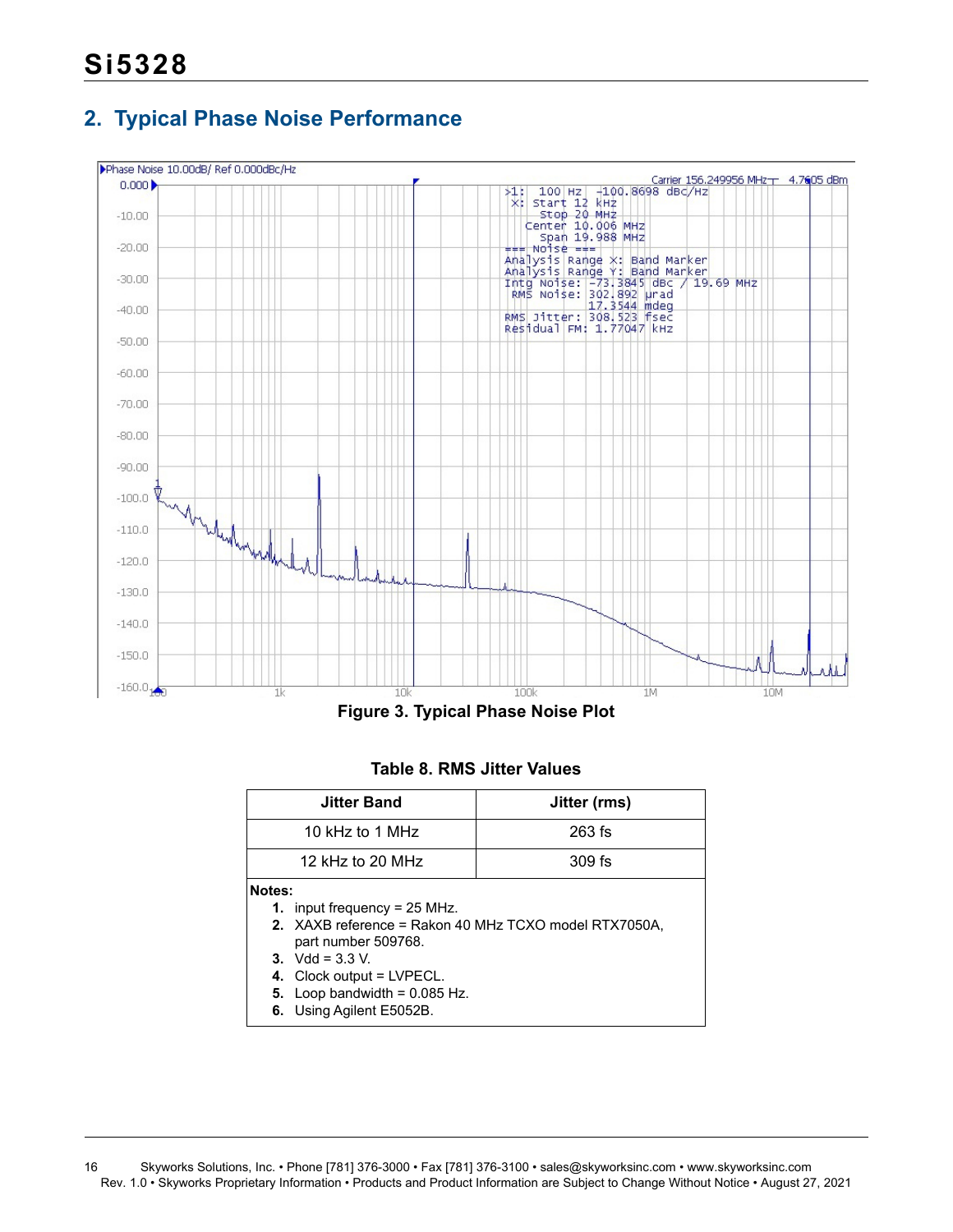## 2. Typical Phase Noise Performance

Figure 3. Typical Phase Noise Plot

**Table 8. RMS Jitter Values**

| Jitter Band | Jitter (rms) |
|---|---|
| 10 kHz to 1 MHz | 263 fs |
| 12 kHz to 20 MHz | 309 fs |

**Notes:**

1. input frequency = 25 MHz.
2. XAXB reference = Rakon 40 MHz TCXO model RTX7050A, part number 509768.
3. Vdd = 3.3 V.
4. Clock output = LVPECL.
5. Loop bandwidth = 0.085 Hz.
6. Using Agilent E5052B.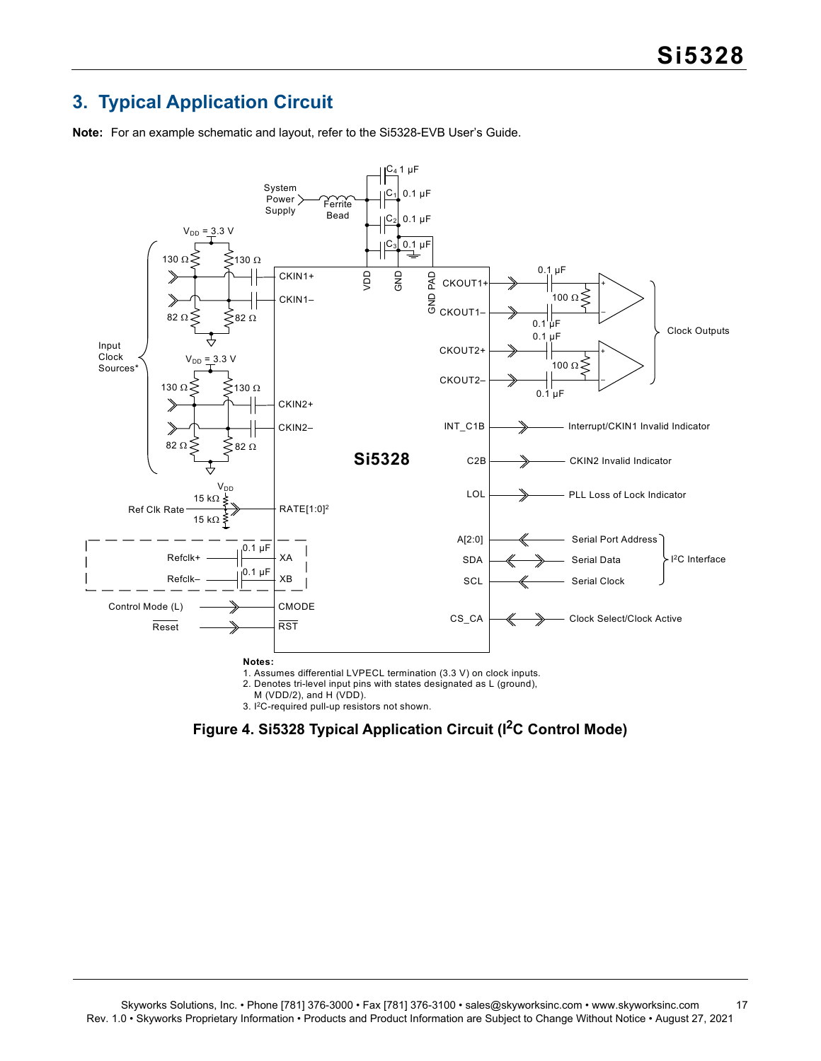## 3. Typical Application Circuit

**Note:** For an example schematic and layout, refer to the Si5328-EVB User's Guide.

**Notes:**
1. Assumes differential LVPECL termination (3.3 V) on clock inputs.
2. Denotes tri-level input pins with states designated as L (ground), M (VDD/2), and H (VDD).
3. I[2]C-required pull-up resistors not shown.

**Figure 4. Si5328 Typical Application Circuit (I$^2$C Control Mode)**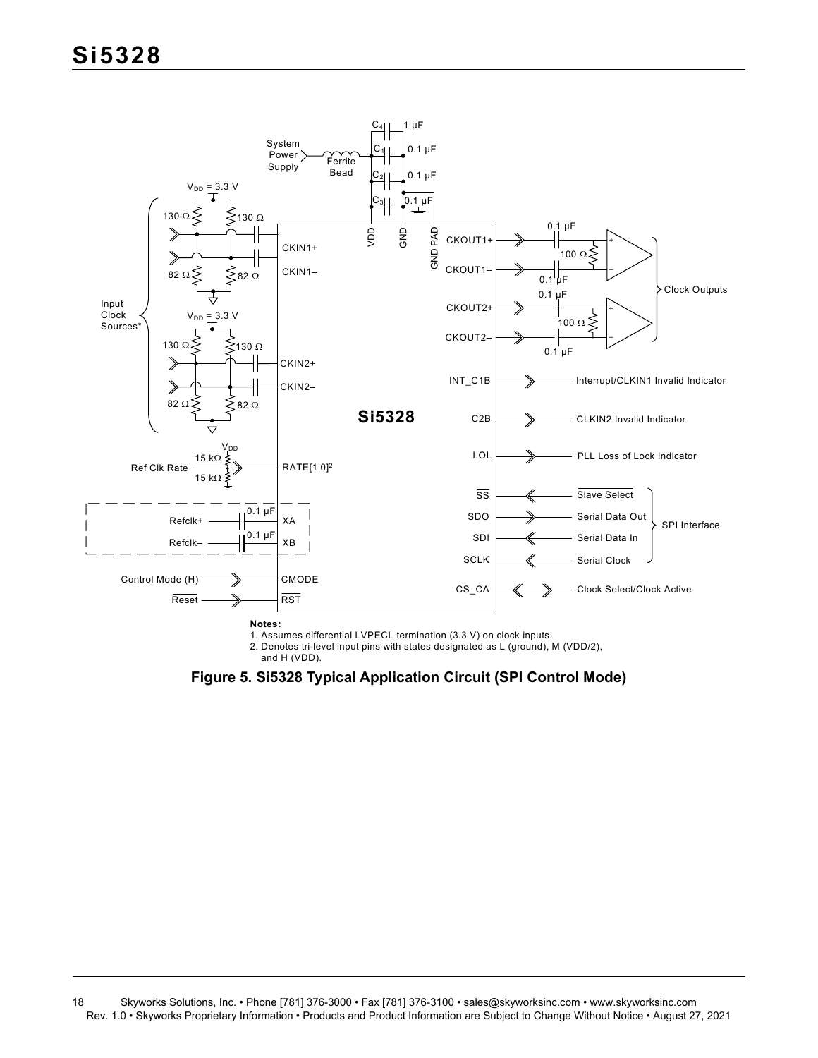**Notes:**

1. Assumes differential LVPECL termination (3.3 V) on clock inputs.
2. Denotes tri-level input pins with states designated as L (ground), M (VDD/2), and H (VDD).

**Figure 5. Si5328 Typical Application Circuit (SPI Control Mode)**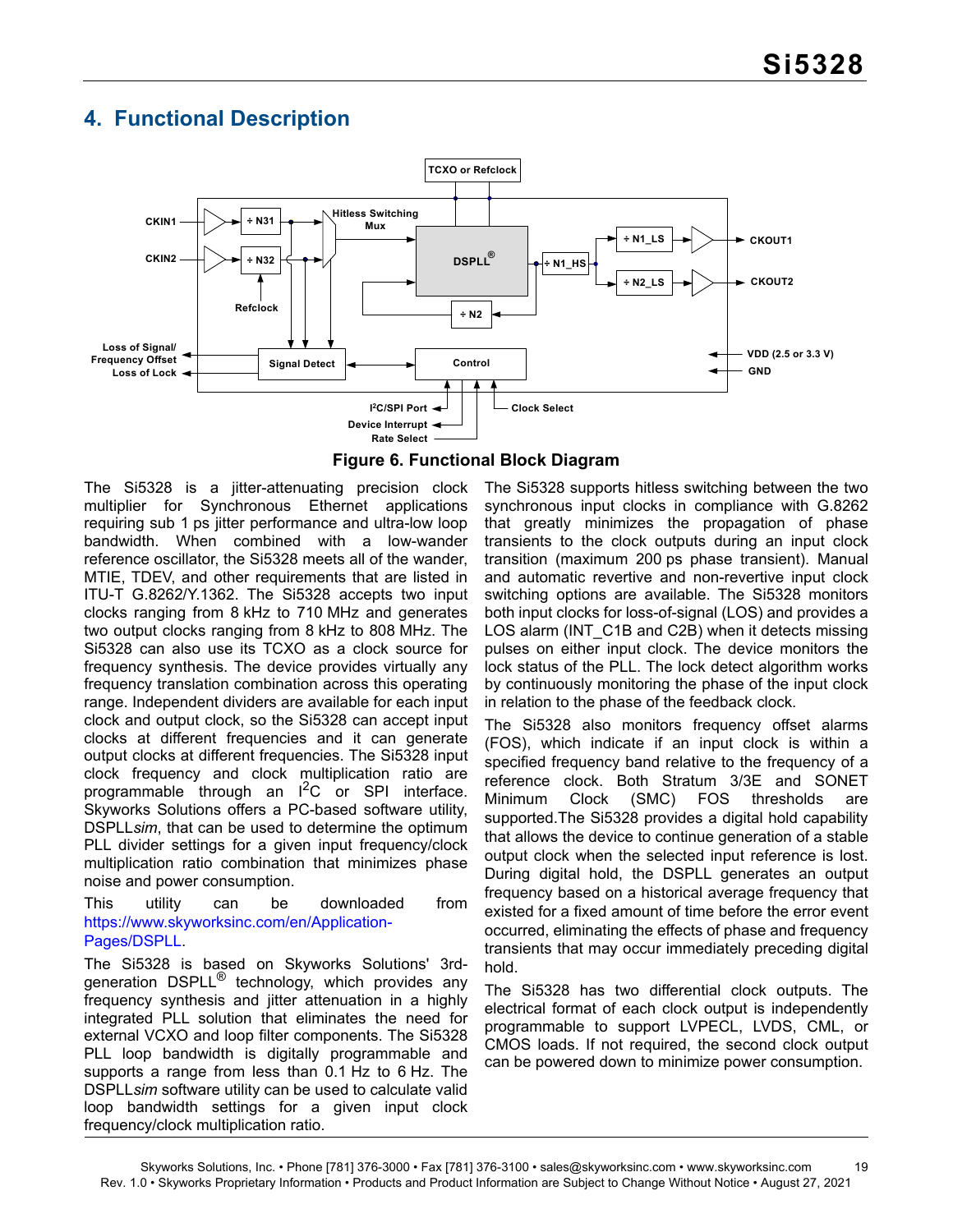## 4. Functional Description

**Figure 6. Functional Block Diagram**

The Si5328 is a jitter-attenuating precision clock multiplier for Synchronous Ethernet applications requiring sub 1 ps jitter performance and ultra-low loop bandwidth. When combined with a low-wander reference oscillator, the Si5328 meets all of the wander, MTIE, TDEV, and other requirements that are listed in ITU-T G.8262/Y.1362. The Si5328 accepts two input clocks ranging from 8 kHz to 710 MHz and generates two output clocks ranging from 8 kHz to 808 MHz. The Si5328 can also use its TCXO as a clock source for frequency synthesis. The device provides virtually any frequency translation combination across this operating range. Independent dividers are available for each input clock and output clock, so the Si5328 can accept input clocks at different frequencies and it can generate output clocks at different frequencies. The Si5328 input clock frequency and clock multiplication ratio are programmable through an $I^2C$ or SPI interface. Skyworks Solutions offers a PC-based software utility, DSPLL*sim*, that can be used to determine the optimum PLL divider settings for a given input frequency/clock multiplication ratio combination that minimizes phase noise and power consumption.

This utility can be downloaded from https://www.skyworksinc.com/en/Application-Pages/DSPLL.

The Si5328 is based on Skyworks Solutions' 3rd-generation DSPLL® technology, which provides any frequency synthesis and jitter attenuation in a highly integrated PLL solution that eliminates the need for external VCXO and loop filter components. The Si5328 PLL loop bandwidth is digitally programmable and supports a range from less than 0.1 Hz to 6 Hz. The DSPLL*sim* software utility can be used to calculate valid loop bandwidth settings for a given input clock frequency/clock multiplication ratio.

The Si5328 supports hitless switching between the two synchronous input clocks in compliance with G.8262 that greatly minimizes the propagation of phase transients to the clock outputs during an input clock transition (maximum 200 ps phase transient). Manual and automatic revertive and non-revertive input clock switching options are available. The Si5328 monitors both input clocks for loss-of-signal (LOS) and provides a LOS alarm (INT_C1B and C2B) when it detects missing pulses on either input clock. The device monitors the lock status of the PLL. The lock detect algorithm works by continuously monitoring the phase of the input clock in relation to the phase of the feedback clock.

The Si5328 also monitors frequency offset alarms (FOS), which indicate if an input clock is within a specified frequency band relative to the frequency of a reference clock. Both Stratum 3/3E and SONET Minimum Clock (SMC) FOS thresholds are supported.The Si5328 provides a digital hold capability that allows the device to continue generation of a stable output clock when the selected input reference is lost. During digital hold, the DSPLL generates an output frequency based on a historical average frequency that existed for a fixed amount of time before the error event occurred, eliminating the effects of phase and frequency transients that may occur immediately preceding digital hold.

The Si5328 has two differential clock outputs. The electrical format of each clock output is independently programmable to support LVPECL, LVDS, CML, or CMOS loads. If not required, the second clock output can be powered down to minimize power consumption.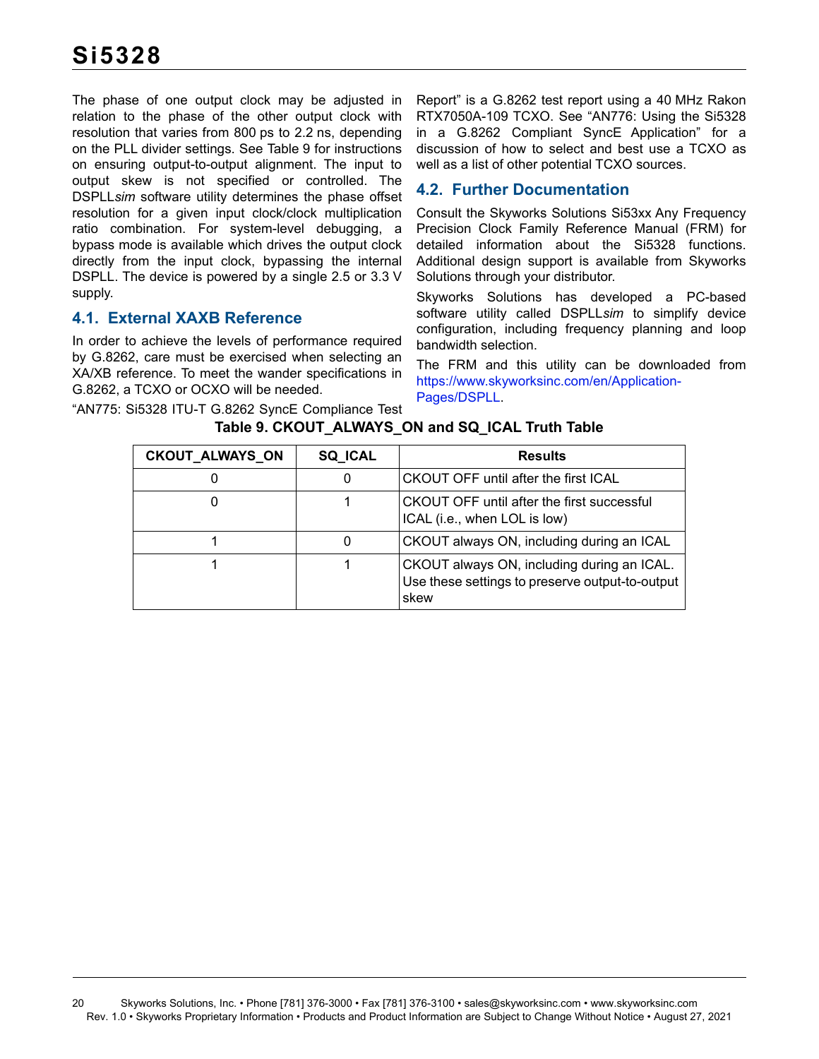The phase of one output clock may be adjusted in relation to the phase of the other output clock with resolution that varies from 800 ps to 2.2 ns, depending on the PLL divider settings. See Table 9 for instructions on ensuring output-to-output alignment. The input to output skew is not specified or controlled. The DSPLL*sim* software utility determines the phase offset resolution for a given input clock/clock multiplication ratio combination. For system-level debugging, a bypass mode is available which drives the output clock directly from the input clock, bypassing the internal DSPLL. The device is powered by a single 2.5 or 3.3 V supply.

## 4.1. External XAXB Reference

In order to achieve the levels of performance required by G.8262, care must be exercised when selecting an XA/XB reference. To meet the wander specifications in G.8262, a TCXO or OCXO will be needed.

"AN775: Si5328 ITU-T G.8262 SyncE Compliance Test Report" is a G.8262 test report using a 40 MHz Rakon RTX7050A-109 TCXO. See "AN776: Using the Si5328 in a G.8262 Compliant SyncE Application" for a discussion of how to select and best use a TCXO as well as a list of other potential TCXO sources.

## 4.2. Further Documentation

Consult the Skyworks Solutions Si53xx Any Frequency Precision Clock Family Reference Manual (FRM) for detailed information about the Si5328 functions. Additional design support is available from Skyworks Solutions through your distributor.

Skyworks Solutions has developed a PC-based software utility called DSPLL*sim* to simplify device configuration, including frequency planning and loop bandwidth selection.

The FRM and this utility can be downloaded from https://www.skyworksinc.com/en/Application-Pages/DSPLL.

**Table 9. CKOUT_ALWAYS_ON and SQ_ICAL Truth Table**

| CKOUT_ALWAYS_ON | SQ_ICAL | Results |
|---|---|---|
| 0 | 0 | CKOUT OFF until after the first ICAL |
| 0 | 1 | CKOUT OFF until after the first successful ICAL (i.e., when LOL is low) |
| 1 | 0 | CKOUT always ON, including during an ICAL |
| 1 | 1 | CKOUT always ON, including during an ICAL. Use these settings to preserve output-to-output skew |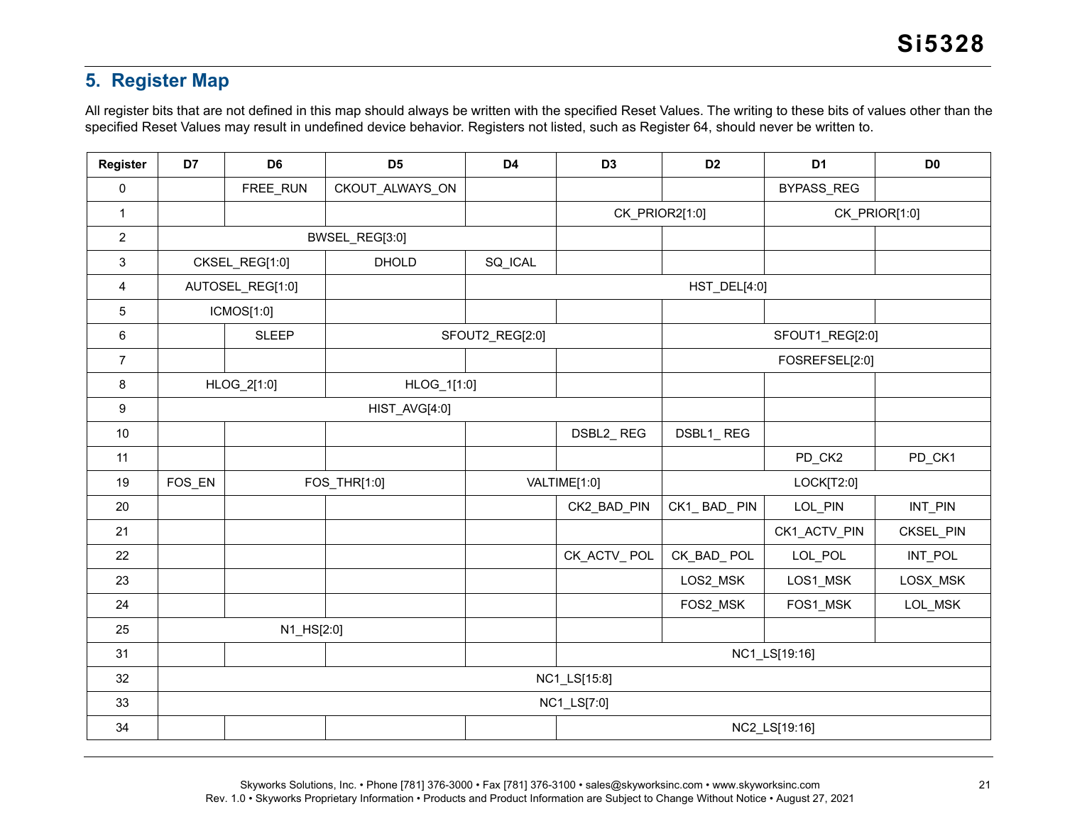## 5. Register Map

All register bits that are not defined in this map should always be written with the specified Reset Values. The writing to these bits of values other than the specified Reset Values may result in undefined device behavior. Registers not listed, such as Register 64, should never be written to.

| Register | D7 | D6 | D5 | D4 | D3 | D2 | D1 | D0 |
|---|---|---|---|---|---|---|---|---|
| 0 | | FREE_RUN | CKOUT_ALWAYS_ON | | | | BYPASS_REG | |
| 1 | | | | | CK_PRIOR2[1:0] | | CK_PRIOR[1:0] | |
| 2 | BWSEL_REG[3:0] | | | | | | | |
| 3 | CKSEL_REG[1:0] | | DHOLD | SQ_ICAL | | | | |
| 4 | AUTOSEL_REG[1:0] | | | HST_DEL[4:0] | | | | |
| 5 | ICMOS[1:0] | | | | | | | |
| 6 | | SLEEP | SFOUT2_REG[2:0] | | | SFOUT1_REG[2:0] | | |
| 7 | | | | | | FOSREFSEL[2:0] | | |
| 8 | HLOG_2[1:0] | | HLOG_1[1:0] | | | | | |
| 9 | HIST_AVG[4:0] | | | | | | | |
| 10 | | | | | DSBL2_ REG | DSBL1_ REG | | |
| 11 | | | | | | | PD_CK2 | PD_CK1 |
| 19 | FOS_EN | FOS_THR[1:0] | | VALTIME[1:0] | | LOCK[T2:0] | | |
| 20 | | | | | CK2_BAD_PIN | CK1_ BAD_ PIN | LOL_PIN | INT_PIN |
| 21 | | | | | | | CK1_ACTV_PIN | CKSEL_PIN |
| 22 | | | | | CK_ACTV_ POL | CK_BAD_ POL | LOL_POL | INT_POL |
| 23 | | | | | | LOS2_MSK | LOS1_MSK | LOSX_MSK |
| 24 | | | | | | FOS2_MSK | FOS1_MSK | LOL_MSK |
| 25 | N1_HS[2:0] | | | | | | | |
| 31 | | | | | NC1_LS[19:16] | | | |
| 32 | NC1_LS[15:8] | | | | | | | |
| 33 | NC1_LS[7:0] | | | | | | | |
| 34 | | | | | NC2_LS[19:16] | | | |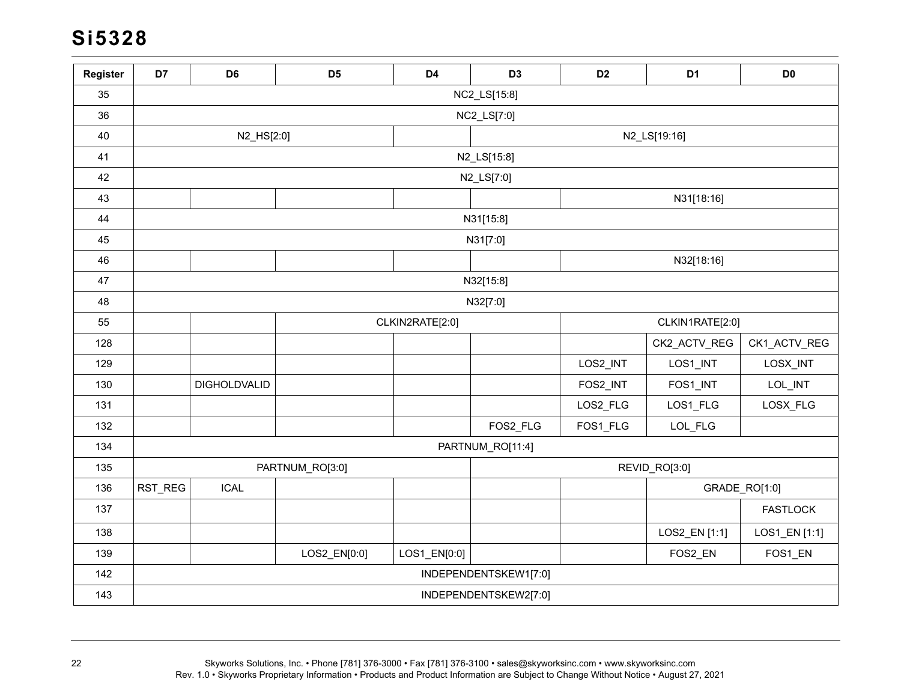| Register | D7 | D6 | D5 | D4 | D3 | D2 | D1 | D0 |
|---|---|---|---|---|---|---|---|---|
| 35 | NC2_LS[15:8] | | | | | | | |
| 36 | NC2_LS[7:0] | | | | | | | |
| 40 | N2_HS[2:0] | | | | N2_LS[19:16] | | | |
| 41 | N2_LS[15:8] | | | | | | | |
| 42 | N2_LS[7:0] | | | | | | | |
| 43 | | | | | | N31[18:16] | | |
| 44 | N31[15:8] | | | | | | | |
| 45 | N31[7:0] | | | | | | | |
| 46 | | | | | | N32[18:16] | | |
| 47 | N32[15:8] | | | | | | | |
| 48 | N32[7:0] | | | | | | | |
| 55 | | | CLKIN2RATE[2:0] | | | CLKIN1RATE[2:0] | | |
| 128 | | | | | | | CK2_ACTV_REG | CK1_ACTV_REG |
| 129 | | | | | | LOS2_INT | LOS1_INT | LOSX_INT |
| 130 | | DIGHOLDVALID | | | | FOS2_INT | FOS1_INT | LOL_INT |
| 131 | | | | | | LOS2_FLG | LOS1_FLG | LOSX_FLG |
| 132 | | | | | FOS2_FLG | FOS1_FLG | LOL_FLG | |
| 134 | PARTNUM_RO[11:4] | | | | | | | |
| 135 | PARTNUM_RO[3:0] | | | | REVID_RO[3:0] | | | |
| 136 | RST_REG | ICAL | | | | | GRADE_RO[1:0] | |
| 137 | | | | | | | | FASTLOCK |
| 138 | | | | | | | LOS2_EN [1:1] | LOS1_EN [1:1] |
| 139 | | | LOS2_EN[0:0] | LOS1_EN[0:0] | | | FOS2_EN | FOS1_EN |
| 142 | INDEPENDENTSKEW1[7:0] | | | | | | | |
| 143 | INDEPENDENTSKEW2[7:0] | | | | | | | |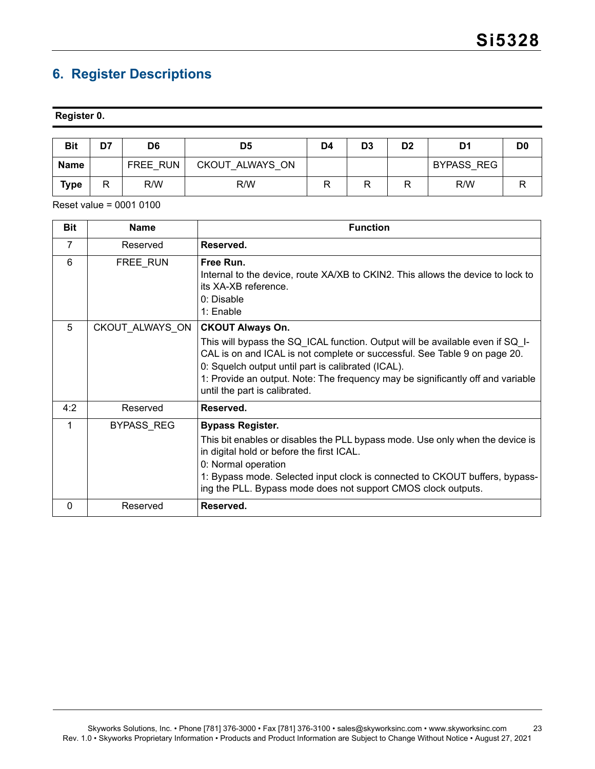# 6. Register Descriptions

**Register 0.**

| Bit | D7 | D6 | D5 | D4 | D3 | D2 | D1 | D0 |
|---|---|---|---|---|---|---|---|---|
| Name | | FREE_RUN | CKOUT_ALWAYS_ON | | | | BYPASS_REG | |
| Type | R | R/W | R/W | R | R | R | R/W | R |

Reset value = 0001 0100

| Bit | Name | Function |
|---|---|---|
| 7 | Reserved | **Reserved.** |
| 6 | FREE_RUN | **Free Run.**<br>Internal to the device, route XA/XB to CKIN2. This allows the device to lock to its XA-XB reference.<br>0: Disable<br>1: Enable |
| 5 | CKOUT_ALWAYS_ON | **CKOUT Always On.**<br>This will bypass the SQ_ICAL function. Output will be available even if SQ_I-CAL is on and ICAL is not complete or successful. See Table 9 on page 20.<br>0: Squelch output until part is calibrated (ICAL).<br>1: Provide an output. Note: The frequency may be significantly off and variable until the part is calibrated. |
| 4:2 | Reserved | **Reserved.** |
| 1 | BYPASS_REG | **Bypass Register.**<br>This bit enables or disables the PLL bypass mode. Use only when the device is in digital hold or before the first ICAL.<br>0: Normal operation<br>1: Bypass mode. Selected input clock is connected to CKOUT buffers, bypassing the PLL. Bypass mode does not support CMOS clock outputs. |
| 0 | Reserved | **Reserved.** |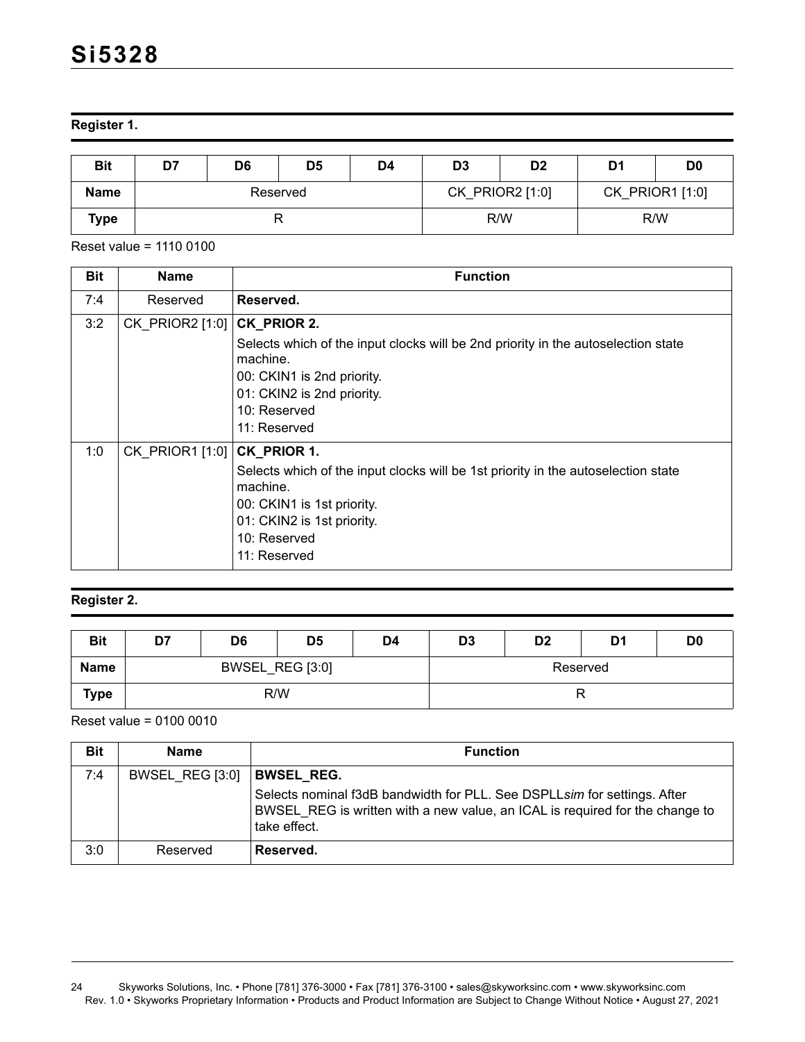**Register 1.**

| Bit | D7 | D6 | D5 | D4 | D3 | D2 | D1 | D0 |
|---|---|---|---|---|---|---|---|---|
| Name | Reserved | | | | CK_PRIOR2 [1:0] | | CK_PRIOR1 [1:0] | |
| Type | R | | | | R/W | | R/W | |

Reset value = 1110 0100

| Bit | Name | Function |
|---|---|---|
| 7:4 | Reserved | **Reserved.** |
| 3:2 | CK_PRIOR2 [1:0] | **CK_PRIOR 2.**<br>Selects which of the input clocks will be 2nd priority in the autoselection state machine.<br>00: CKIN1 is 2nd priority.<br>01: CKIN2 is 2nd priority.<br>10: Reserved<br>11: Reserved |
| 1:0 | CK_PRIOR1 [1:0] | **CK_PRIOR 1.**<br>Selects which of the input clocks will be 1st priority in the autoselection state machine.<br>00: CKIN1 is 1st priority.<br>01: CKIN2 is 1st priority.<br>10: Reserved<br>11: Reserved |

**Register 2.**

| Bit | D7 | D6 | D5 | D4 | D3 | D2 | D1 | D0 |
|---|---|---|---|---|---|---|---|---|
| Name | BWSEL_REG [3:0] | | | | Reserved | | | |
| Type | R/W | | | | R | | | |

Reset value = 0100 0010

| Bit | Name | Function |
|---|---|---|
| 7:4 | BWSEL_REG [3:0] | **BWSEL_REG.**<br>Selects nominal f3dB bandwidth for PLL. See DSPLL*sim* for settings. After BWSEL_REG is written with a new value, an ICAL is required for the change to take effect. |
| 3:0 | Reserved | **Reserved.** |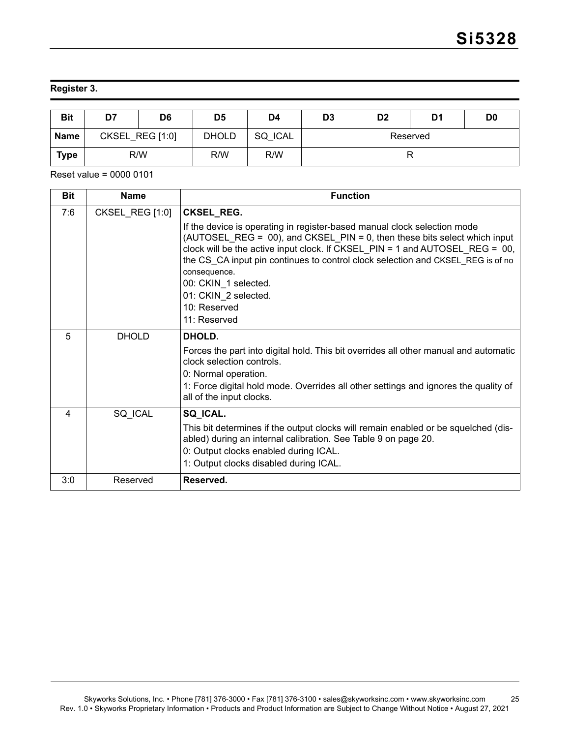## Register 3.

| Bit | D7 | D6 | D5 | D4 | D3 | D2 | D1 | D0 |
|---|---|---|---|---|---|---|---|---|
| Name | CKSEL_REG [1:0] | | DHOLD | SQ_ICAL | Reserved | | | |
| Type | R/W | | R/W | R/W | R | | | |

Reset value = 0000 0101

| Bit | Name | Function |
|---|---|---|
| 7:6 | CKSEL_REG [1:0] | **CKSEL_REG.**<br>If the device is operating in register-based manual clock selection mode (AUTOSEL_REG = 00), and CKSEL_PIN = 0, then these bits select which input clock will be the active input clock. If CKSEL_PIN = 1 and AUTOSEL_REG = 00, the CS_CA input pin continues to control clock selection and CKSEL_REG is of no consequence.<br>00: CKIN_1 selected.<br>01: CKIN_2 selected.<br>10: Reserved<br>11: Reserved |
| 5 | DHOLD | **DHOLD.**<br>Forces the part into digital hold. This bit overrides all other manual and automatic clock selection controls.<br>0: Normal operation.<br>1: Force digital hold mode. Overrides all other settings and ignores the quality of all of the input clocks. |
| 4 | SQ_ICAL | **SQ_ICAL.**<br>This bit determines if the output clocks will remain enabled or be squelched (disabled) during an internal calibration. See Table 9 on page 20.<br>0: Output clocks enabled during ICAL.<br>1: Output clocks disabled during ICAL. |
| 3:0 | Reserved | **Reserved.** |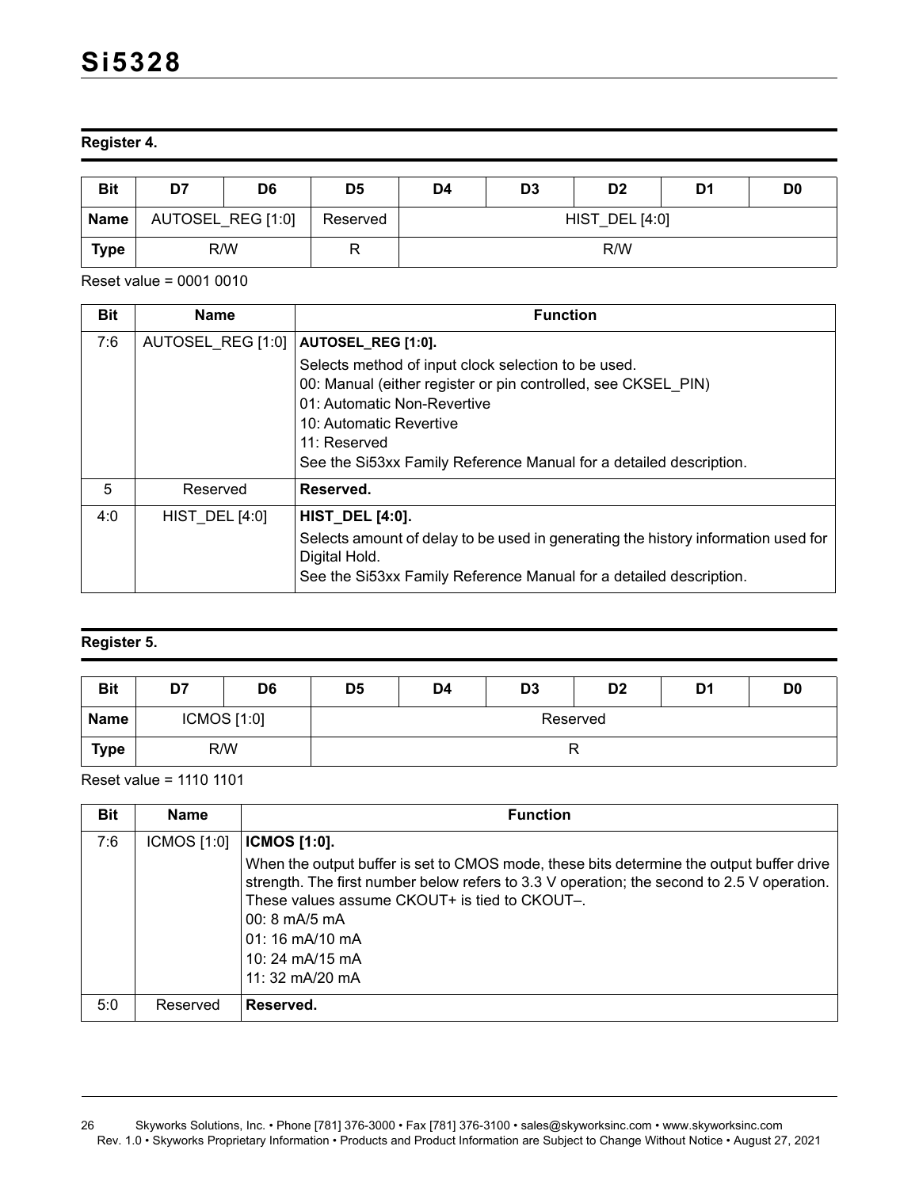### Register 4.

| Bit | D7 | D6 | D5 | D4 | D3 | D2 | D1 | D0 |
|---|---|---|---|---|---|---|---|---|
| Name | AUTOSEL_REG [1:0] | | Reserved | HIST_DEL [4:0] | | | | |
| Type | R/W | | R | R/W | | | | |

Reset value = 0001 0010

| Bit | Name | Function |
|---|---|---|
| 7:6 | AUTOSEL_REG [1:0] | **AUTOSEL_REG [1:0].**<br>Selects method of input clock selection to be used.<br>00: Manual (either register or pin controlled, see CKSEL_PIN)<br>01: Automatic Non-Revertive<br>10: Automatic Revertive<br>11: Reserved<br>See the Si53xx Family Reference Manual for a detailed description. |
| 5 | Reserved | **Reserved.** |
| 4:0 | HIST_DEL [4:0] | **HIST_DEL [4:0].**<br>Selects amount of delay to be used in generating the history information used for Digital Hold.<br>See the Si53xx Family Reference Manual for a detailed description. |

### Register 5.

| Bit | D7 | D6 | D5 | D4 | D3 | D2 | D1 | D0 |
|---|---|---|---|---|---|---|---|---|
| Name | ICMOS [1:0] | | Reserved | | | | | |
| Type | R/W | | R | | | | | |

Reset value = 1110 1101

| Bit | Name | Function |
|---|---|---|
| 7:6 | ICMOS [1:0] | **ICMOS [1:0].**<br>When the output buffer is set to CMOS mode, these bits determine the output buffer drive strength. The first number below refers to 3.3 V operation; the second to 2.5 V operation. These values assume CKOUT+ is tied to CKOUT–.<br>00: 8 mA/5 mA<br>01: 16 mA/10 mA<br>10: 24 mA/15 mA<br>11: 32 mA/20 mA |
| 5:0 | Reserved | **Reserved.** |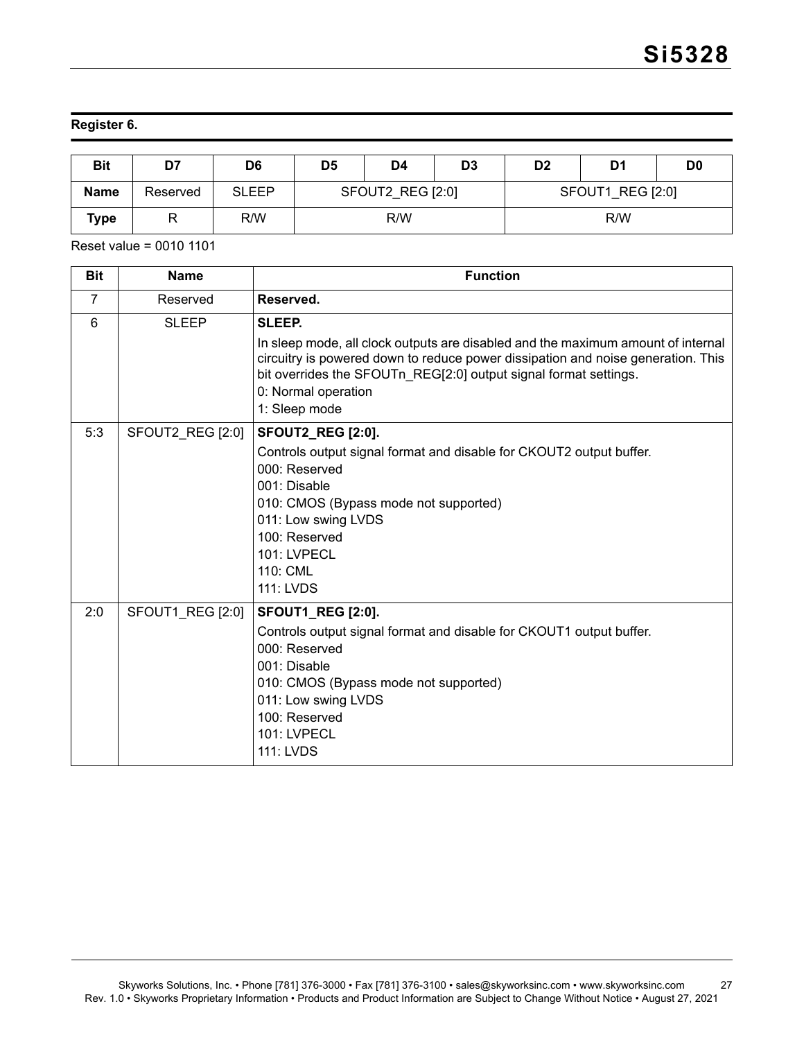**Register 6.**

| Bit | D7 | D6 | D5 | D4 | D3 | D2 | D1 | D0 |
|---|---|---|---|---|---|---|---|---|
| **Name** | Reserved | SLEEP | SFOUT2_REG [2:0] | | | SFOUT1_REG [2:0] | | |
| **Type** | R | R/W | R/W | | | R/W | | |

Reset value = 0010 1101

| Bit | Name | Function |
|---|---|---|
| 7 | Reserved | **Reserved.** |
| 6 | SLEEP | **SLEEP.**<br>In sleep mode, all clock outputs are disabled and the maximum amount of internal circuitry is powered down to reduce power dissipation and noise generation. This bit overrides the SFOUTn_REG[2:0] output signal format settings.<br>0: Normal operation<br>1: Sleep mode |
| 5:3 | SFOUT2_REG [2:0] | **SFOUT2_REG [2:0].**<br>Controls output signal format and disable for CKOUT2 output buffer.<br>000: Reserved<br>001: Disable<br>010: CMOS (Bypass mode not supported)<br>011: Low swing LVDS<br>100: Reserved<br>101: LVPECL<br>110: CML<br>111: LVDS |
| 2:0 | SFOUT1_REG [2:0] | **SFOUT1_REG [2:0].**<br>Controls output signal format and disable for CKOUT1 output buffer.<br>000: Reserved<br>001: Disable<br>010: CMOS (Bypass mode not supported)<br>011: Low swing LVDS<br>100: Reserved<br>101: LVPECL<br>111: LVDS |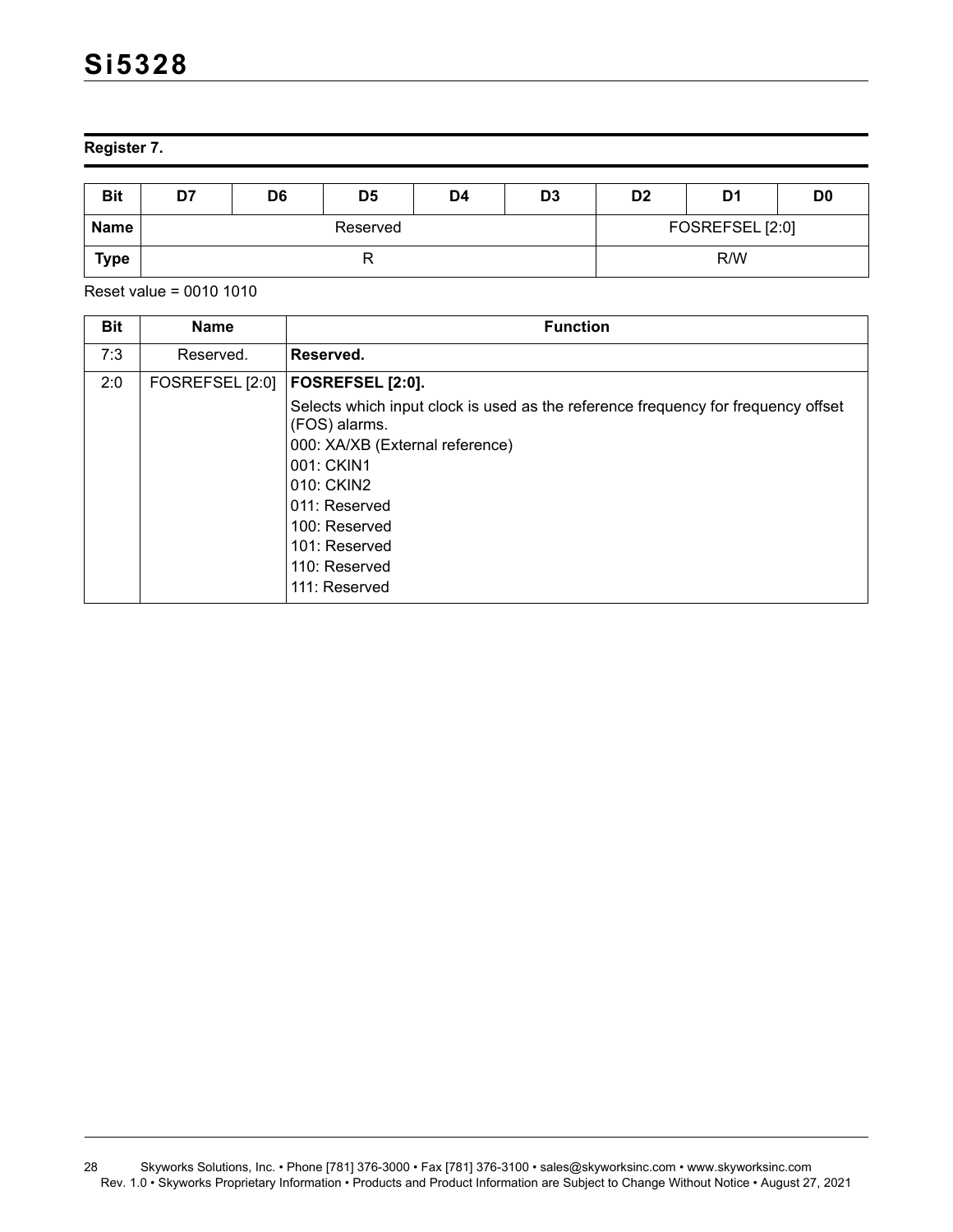## Register 7.

| Bit | D7 | D6 | D5 | D4 | D3 | D2 | D1 | D0 |
|---|---|---|---|---|---|---|---|---|
| Name | Reserved | | | | | FOSREFSEL [2:0] | | |
| Type | R | | | | | R/W | | |

Reset value = 0010 1010

| Bit | Name | Function |
|---|---|---|
| 7:3 | Reserved. | **Reserved.** |
| 2:0 | FOSREFSEL [2:0] | **FOSREFSEL [2:0].**<br>Selects which input clock is used as the reference frequency for frequency offset (FOS) alarms.<br>000: XA/XB (External reference)<br>001: CKIN1<br>010: CKIN2<br>011: Reserved<br>100: Reserved<br>101: Reserved<br>110: Reserved<br>111: Reserved |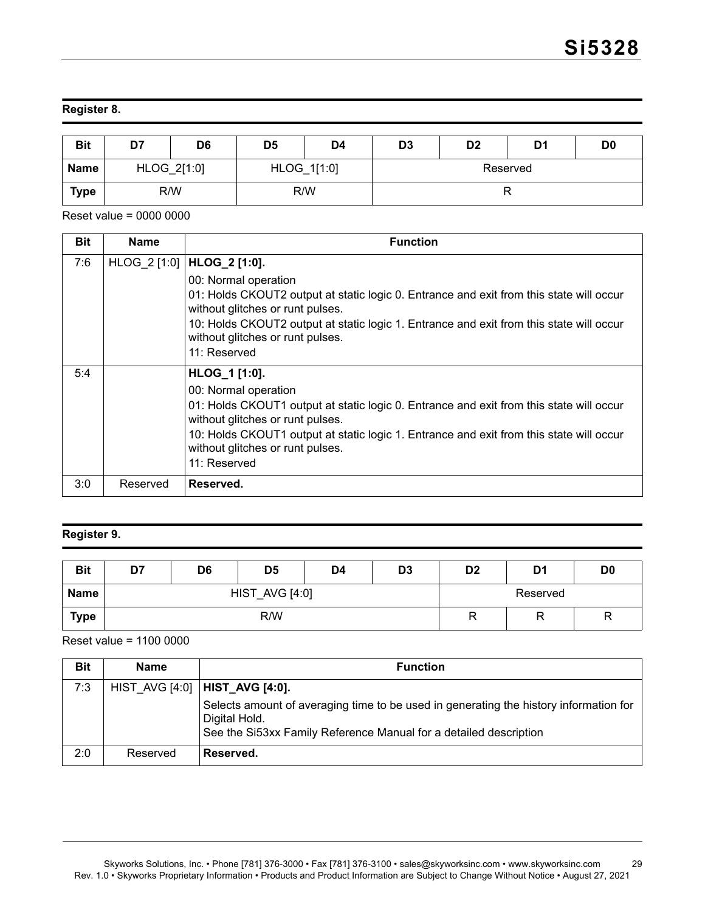### Register 8.

| Bit | D7 | D6 | D5 | D4 | D3 | D2 | D1 | D0 |
|---|---|---|---|---|---|---|---|---|
| Name | HLOG_2[1:0] | | HLOG_1[1:0] | | Reserved | | | |
| Type | R/W | | R/W | | R | | | |

Reset value = 0000 0000

| Bit | Name | Function |
|---|---|---|
| 7:6 | HLOG_2 [1:0] | **HLOG_2 [1:0].**<br>00: Normal operation<br>01: Holds CKOUT2 output at static logic 0. Entrance and exit from this state will occur without glitches or runt pulses.<br>10: Holds CKOUT2 output at static logic 1. Entrance and exit from this state will occur without glitches or runt pulses.<br>11: Reserved |
| 5:4 | | **HLOG_1 [1:0].**<br>00: Normal operation<br>01: Holds CKOUT1 output at static logic 0. Entrance and exit from this state will occur without glitches or runt pulses.<br>10: Holds CKOUT1 output at static logic 1. Entrance and exit from this state will occur without glitches or runt pulses.<br>11: Reserved |
| 3:0 | Reserved | **Reserved.** |

### Register 9.

| Bit | D7 | D6 | D5 | D4 | D3 | D2 | D1 | D0 |
|---|---|---|---|---|---|---|---|---|
| Name | HIST_AVG [4:0] | | | | | Reserved | | |
| Type | R/W | | | | | R | R | R |

Reset value = 1100 0000

| Bit | Name | Function |
|---|---|---|
| 7:3 | HIST_AVG [4:0] | **HIST_AVG [4:0].**<br>Selects amount of averaging time to be used in generating the history information for Digital Hold.<br>See the Si53xx Family Reference Manual for a detailed description |
| 2:0 | Reserved | **Reserved.** |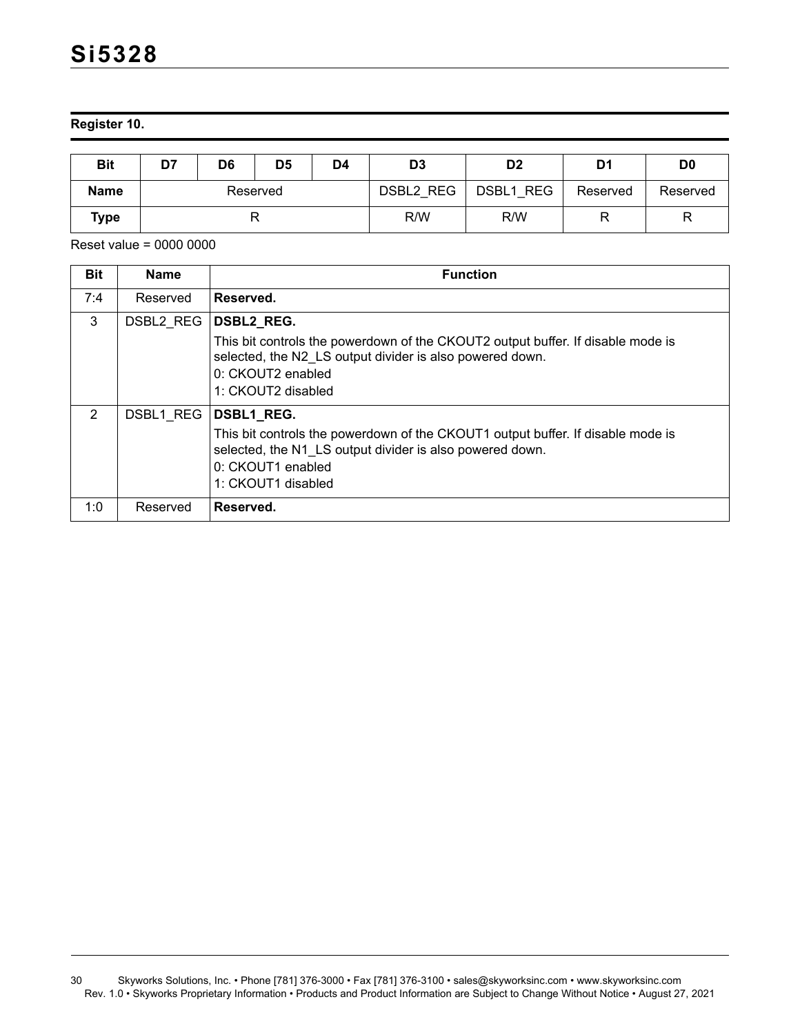## Register 10.

| Bit | D7 | D6 | D5 | D4 | D3 | D2 | D1 | D0 |
|---|---|---|---|---|---|---|---|---|
| Name | Reserved | | | | DSBL2_REG | DSBL1_REG | Reserved | Reserved |
| Type | R | | | | R/W | R/W | R | R |

Reset value = 0000 0000

| Bit | Name | Function |
|---|---|---|
| 7:4 | Reserved | **Reserved.** |
| 3 | DSBL2_REG | **DSBL2_REG.**<br>This bit controls the powerdown of the CKOUT2 output buffer. If disable mode is selected, the N2_LS output divider is also powered down.<br>0: CKOUT2 enabled<br>1: CKOUT2 disabled |
| 2 | DSBL1_REG | **DSBL1_REG.**<br>This bit controls the powerdown of the CKOUT1 output buffer. If disable mode is selected, the N1_LS output divider is also powered down.<br>0: CKOUT1 enabled<br>1: CKOUT1 disabled |
| 1:0 | Reserved | **Reserved.** |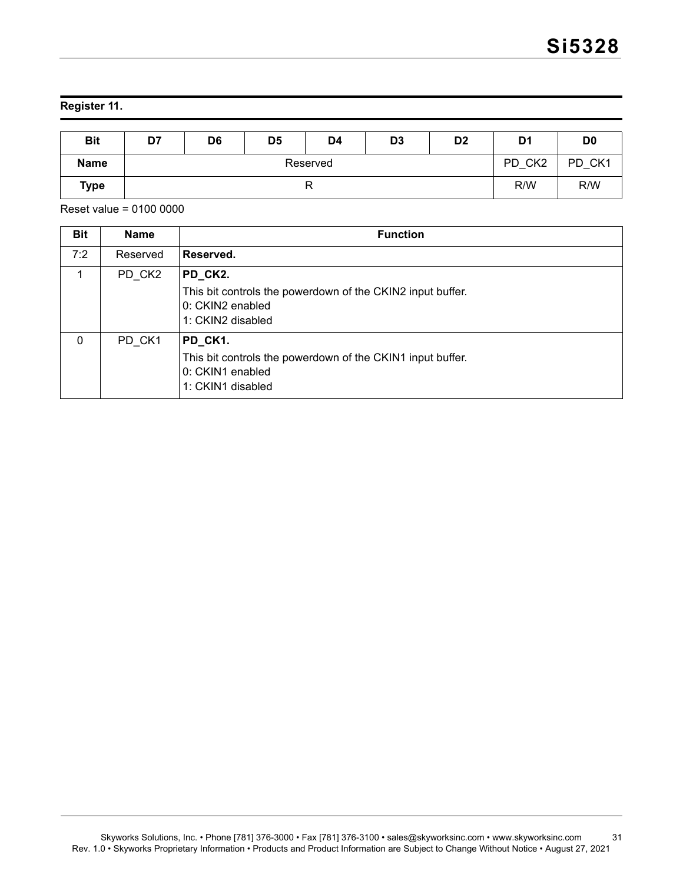**Register 11.**

| Bit | D7 | D6 | D5 | D4 | D3 | D2 | D1 | D0 |
|---|---|---|---|---|---|---|---|---|
| Name | Reserved | | | | | | PD_CK2 | PD_CK1 |
| Type | R | | | | | | R/W | R/W |

Reset value = 0100 0000

| Bit | Name | Function |
|---|---|---|
| 7:2 | Reserved | **Reserved.** |
| 1 | PD_CK2 | **PD_CK2.**<br>This bit controls the powerdown of the CKIN2 input buffer.<br>0: CKIN2 enabled<br>1: CKIN2 disabled |
| 0 | PD_CK1 | **PD_CK1.**<br>This bit controls the powerdown of the CKIN1 input buffer.<br>0: CKIN1 enabled<br>1: CKIN1 disabled |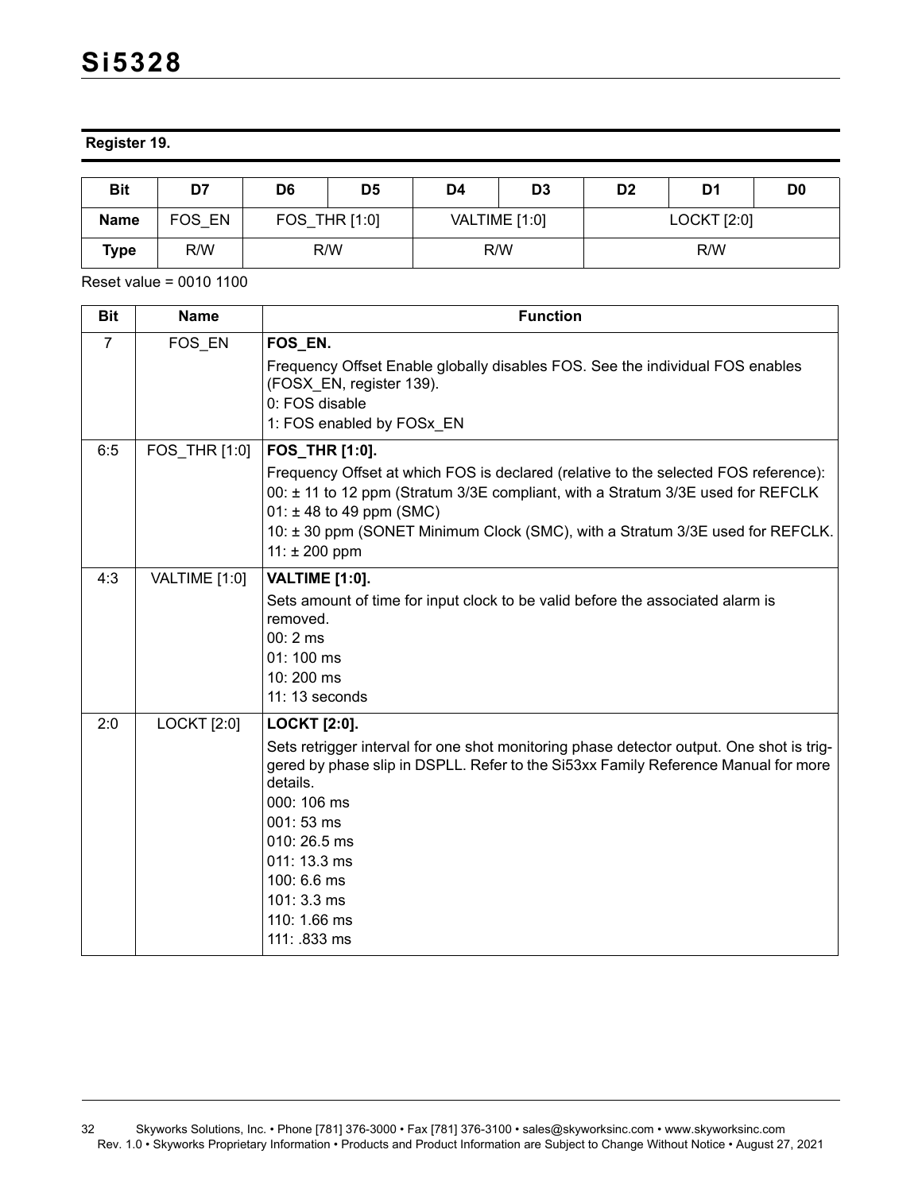**Register 19.**

| Bit | D7 | D6 | D5 | D4 | D3 | D2 | D1 | D0 |
|---|---|---|---|---|---|---|---|---|
| Name | FOS_EN | FOS_THR [1:0] | | VALTIME [1:0] | | LOCKT [2:0] | | |
| Type | R/W | R/W | | R/W | | R/W | | |

Reset value = 0010 1100

| Bit | Name | Function |
|---|---|---|
| 7 | FOS_EN | **FOS_EN.**<br>Frequency Offset Enable globally disables FOS. See the individual FOS enables (FOSX_EN, register 139).<br>0: FOS disable<br>1: FOS enabled by FOSx_EN |
| 6:5 | FOS_THR [1:0] | **FOS_THR [1:0].**<br>Frequency Offset at which FOS is declared (relative to the selected FOS reference):<br>00: ± 11 to 12 ppm (Stratum 3/3E compliant, with a Stratum 3/3E used for REFCLK<br>01: ± 48 to 49 ppm (SMC)<br>10: ± 30 ppm (SONET Minimum Clock (SMC), with a Stratum 3/3E used for REFCLK.<br>11: ± 200 ppm |
| 4:3 | VALTIME [1:0] | **VALTIME [1:0].**<br>Sets amount of time for input clock to be valid before the associated alarm is removed.<br>00: 2 ms<br>01: 100 ms<br>10: 200 ms<br>11: 13 seconds |
| 2:0 | LOCKT [2:0] | **LOCKT [2:0].**<br>Sets retrigger interval for one shot monitoring phase detector output. One shot is triggered by phase slip in DSPLL. Refer to the Si53xx Family Reference Manual for more details.<br>000: 106 ms<br>001: 53 ms<br>010: 26.5 ms<br>011: 13.3 ms<br>100: 6.6 ms<br>101: 3.3 ms<br>110: 1.66 ms<br>111: .833 ms |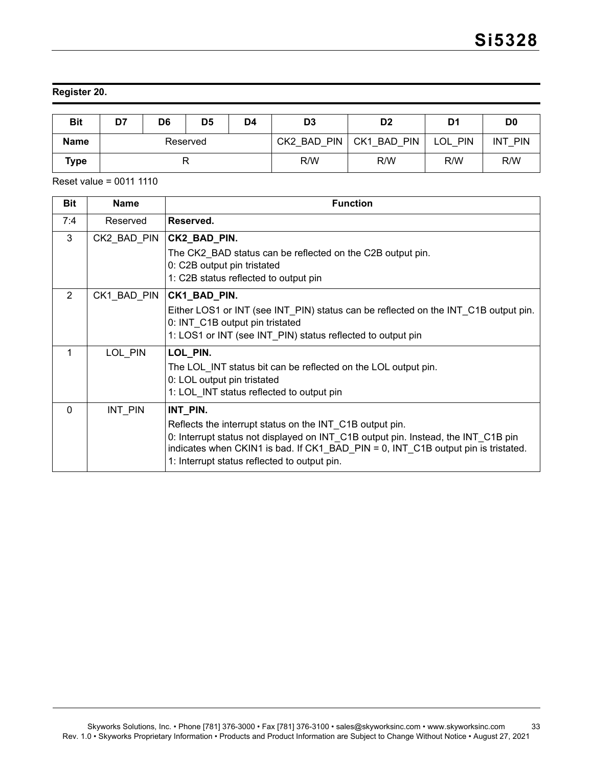**Register 20.**

| Bit | D7 | D6 | D5 | D4 | D3 | D2 | D1 | D0 |
|---|---|---|---|---|---|---|---|---|
| Name | Reserved | | | | CK2_BAD_PIN | CK1_BAD_PIN | LOL_PIN | INT_PIN |
| Type | R | | | | R/W | R/W | R/W | R/W |

Reset value = 0011 1110

| Bit | Name | Function |
|---|---|---|
| 7:4 | Reserved | **Reserved.** |
| 3 | CK2_BAD_PIN | **CK2_BAD_PIN.**<br>The CK2_BAD status can be reflected on the C2B output pin.<br>0: C2B output pin tristated<br>1: C2B status reflected to output pin |
| 2 | CK1_BAD_PIN | **CK1_BAD_PIN.**<br>Either LOS1 or INT (see INT_PIN) status can be reflected on the INT_C1B output pin.<br>0: INT_C1B output pin tristated<br>1: LOS1 or INT (see INT_PIN) status reflected to output pin |
| 1 | LOL_PIN | **LOL_PIN.**<br>The LOL_INT status bit can be reflected on the LOL output pin.<br>0: LOL output pin tristated<br>1: LOL_INT status reflected to output pin |
| 0 | INT_PIN | **INT_PIN.**<br>Reflects the interrupt status on the INT_C1B output pin.<br>0: Interrupt status not displayed on INT_C1B output pin. Instead, the INT_C1B pin indicates when CKIN1 is bad. If CK1_BAD_PIN = 0, INT_C1B output pin is tristated.<br>1: Interrupt status reflected to output pin. |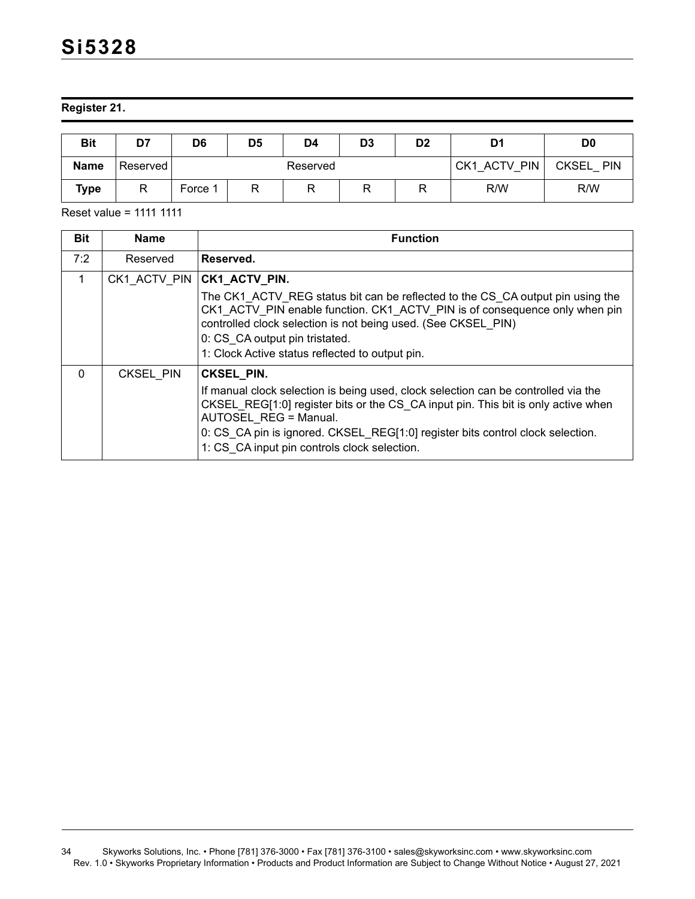**Register 21.**

| Bit | D7 | D6 | D5 | D4 | D3 | D2 | D1 | D0 |
|---|---|---|---|---|---|---|---|---|
| Name | Reserved | Reserved | | | | | CK1_ACTV_PIN | CKSEL_ PIN |
| Type | R | Force 1 | R | R | R | R | R/W | R/W |

Reset value = 1111 1111

| Bit | Name | Function |
|---|---|---|
| 7:2 | Reserved | **Reserved.** |
| 1 | CK1_ACTV_PIN | **CK1_ACTV_PIN.**<br>The CK1_ACTV_REG status bit can be reflected to the CS_CA output pin using the CK1_ACTV_PIN enable function. CK1_ACTV_PIN is of consequence only when pin controlled clock selection is not being used. (See CKSEL_PIN)<br>0: CS_CA output pin tristated.<br>1: Clock Active status reflected to output pin. |
| 0 | CKSEL_PIN | **CKSEL_PIN.**<br>If manual clock selection is being used, clock selection can be controlled via the CKSEL_REG[1:0] register bits or the CS_CA input pin. This bit is only active when AUTOSEL_REG = Manual.<br>0: CS_CA pin is ignored. CKSEL_REG[1:0] register bits control clock selection.<br>1: CS_CA input pin controls clock selection. |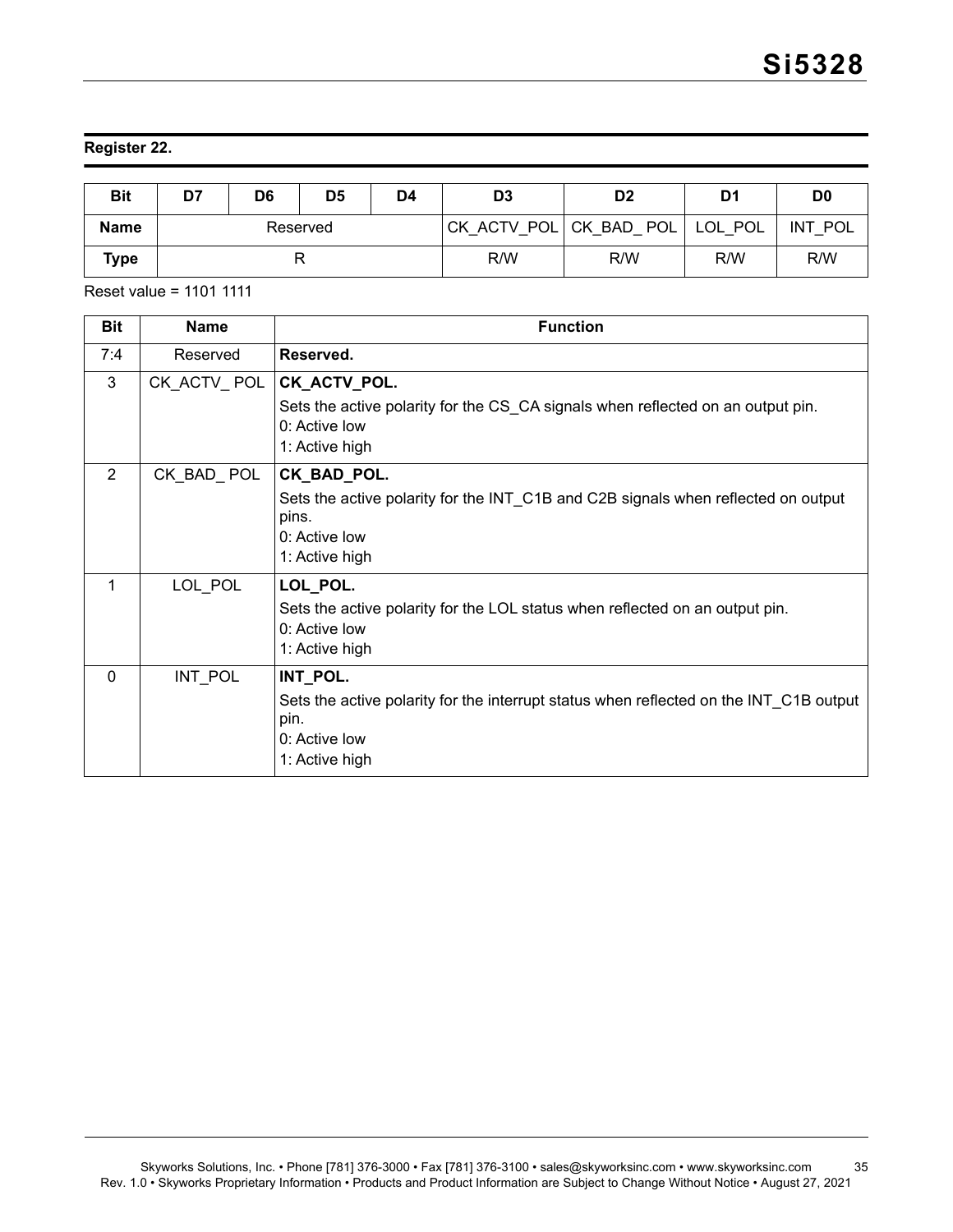**Register 22.**

| Bit | D7 | D6 | D5 | D4 | D3 | D2 | D1 | D0 |
|---|---|---|---|---|---|---|---|---|
| Name | Reserved | | | | CK_ACTV_POL | CK_BAD_ POL | LOL_POL | INT_POL |
| Type | R | | | | R/W | R/W | R/W | R/W |

Reset value = 1101 1111

| Bit | Name | Function |
|---|---|---|
| 7:4 | Reserved | **Reserved.** |
| 3 | CK_ACTV_ POL | **CK_ACTV_POL.**<br>Sets the active polarity for the CS_CA signals when reflected on an output pin.<br>0: Active low<br>1: Active high |
| 2 | CK_BAD_ POL | **CK_BAD_POL.**<br>Sets the active polarity for the INT_C1B and C2B signals when reflected on output pins.<br>0: Active low<br>1: Active high |
| 1 | LOL_POL | **LOL_POL.**<br>Sets the active polarity for the LOL status when reflected on an output pin.<br>0: Active low<br>1: Active high |
| 0 | INT_POL | **INT_POL.**<br>Sets the active polarity for the interrupt status when reflected on the INT_C1B output pin.<br>0: Active low<br>1: Active high |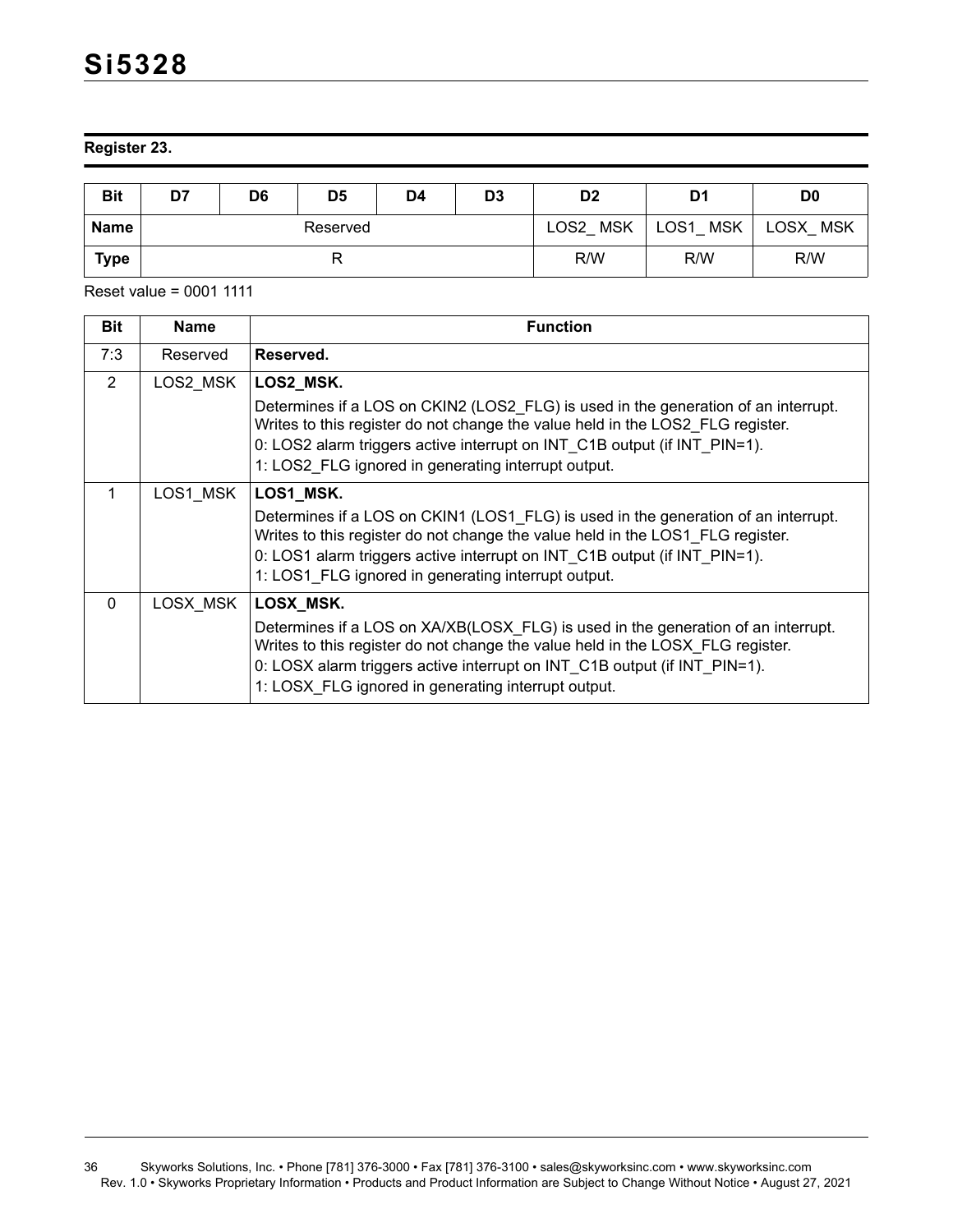## Register 23.

| Bit | D7 | D6 | D5 | D4 | D3 | D2 | D1 | D0 |
|---|---|---|---|---|---|---|---|---|
| Name | Reserved | | | | | LOS2_ MSK | LOS1_ MSK | LOSX_ MSK |
| Type | R | | | | | R/W | R/W | R/W |

Reset value = 0001 1111

| Bit | Name | Function |
|---|---|---|
| 7:3 | Reserved | **Reserved.** |
| 2 | LOS2_MSK | **LOS2_MSK.**<br>Determines if a LOS on CKIN2 (LOS2_FLG) is used in the generation of an interrupt. Writes to this register do not change the value held in the LOS2_FLG register.<br>0: LOS2 alarm triggers active interrupt on INT_C1B output (if INT_PIN=1).<br>1: LOS2_FLG ignored in generating interrupt output. |
| 1 | LOS1_MSK | **LOS1_MSK.**<br>Determines if a LOS on CKIN1 (LOS1_FLG) is used in the generation of an interrupt. Writes to this register do not change the value held in the LOS1_FLG register.<br>0: LOS1 alarm triggers active interrupt on INT_C1B output (if INT_PIN=1).<br>1: LOS1_FLG ignored in generating interrupt output. |
| 0 | LOSX_MSK | **LOSX_MSK.**<br>Determines if a LOS on XA/XB(LOSX_FLG) is used in the generation of an interrupt. Writes to this register do not change the value held in the LOSX_FLG register.<br>0: LOSX alarm triggers active interrupt on INT_C1B output (if INT_PIN=1).<br>1: LOSX_FLG ignored in generating interrupt output. |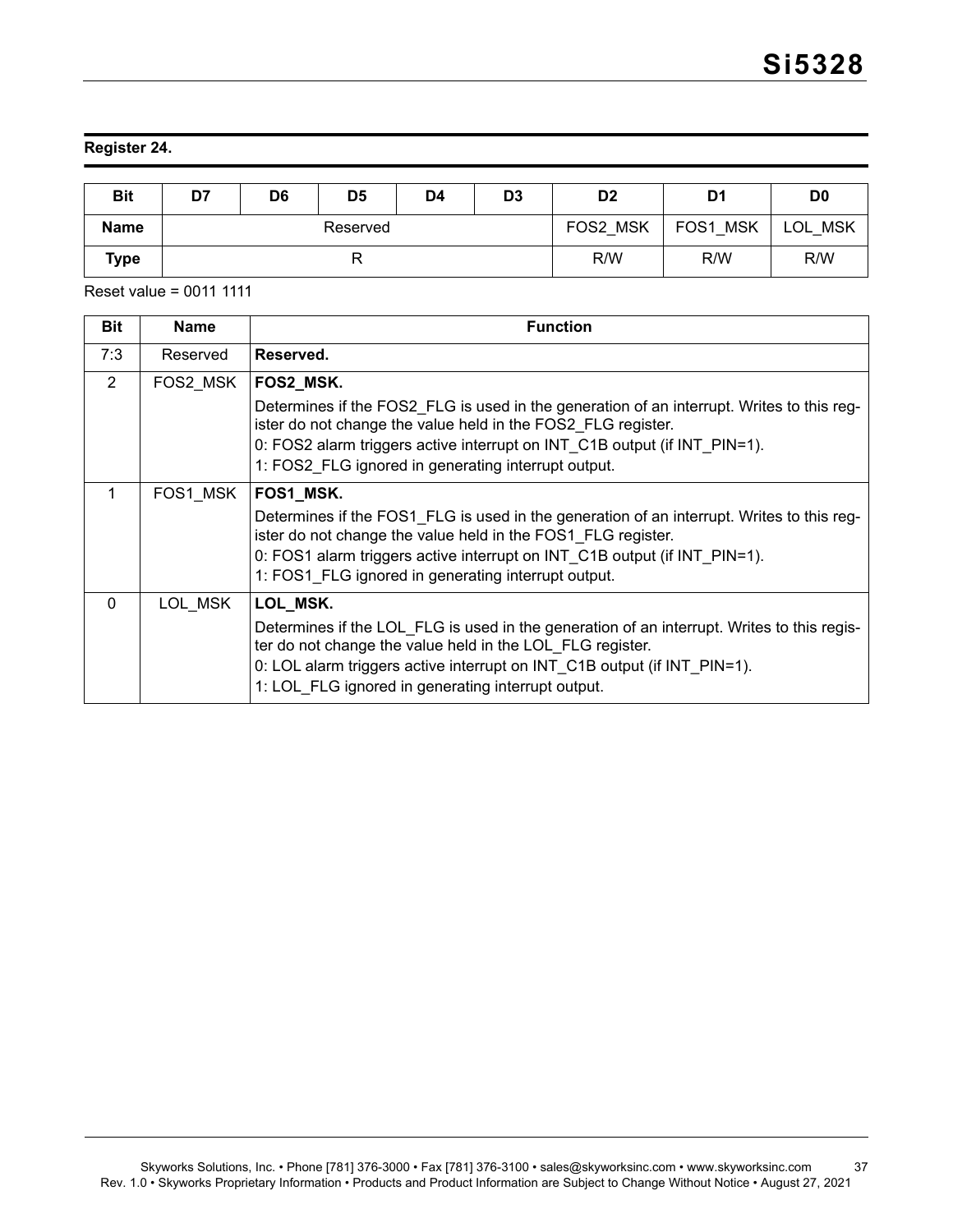## Register 24.

| Bit | D7 | D6 | D5 | D4 | D3 | D2 | D1 | D0 |
|---|---|---|---|---|---|---|---|---|
| Name | Reserved | | | | | FOS2_MSK | FOS1_MSK | LOL_MSK |
| Type | R | | | | | R/W | R/W | R/W |

Reset value = 0011 1111

| Bit | Name | Function |
|---|---|---|
| 7:3 | Reserved | **Reserved.** |
| 2 | FOS2_MSK | **FOS2_MSK.**<br>Determines if the FOS2_FLG is used in the generation of an interrupt. Writes to this register do not change the value held in the FOS2_FLG register.<br>0: FOS2 alarm triggers active interrupt on INT_C1B output (if INT_PIN=1).<br>1: FOS2_FLG ignored in generating interrupt output. |
| 1 | FOS1_MSK | **FOS1_MSK.**<br>Determines if the FOS1_FLG is used in the generation of an interrupt. Writes to this register do not change the value held in the FOS1_FLG register.<br>0: FOS1 alarm triggers active interrupt on INT_C1B output (if INT_PIN=1).<br>1: FOS1_FLG ignored in generating interrupt output. |
| 0 | LOL_MSK | **LOL_MSK.**<br>Determines if the LOL_FLG is used in the generation of an interrupt. Writes to this register do not change the value held in the LOL_FLG register.<br>0: LOL alarm triggers active interrupt on INT_C1B output (if INT_PIN=1).<br>1: LOL_FLG ignored in generating interrupt output. |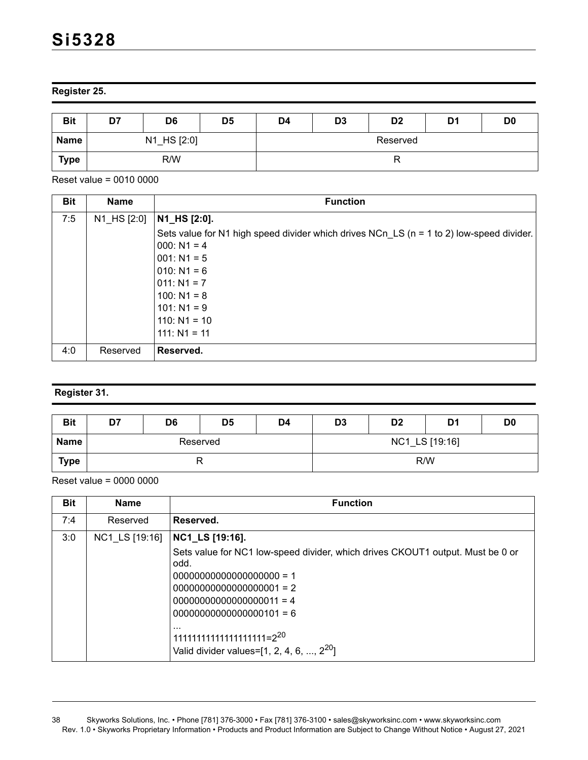### Register 25.

| Bit | D7 | D6 | D5 | D4 | D3 | D2 | D1 | D0 |
|---|---|---|---|---|---|---|---|---|
| Name | N1_HS [2:0] | | | Reserved | | | | |
| Type | R/W | | | R | | | | |

Reset value = 0010 0000

| Bit | Name | Function |
|---|---|---|
| 7:5 | N1_HS [2:0] | **N1_HS [2:0].**<br>Sets value for N1 high speed divider which drives NCn_LS (n = 1 to 2) low-speed divider.<br>000: N1 = 4<br>001: N1 = 5<br>010: N1 = 6<br>011: N1 = 7<br>100: N1 = 8<br>101: N1 = 9<br>110: N1 = 10<br>111: N1 = 11 |
| 4:0 | Reserved | **Reserved.** |

### Register 31.

| Bit | D7 | D6 | D5 | D4 | D3 | D2 | D1 | D0 |
|---|---|---|---|---|---|---|---|---|
| Name | Reserved | | | | NC1_LS [19:16] | | | |
| Type | R | | | | R/W | | | |

Reset value = 0000 0000

| Bit | Name | Function |
|---|---|---|
| 7:4 | Reserved | **Reserved.** |
| 3:0 | NC1_LS [19:16] | **NC1_LS [19:16].**<br>Sets value for NC1 low-speed divider, which drives CKOUT1 output. Must be 0 or odd.<br>00000000000000000000 = 1<br>00000000000000000001 = 2<br>00000000000000000011 = 4<br>00000000000000000101 = 6<br>...<br>11111111111111111111=$2^{20}$<br>Valid divider values=[1, 2, 4, 6, ..., $2^{20}$] |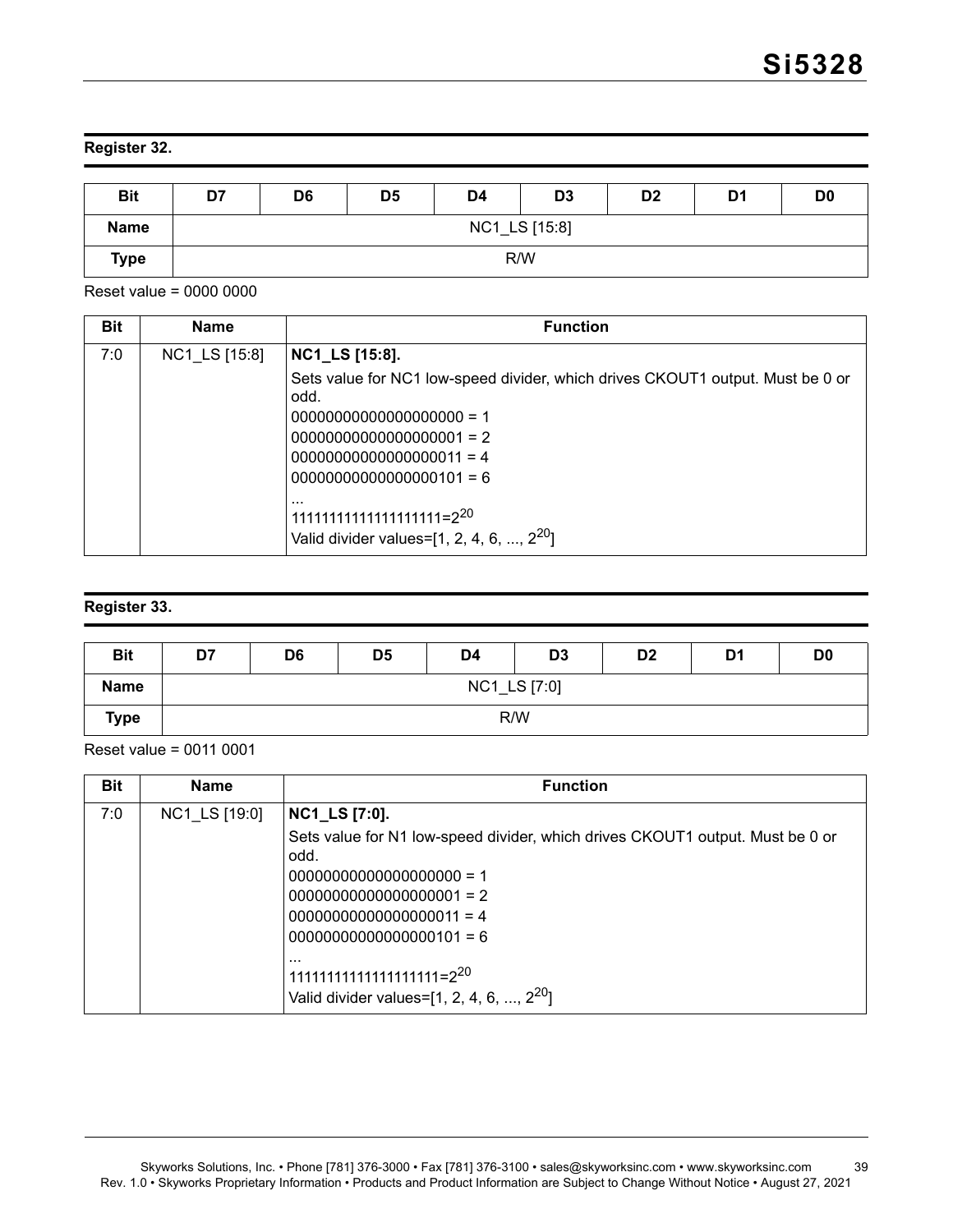## Register 32.

| Bit | D7 | D6 | D5 | D4 | D3 | D2 | D1 | D0 |
|---|---|---|---|---|---|---|---|---|
| Name | NC1_LS [15:8] | | | | | | | |
| Type | R/W | | | | | | | |

Reset value = 0000 0000

| Bit | Name | Function |
|---|---|---|
| 7:0 | NC1_LS [15:8] | **NC1_LS [15:8].**<br>Sets value for NC1 low-speed divider, which drives CKOUT1 output. Must be 0 or odd.<br>00000000000000000000 = 1<br>00000000000000000001 = 2<br>00000000000000000011 = 4<br>00000000000000000101 = 6<br>...<br>11111111111111111111=$2^{20}$<br>Valid divider values=[1, 2, 4, 6, ..., $2^{20}$] |

## Register 33.

| Bit | D7 | D6 | D5 | D4 | D3 | D2 | D1 | D0 |
|---|---|---|---|---|---|---|---|---|
| Name | NC1_LS [7:0] | | | | | | | |
| Type | R/W | | | | | | | |

Reset value = 0011 0001

| Bit | Name | Function |
|---|---|---|
| 7:0 | NC1_LS [19:0] | **NC1_LS [7:0].**<br>Sets value for N1 low-speed divider, which drives CKOUT1 output. Must be 0 or odd.<br>00000000000000000000 = 1<br>00000000000000000001 = 2<br>00000000000000000011 = 4<br>00000000000000000101 = 6<br>...<br>11111111111111111111=$2^{20}$<br>Valid divider values=[1, 2, 4, 6, ..., $2^{20}$] |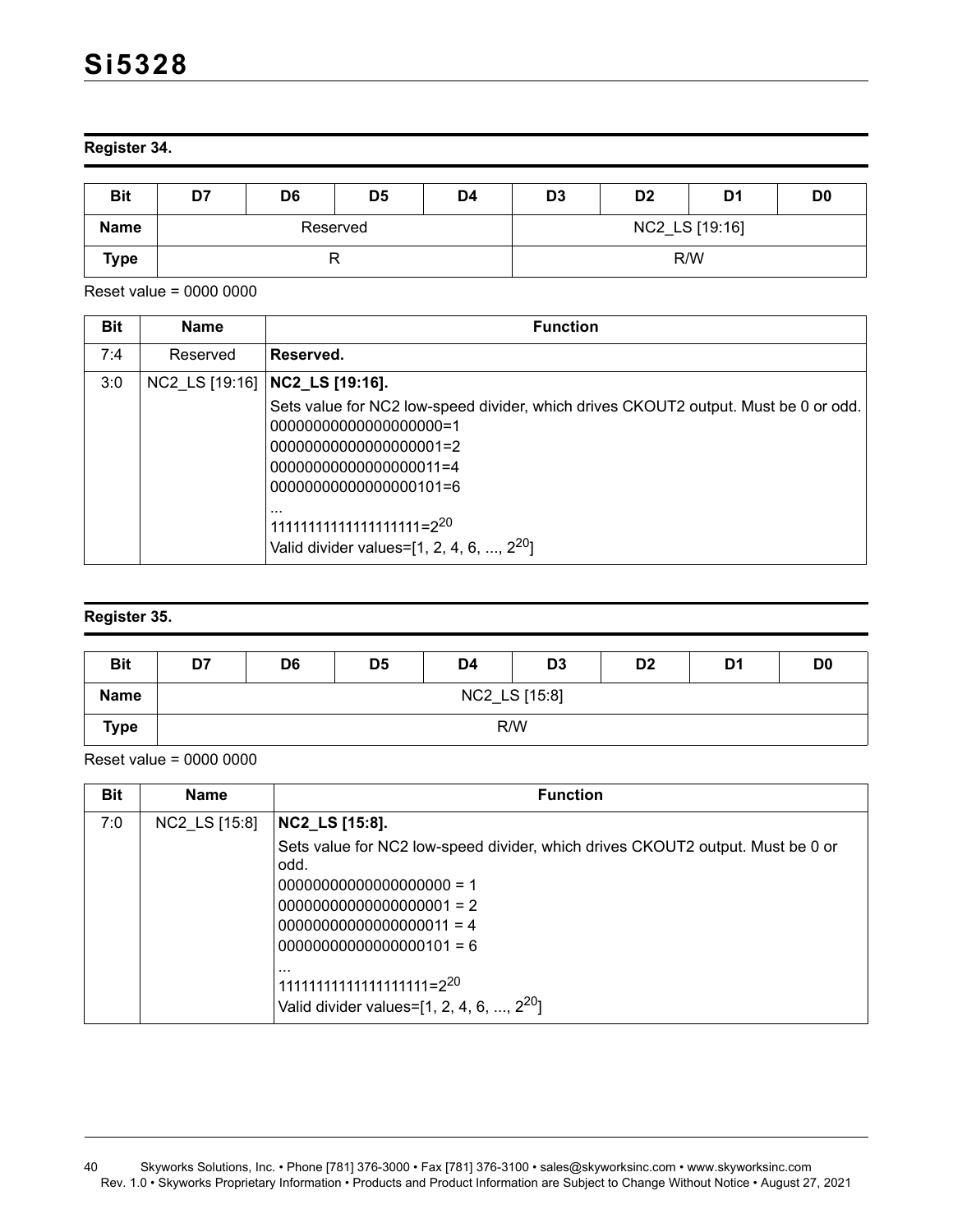## Register 34.

| Bit | D7 | D6 | D5 | D4 | D3 | D2 | D1 | D0 |
|---|---|---|---|---|---|---|---|---|
| Name | Reserved | | | | NC2_LS [19:16] | | | |
| Type | R | | | | R/W | | | |

Reset value = 0000 0000

| Bit | Name | Function |
|---|---|---|
| 7:4 | Reserved | **Reserved.** |
| 3:0 | NC2_LS [19:16] | **NC2_LS [19:16].**<br>Sets value for NC2 low-speed divider, which drives CKOUT2 output. Must be 0 or odd.<br>00000000000000000000=1<br>00000000000000000001=2<br>00000000000000000011=4<br>00000000000000000101=6<br>...<br>11111111111111111111=$2^{20}$<br>Valid divider values=[1, 2, 4, 6, ..., $2^{20}$] |

## Register 35.

| Bit | D7 | D6 | D5 | D4 | D3 | D2 | D1 | D0 |
|---|---|---|---|---|---|---|---|---|
| Name | NC2_LS [15:8] | | | | | | | |
| Type | R/W | | | | | | | |

Reset value = 0000 0000

| Bit | Name | Function |
|---|---|---|
| 7:0 | NC2_LS [15:8] | **NC2_LS [15:8].**<br>Sets value for NC2 low-speed divider, which drives CKOUT2 output. Must be 0 or odd.<br>00000000000000000000 = 1<br>00000000000000000001 = 2<br>00000000000000000011 = 4<br>00000000000000000101 = 6<br>...<br>11111111111111111111=$2^{20}$<br>Valid divider values=[1, 2, 4, 6, ..., $2^{20}$] |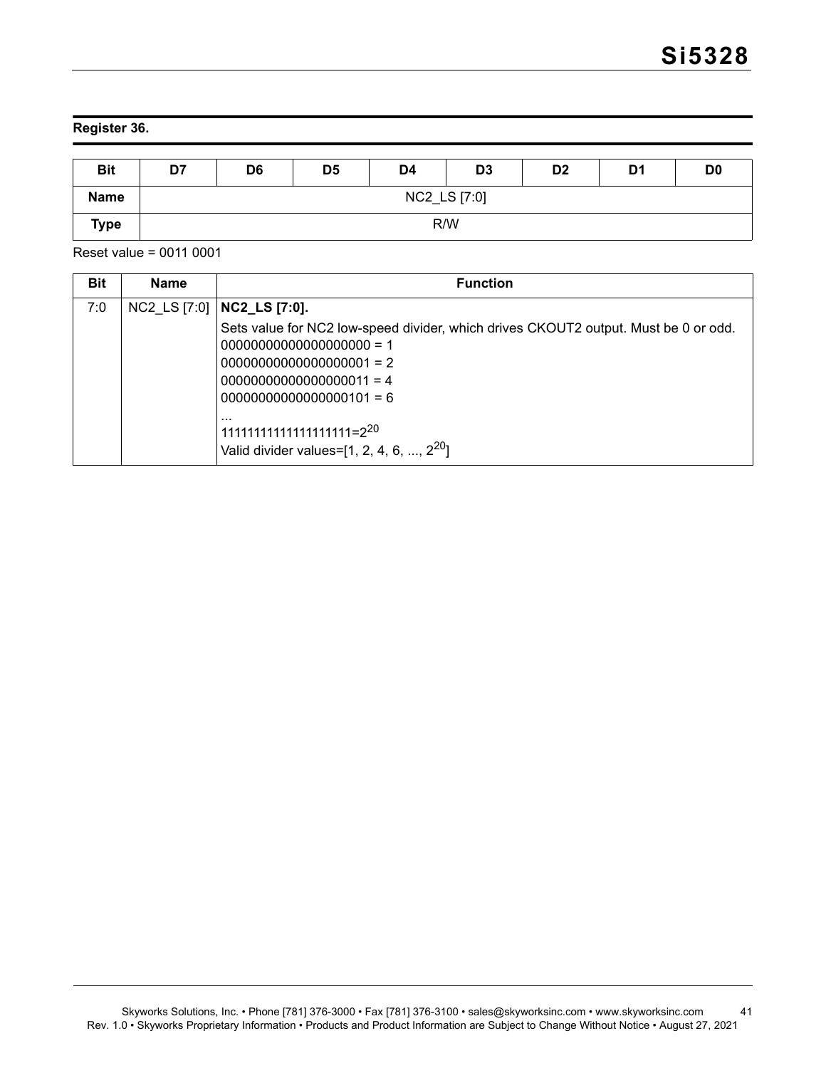**Register 36.**

| Bit | D7 | D6 | D5 | D4 | D3 | D2 | D1 | D0 |
|---|---|---|---|---|---|---|---|---|
| **Name** | NC2_LS [7:0] | | | | | | | |
| **Type** | R/W | | | | | | | |

Reset value = 0011 0001

| Bit | Name | Function |
|---|---|---|
| 7:0 | NC2_LS [7:0] | **NC2_LS [7:0].**<br>Sets value for NC2 low-speed divider, which drives CKOUT2 output. Must be 0 or odd.<br>00000000000000000000 = 1<br>00000000000000000001 = 2<br>00000000000000000011 = 4<br>00000000000000000101 = 6<br>...<br>11111111111111111111=$2^{20}$<br>Valid divider values=[1, 2, 4, 6, ..., $2^{20}$] |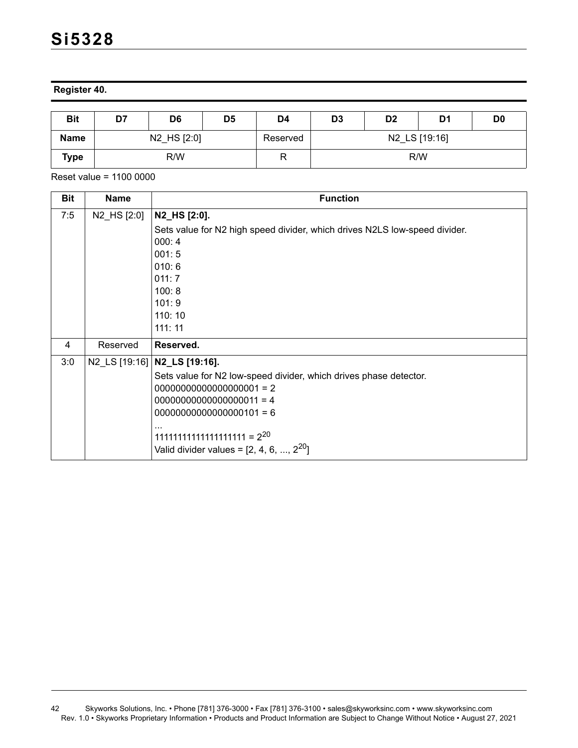**Register 40.**

| Bit | D7 | D6 | D5 | D4 | D3 | D2 | D1 | D0 |
|---|---|---|---|---|---|---|---|---|
| Name | N2_HS [2:0] | | | Reserved | N2_LS [19:16] | | | |
| Type | R/W | | | R | R/W | | | |

Reset value = 1100 0000

| Bit | Name | Function |
|---|---|---|
| 7:5 | N2_HS [2:0] | **N2_HS [2:0].**<br>Sets value for N2 high speed divider, which drives N2LS low-speed divider.<br>000: 4<br>001: 5<br>010: 6<br>011: 7<br>100: 8<br>101: 9<br>110: 10<br>111: 11 |
| 4 | Reserved | **Reserved.** |
| 3:0 | N2_LS [19:16] | **N2_LS [19:16].**<br>Sets value for N2 low-speed divider, which drives phase detector.<br>00000000000000000001 = 2<br>00000000000000000011 = 4<br>00000000000000000101 = 6<br>...<br>11111111111111111111 = $2^{20}$<br>Valid divider values = [2, 4, 6, ..., $2^{20}$] |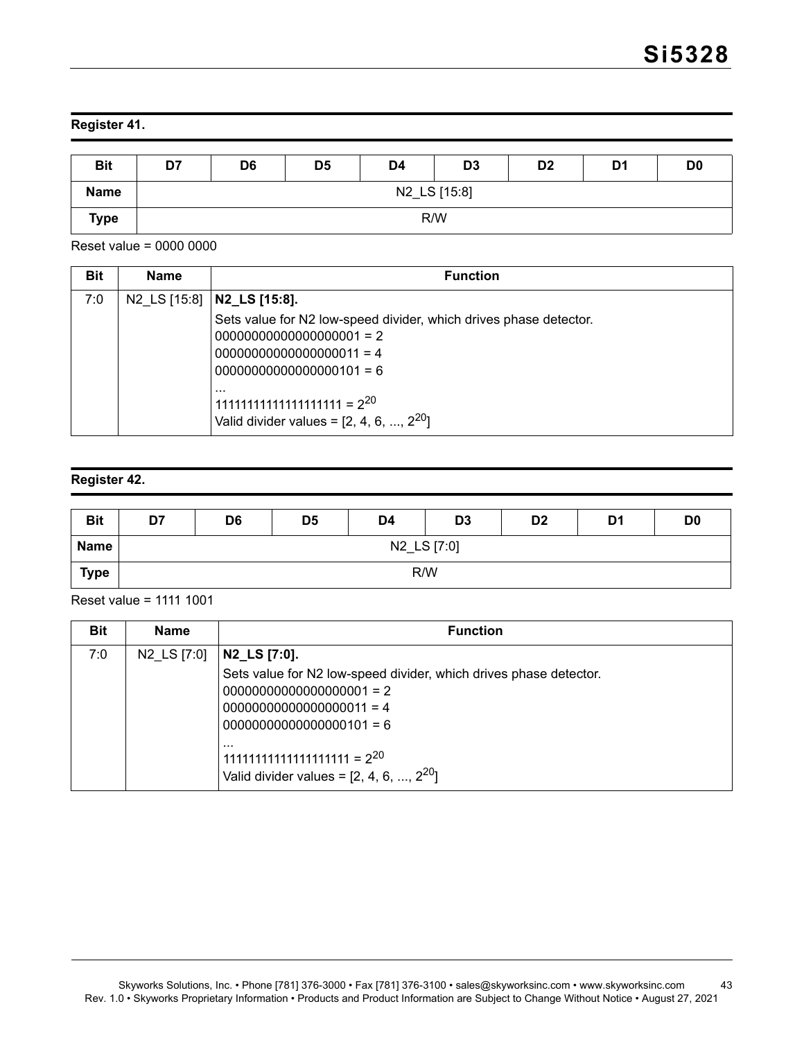### Register 41.

| Bit | D7 | D6 | D5 | D4 | D3 | D2 | D1 | D0 |
|---|---|---|---|---|---|---|---|---|
| Name | N2_LS [15:8] | | | | | | | |
| Type | R/W | | | | | | | |

Reset value = 0000 0000

| Bit | Name | Function |
|---|---|---|
| 7:0 | N2_LS [15:8] | **N2_LS [15:8].**<br>Sets value for N2 low-speed divider, which drives phase detector.<br>00000000000000000001 = 2<br>00000000000000000011 = 4<br>00000000000000000101 = 6<br>...<br>11111111111111111111 = $2^{20}$<br>Valid divider values = [2, 4, 6, ..., $2^{20}$] |

### Register 42.

| Bit | D7 | D6 | D5 | D4 | D3 | D2 | D1 | D0 |
|---|---|---|---|---|---|---|---|---|
| Name | N2_LS [7:0] | | | | | | | |
| Type | R/W | | | | | | | |

Reset value = 1111 1001

| Bit | Name | Function |
|---|---|---|
| 7:0 | N2_LS [7:0] | **N2_LS [7:0].**<br>Sets value for N2 low-speed divider, which drives phase detector.<br>00000000000000000001 = 2<br>00000000000000000011 = 4<br>00000000000000000101 = 6<br>...<br>11111111111111111111 = $2^{20}$<br>Valid divider values = [2, 4, 6, ..., $2^{20}$] |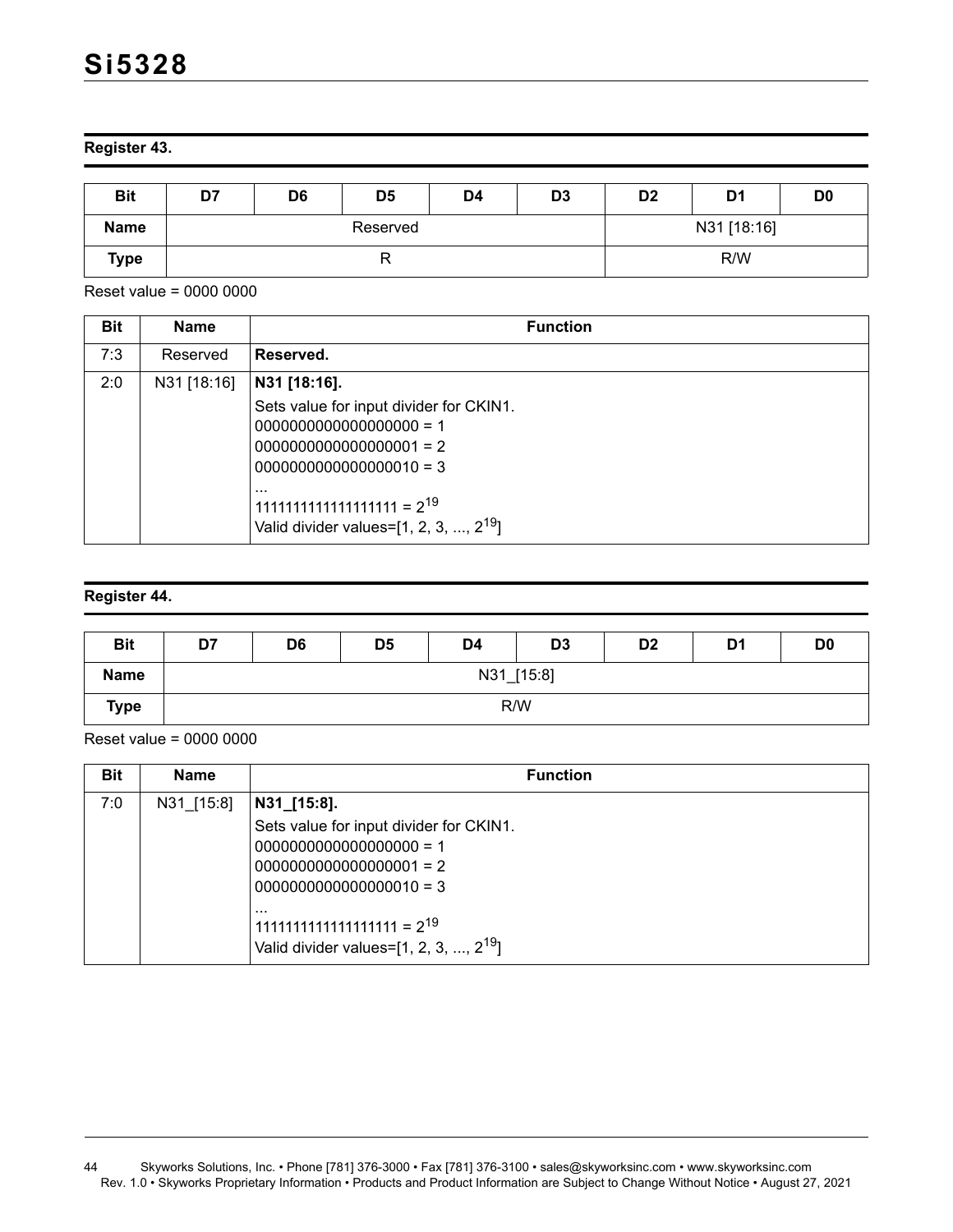### Register 43.

| Bit | D7 | D6 | D5 | D4 | D3 | D2 | D1 | D0 |
|---|---|---|---|---|---|---|---|---|
| Name | Reserved | | | | | N31 [18:16] | | |
| Type | R | | | | | R/W | | |

Reset value = 0000 0000

| Bit | Name | Function |
|---|---|---|
| 7:3 | Reserved | **Reserved.** |
| 2:0 | N31 [18:16] | **N31 [18:16].**<br>Sets value for input divider for CKIN1.<br>0000000000000000000 = 1<br>0000000000000000001 = 2<br>0000000000000000010 = 3<br>...<br>1111111111111111111 = $2^{19}$<br>Valid divider values=[1, 2, 3, ..., $2^{19}$] |

### Register 44.

| Bit | D7 | D6 | D5 | D4 | D3 | D2 | D1 | D0 |
|---|---|---|---|---|---|---|---|---|
| Name | N31_[15:8] | | | | | | | |
| Type | R/W | | | | | | | |

Reset value = 0000 0000

| Bit | Name | Function |
|---|---|---|
| 7:0 | N31_[15:8] | **N31_[15:8].**<br>Sets value for input divider for CKIN1.<br>0000000000000000000 = 1<br>0000000000000000001 = 2<br>0000000000000000010 = 3<br>...<br>1111111111111111111 = $2^{19}$<br>Valid divider values=[1, 2, 3, ..., $2^{19}$] |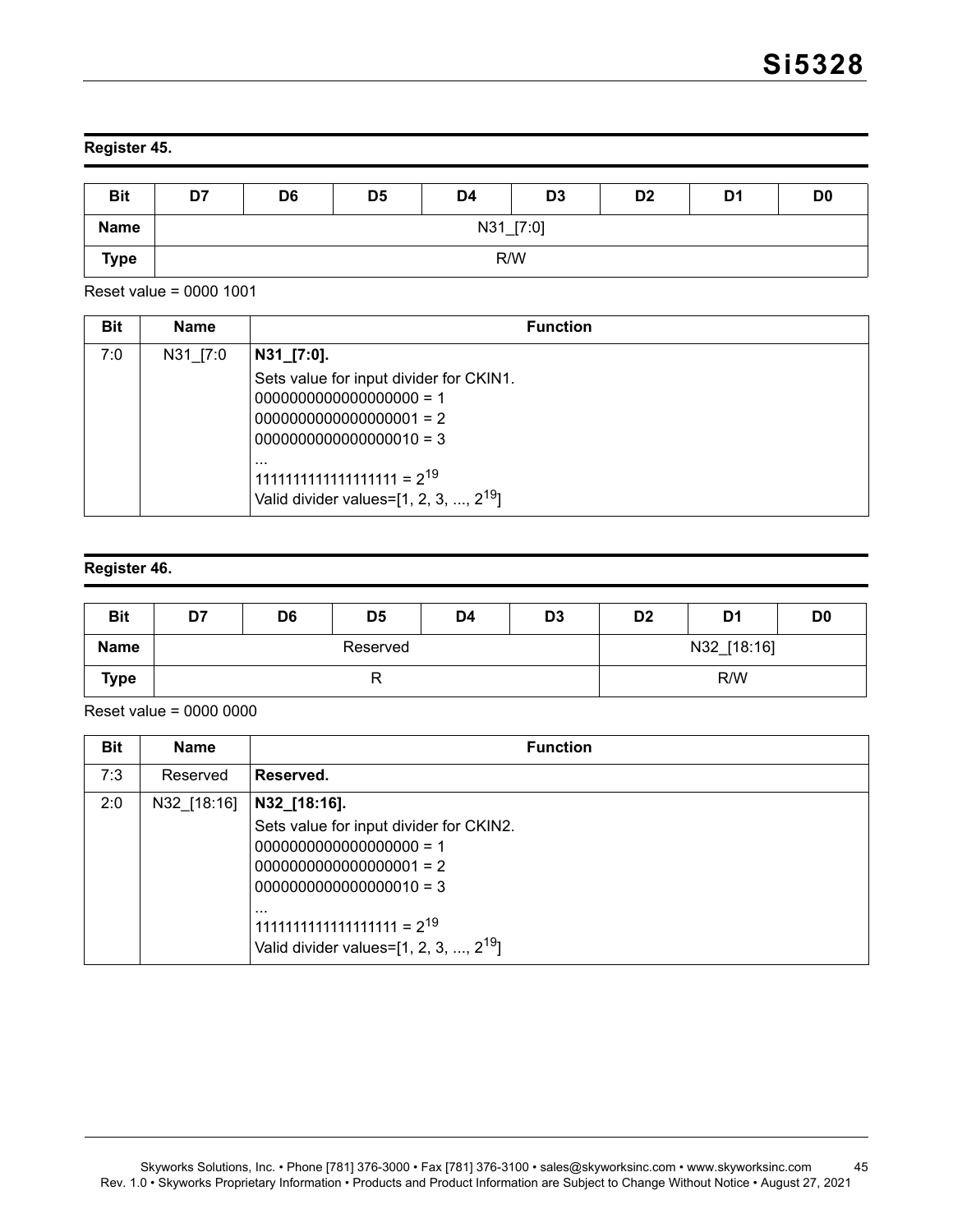## Register 45.

| Bit | D7 | D6 | D5 | D4 | D3 | D2 | D1 | D0 |
|---|---|---|---|---|---|---|---|---|
| Name | N31_[7:0] | | | | | | | |
| Type | R/W | | | | | | | |

Reset value = 0000 1001

| Bit | Name | Function |
|---|---|---|
| 7:0 | N31_[7:0 | **N31_[7:0].**<br>Sets value for input divider for CKIN1.<br>0000000000000000000 = 1<br>0000000000000000001 = 2<br>0000000000000000010 = 3<br>...<br>1111111111111111111 = $2^{19}$<br>Valid divider values=[1, 2, 3, ..., $2^{19}$] |

## Register 46.

| Bit | D7 | D6 | D5 | D4 | D3 | D2 | D1 | D0 |
|---|---|---|---|---|---|---|---|---|
| Name | Reserved | | | | | N32_[18:16] | | |
| Type | R | | | | | R/W | | |

Reset value = 0000 0000

| Bit | Name | Function |
|---|---|---|
| 7:3 | Reserved | **Reserved.** |
| 2:0 | N32_[18:16] | **N32_[18:16].**<br>Sets value for input divider for CKIN2.<br>0000000000000000000 = 1<br>0000000000000000001 = 2<br>0000000000000000010 = 3<br>...<br>1111111111111111111 = $2^{19}$<br>Valid divider values=[1, 2, 3, ..., $2^{19}$] |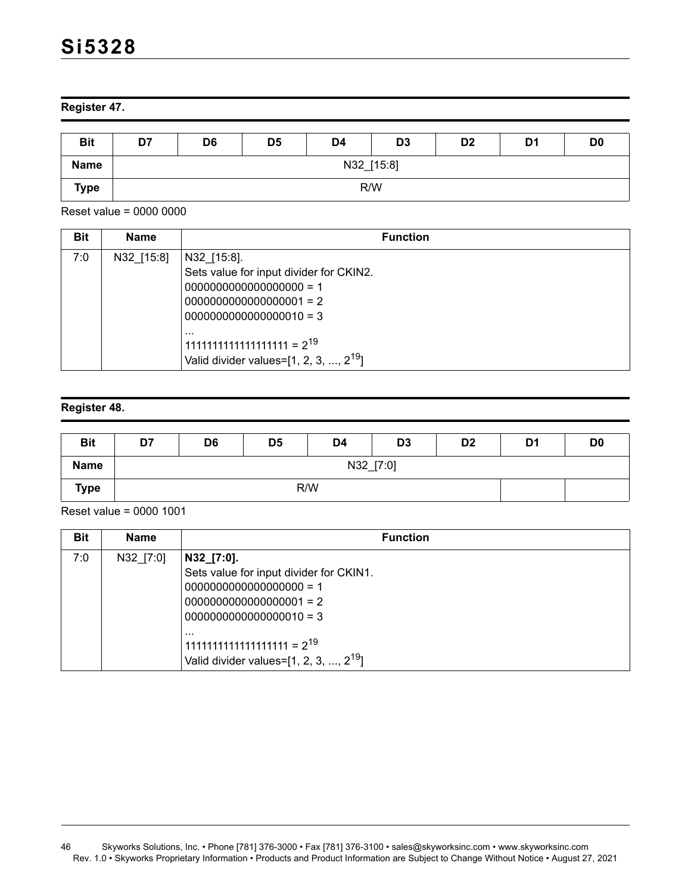### Register 47.

| Bit | D7 | D6 | D5 | D4 | D3 | D2 | D1 | D0 |
|---|---|---|---|---|---|---|---|---|
| Name | N32_[15:8] | | | | | | | |
| Type | R/W | | | | | | | |

Reset value = 0000 0000

| Bit | Name | Function |
|---|---|---|
| 7:0 | N32_[15:8] | N32_[15:8].<br>Sets value for input divider for CKIN2.<br>0000000000000000000 = 1<br>0000000000000000001 = 2<br>0000000000000000010 = 3<br>...<br>1111111111111111111 = $2^{19}$<br>Valid divider values=[1, 2, 3, ..., $2^{19}$] |

### Register 48.

| Bit | D7 | D6 | D5 | D4 | D3 | D2 | D1 | D0 |
|---|---|---|---|---|---|---|---|---|
| Name | N32_[7:0] | | | | | | | |
| Type | R/W | | | | | | | |

Reset value = 0000 1001

| Bit | Name | Function |
|---|---|---|
| 7:0 | N32_[7:0] | **N32_[7:0].**<br>Sets value for input divider for CKIN1.<br>0000000000000000000 = 1<br>0000000000000000001 = 2<br>0000000000000000010 = 3<br>...<br>1111111111111111111 = $2^{19}$<br>Valid divider values=[1, 2, 3, ..., $2^{19}$] |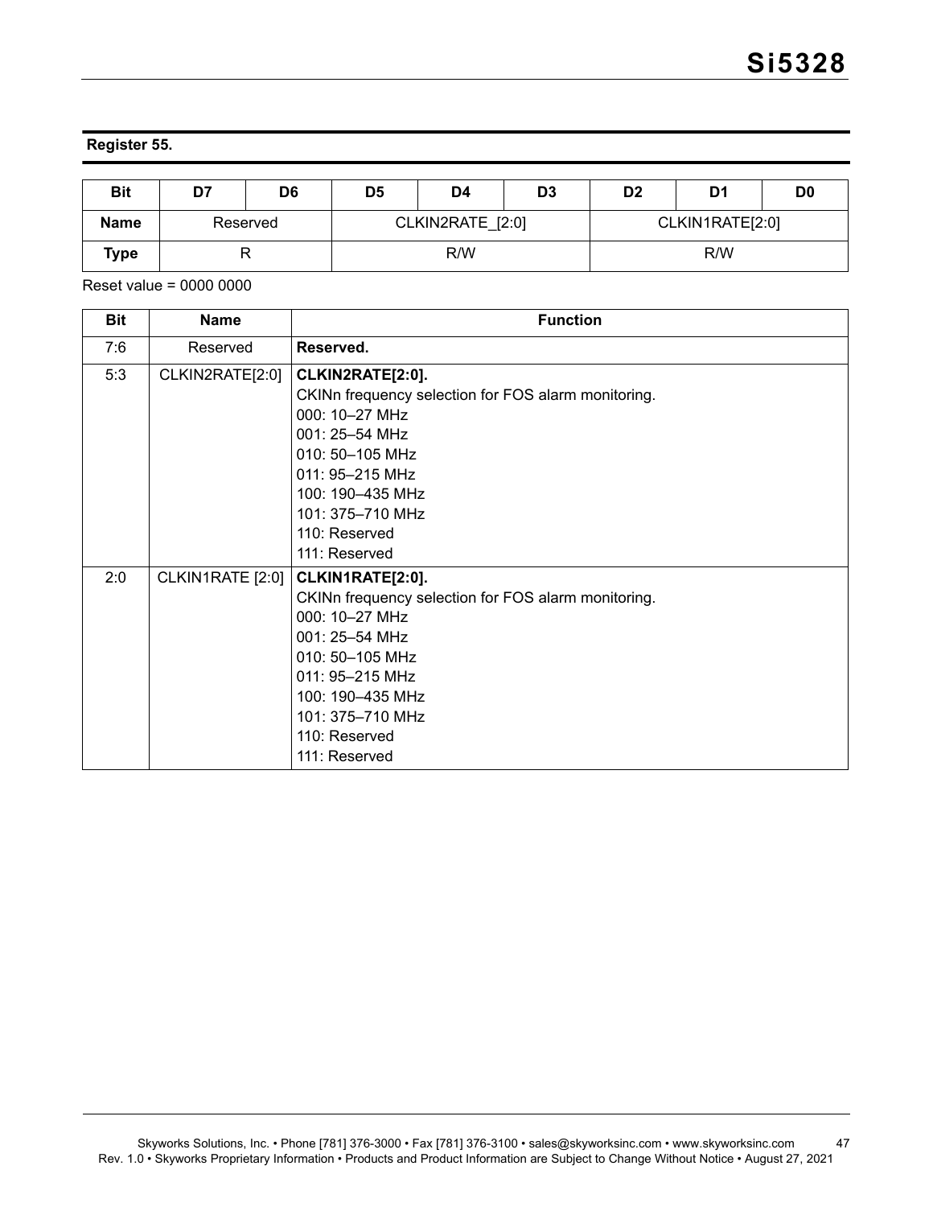**Register 55.**

| Bit | D7 | D6 | D5 | D4 | D3 | D2 | D1 | D0 |
|---|---|---|---|---|---|---|---|---|
| Name | Reserved | | CLKIN2RATE_[2:0] | | | CLKIN1RATE[2:0] | | |
| Type | R | | R/W | | | R/W | | |

Reset value = 0000 0000

| Bit | Name | Function |
|---|---|---|
| 7:6 | Reserved | **Reserved.** |
| 5:3 | CLKIN2RATE[2:0] | **CLKIN2RATE[2:0].**<br>CKINn frequency selection for FOS alarm monitoring.<br>000: 10–27 MHz<br>001: 25–54 MHz<br>010: 50–105 MHz<br>011: 95–215 MHz<br>100: 190–435 MHz<br>101: 375–710 MHz<br>110: Reserved<br>111: Reserved |
| 2:0 | CLKIN1RATE [2:0] | **CLKIN1RATE[2:0].**<br>CKINn frequency selection for FOS alarm monitoring.<br>000: 10–27 MHz<br>001: 25–54 MHz<br>010: 50–105 MHz<br>011: 95–215 MHz<br>100: 190–435 MHz<br>101: 375–710 MHz<br>110: Reserved<br>111: Reserved |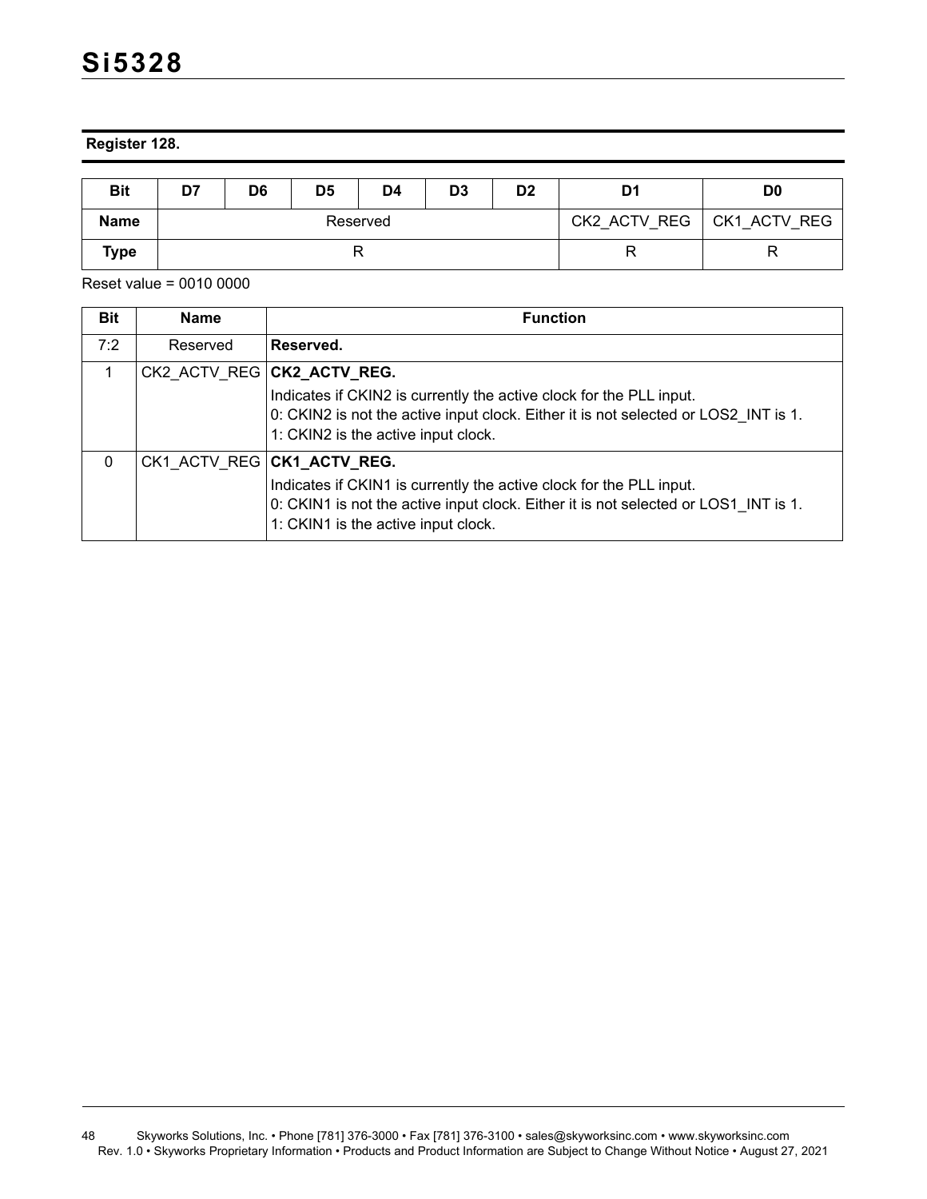**Register 128.**

| Bit | D7 | D6 | D5 | D4 | D3 | D2 | D1 | D0 |
|---|---|---|---|---|---|---|---|---|
| Name | Reserved | | | | | | CK2_ACTV_REG | CK1_ACTV_REG |
| Type | R | | | | | | R | R |

Reset value = 0010 0000

| Bit | Name | Function |
|---|---|---|
| 7:2 | Reserved | **Reserved.** |
| 1 | CK2_ACTV_REG | **CK2_ACTV_REG.**<br>Indicates if CKIN2 is currently the active clock for the PLL input.<br>0: CKIN2 is not the active input clock. Either it is not selected or LOS2_INT is 1.<br>1: CKIN2 is the active input clock. |
| 0 | CK1_ACTV_REG | **CK1_ACTV_REG.**<br>Indicates if CKIN1 is currently the active clock for the PLL input.<br>0: CKIN1 is not the active input clock. Either it is not selected or LOS1_INT is 1.<br>1: CKIN1 is the active input clock. |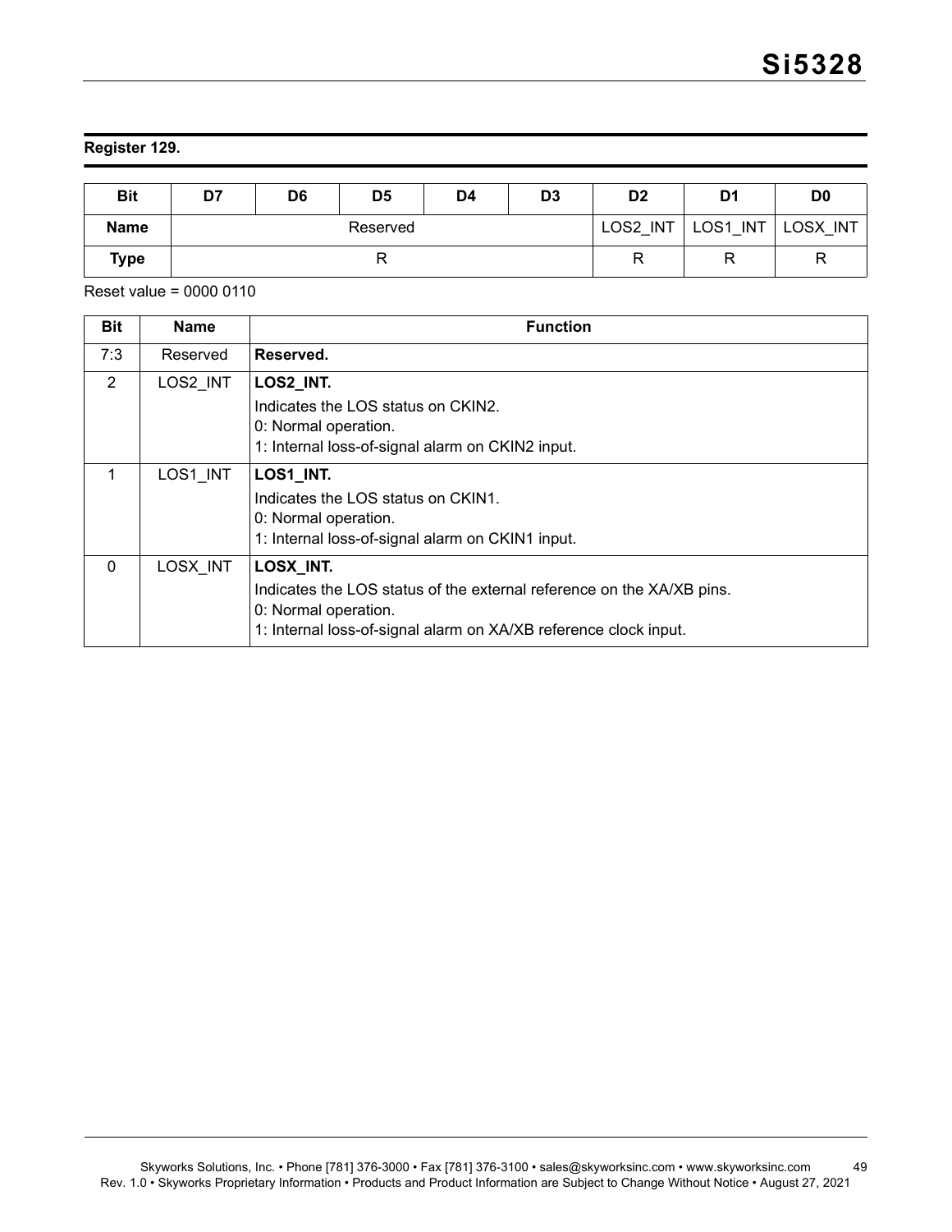**Register 129.**

| Bit | D7 | D6 | D5 | D4 | D3 | D2 | D1 | D0 |
|---|---|---|---|---|---|---|---|---|
| **Name** | Reserved | | | | | LOS2_INT | LOS1_INT | LOSX_INT |
| **Type** | R | | | | | R | R | R |

Reset value = 0000 0110

| Bit | Name | Function |
|---|---|---|
| 7:3 | Reserved | **Reserved.** |
| 2 | LOS2_INT | **LOS2_INT.**<br>Indicates the LOS status on CKIN2.<br>0: Normal operation.<br>1: Internal loss-of-signal alarm on CKIN2 input. |
| 1 | LOS1_INT | **LOS1_INT.**<br>Indicates the LOS status on CKIN1.<br>0: Normal operation.<br>1: Internal loss-of-signal alarm on CKIN1 input. |
| 0 | LOSX_INT | **LOSX_INT.**<br>Indicates the LOS status of the external reference on the XA/XB pins.<br>0: Normal operation.<br>1: Internal loss-of-signal alarm on XA/XB reference clock input. |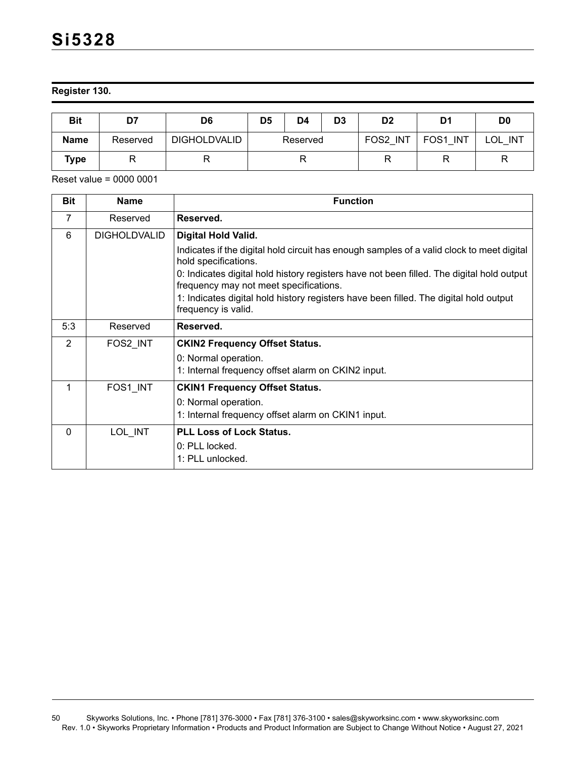**Register 130.**

| Bit | D7 | D6 | D5 | D4 | D3 | D2 | D1 | D0 |
|---|---|---|---|---|---|---|---|---|
| Name | Reserved | DIGHOLDVALID | Reserved | | | FOS2_INT | FOS1_INT | LOL_INT |
| Type | R | R | R | | | R | R | R |

Reset value = 0000 0001

| Bit | Name | Function |
|---|---|---|
| 7 | Reserved | **Reserved.** |
| 6 | DIGHOLDVALID | **Digital Hold Valid.**<br>Indicates if the digital hold circuit has enough samples of a valid clock to meet digital hold specifications.<br>0: Indicates digital hold history registers have not been filled. The digital hold output frequency may not meet specifications.<br>1: Indicates digital hold history registers have been filled. The digital hold output frequency is valid. |
| 5:3 | Reserved | **Reserved.** |
| 2 | FOS2_INT | **CKIN2 Frequency Offset Status.**<br>0: Normal operation.<br>1: Internal frequency offset alarm on CKIN2 input. |
| 1 | FOS1_INT | **CKIN1 Frequency Offset Status.**<br>0: Normal operation.<br>1: Internal frequency offset alarm on CKIN1 input. |
| 0 | LOL_INT | **PLL Loss of Lock Status.**<br>0: PLL locked.<br>1: PLL unlocked. |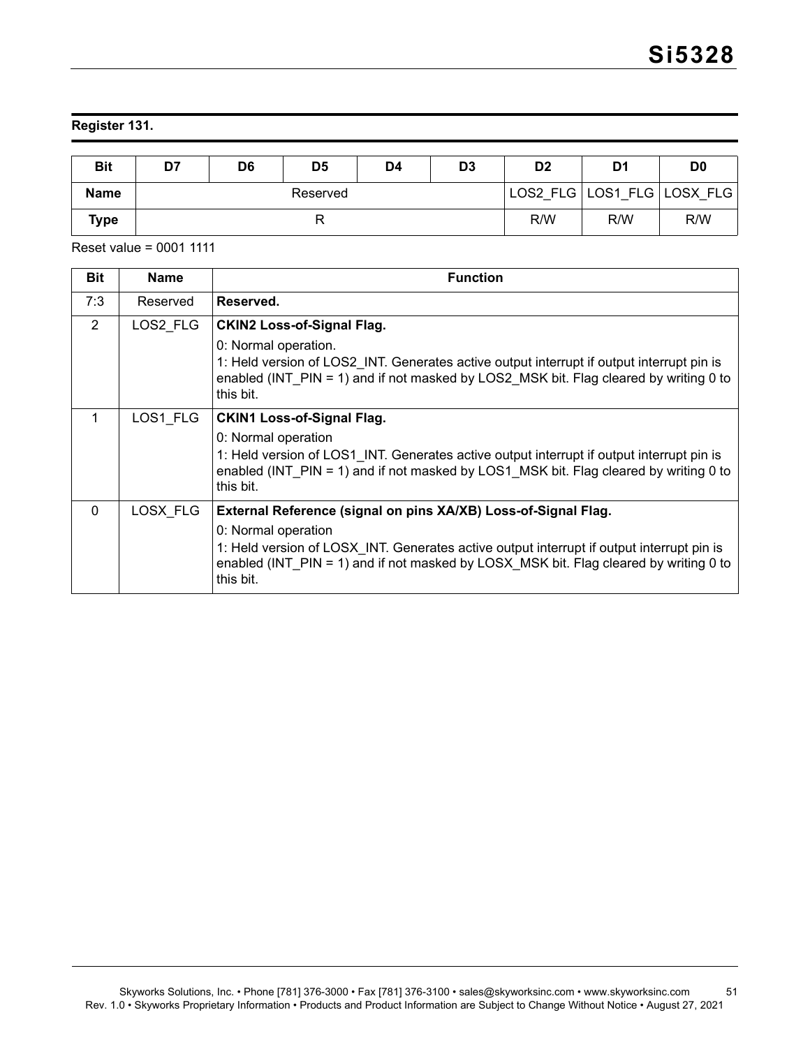**Register 131.**

| Bit | D7 | D6 | D5 | D4 | D3 | D2 | D1 | D0 |
|---|---|---|---|---|---|---|---|---|
| **Name** | Reserved | | | | | LOS2_FLG | LOS1_FLG | LOSX_FLG |
| **Type** | R | | | | | R/W | R/W | R/W |

Reset value = 0001 1111

| Bit | Name | Function |
|---|---|---|
| 7:3 | Reserved | **Reserved.** |
| 2 | LOS2_FLG | **CKIN2 Loss-of-Signal Flag.**<br>0: Normal operation.<br>1: Held version of LOS2_INT. Generates active output interrupt if output interrupt pin is enabled (INT_PIN = 1) and if not masked by LOS2_MSK bit. Flag cleared by writing 0 to this bit. |
| 1 | LOS1_FLG | **CKIN1 Loss-of-Signal Flag.**<br>0: Normal operation<br>1: Held version of LOS1_INT. Generates active output interrupt if output interrupt pin is enabled (INT_PIN = 1) and if not masked by LOS1_MSK bit. Flag cleared by writing 0 to this bit. |
| 0 | LOSX_FLG | **External Reference (signal on pins XA/XB) Loss-of-Signal Flag.**<br>0: Normal operation<br>1: Held version of LOSX_INT. Generates active output interrupt if output interrupt pin is enabled (INT_PIN = 1) and if not masked by LOSX_MSK bit. Flag cleared by writing 0 to this bit. |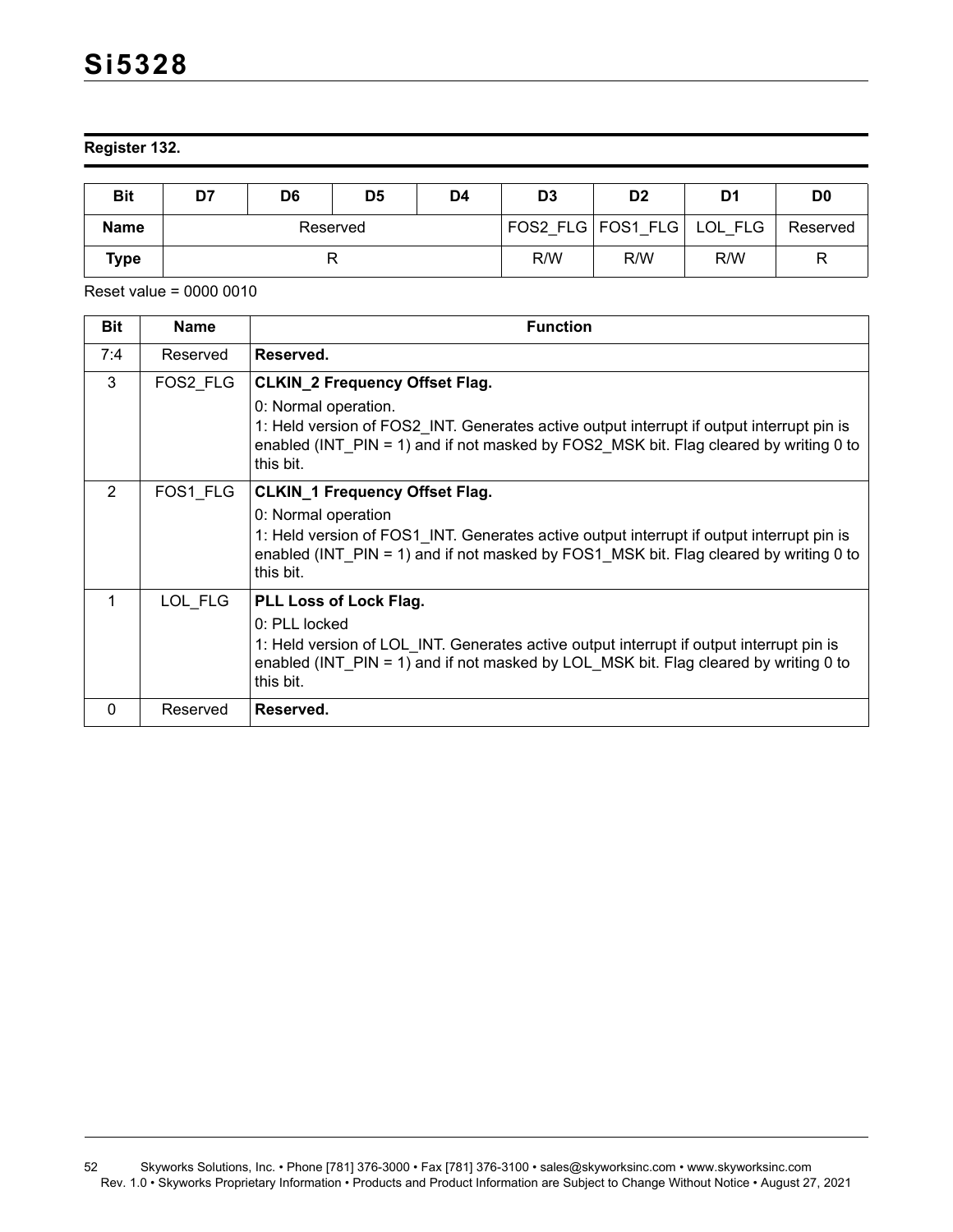**Register 132.**

| Bit | D7 | D6 | D5 | D4 | D3 | D2 | D1 | D0 |
|---|---|---|---|---|---|---|---|---|
| **Name** | Reserved | | | | FOS2_FLG | FOS1_FLG | LOL_FLG | Reserved |
| **Type** | R | | | | R/W | R/W | R/W | R |

Reset value = 0000 0010

| Bit | Name | Function |
|---|---|---|
| 7:4 | Reserved | **Reserved.** |
| 3 | FOS2_FLG | **CLKIN_2 Frequency Offset Flag.**<br>0: Normal operation.<br>1: Held version of FOS2_INT. Generates active output interrupt if output interrupt pin is enabled (INT_PIN = 1) and if not masked by FOS2_MSK bit. Flag cleared by writing 0 to this bit. |
| 2 | FOS1_FLG | **CLKIN_1 Frequency Offset Flag.**<br>0: Normal operation<br>1: Held version of FOS1_INT. Generates active output interrupt if output interrupt pin is enabled (INT_PIN = 1) and if not masked by FOS1_MSK bit. Flag cleared by writing 0 to this bit. |
| 1 | LOL_FLG | **PLL Loss of Lock Flag.**<br>0: PLL locked<br>1: Held version of LOL_INT. Generates active output interrupt if output interrupt pin is enabled (INT_PIN = 1) and if not masked by LOL_MSK bit. Flag cleared by writing 0 to this bit. |
| 0 | Reserved | **Reserved.** |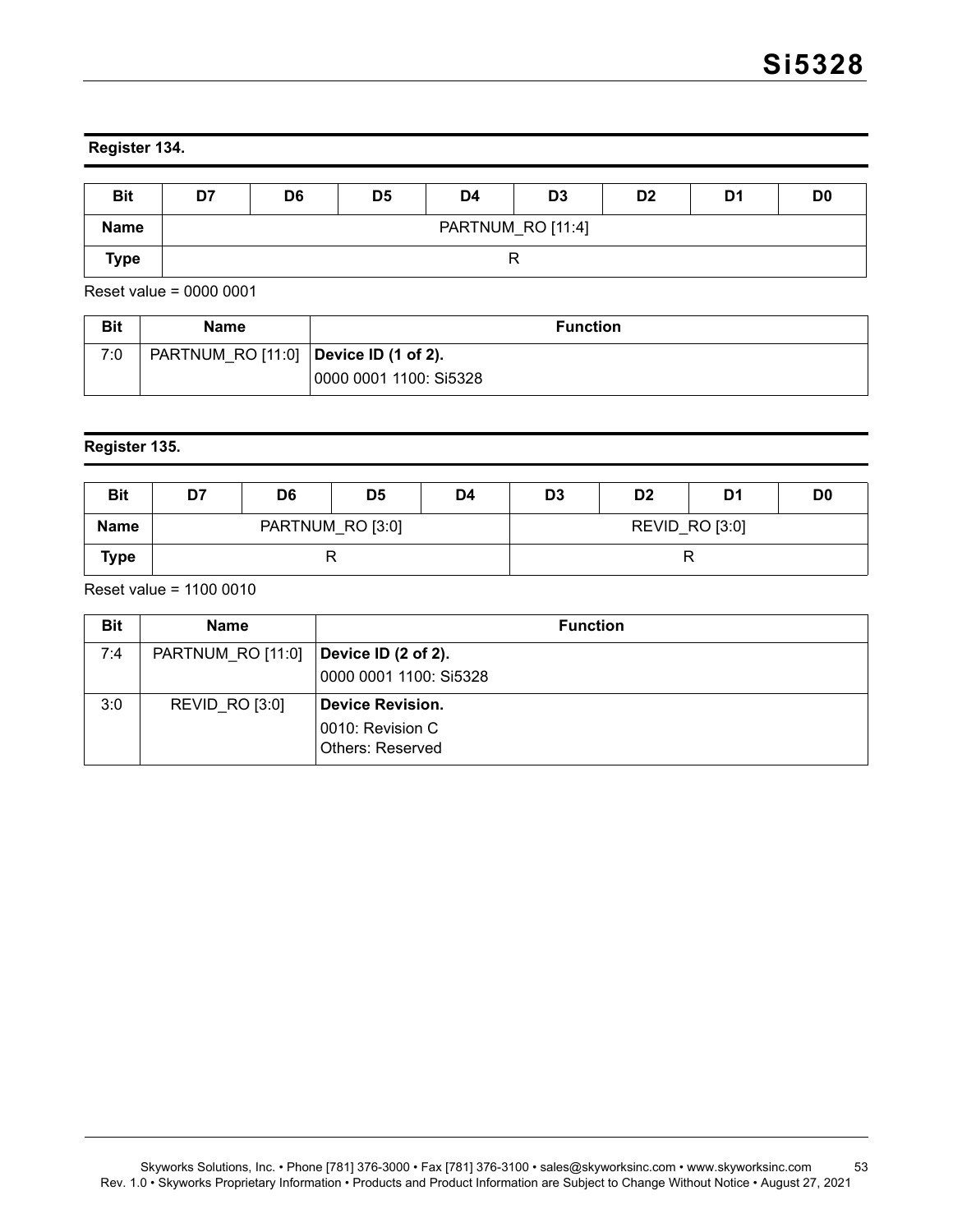### Register 134.

| Bit | D7 | D6 | D5 | D4 | D3 | D2 | D1 | D0 |
|---|---|---|---|---|---|---|---|---|
| Name | PARTNUM_RO [11:4] | | | | | | | |
| Type | R | | | | | | | |

Reset value = 0000 0001

| Bit | Name | Function |
|---|---|---|
| 7:0 | PARTNUM_RO [11:0] | **Device ID (1 of 2).**<br>0000 0001 1100: Si5328 |

### Register 135.

| Bit | D7 | D6 | D5 | D4 | D3 | D2 | D1 | D0 |
|---|---|---|---|---|---|---|---|---|
| Name | PARTNUM_RO [3:0] | | | | REVID_RO [3:0] | | | |
| Type | R | | | | R | | | |

Reset value = 1100 0010

| Bit | Name | Function |
|---|---|---|
| 7:4 | PARTNUM_RO [11:0] | **Device ID (2 of 2).**<br>0000 0001 1100: Si5328 |
| 3:0 | REVID_RO [3:0] | **Device Revision.**<br>0010: Revision C<br>Others: Reserved |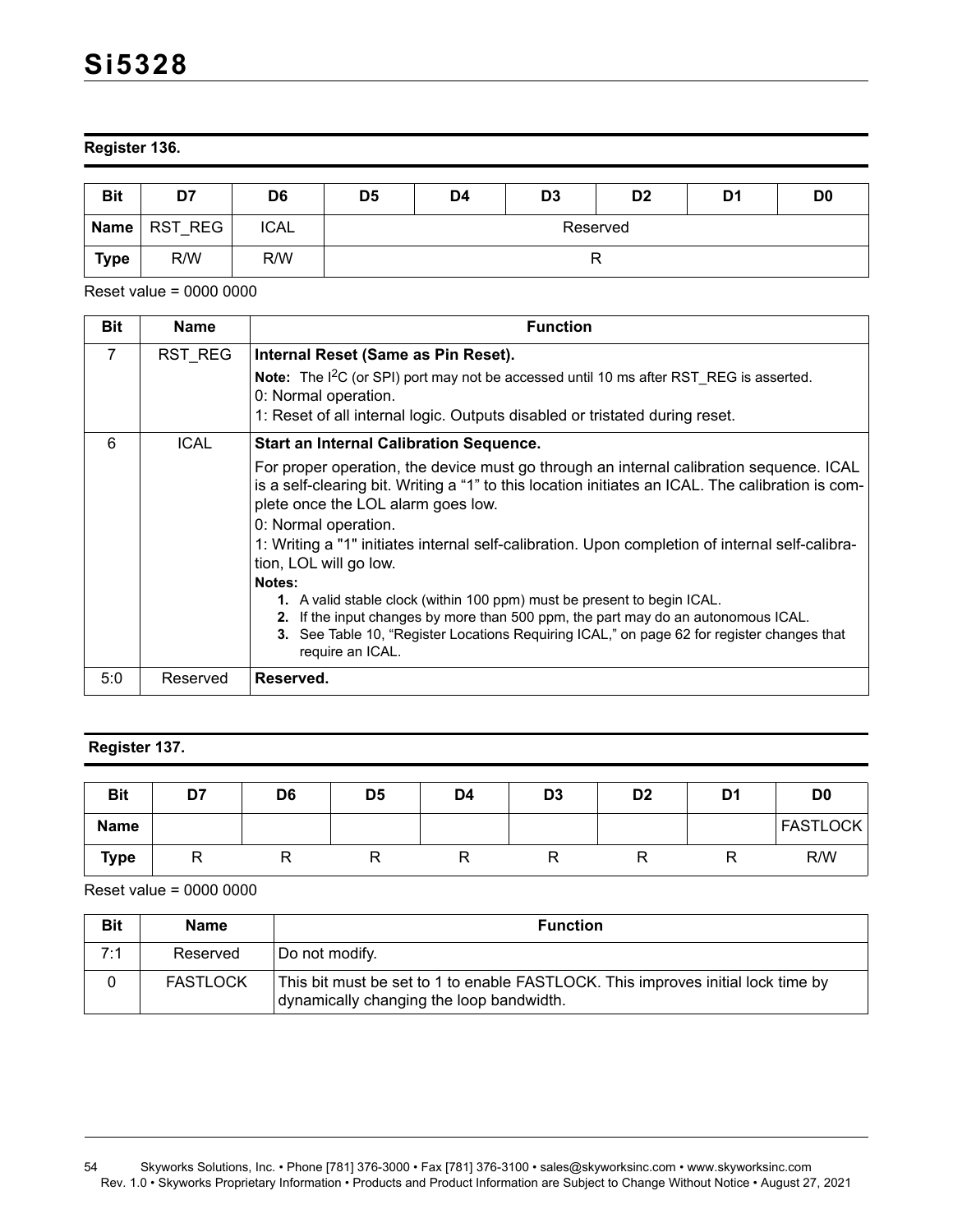### Register 136.

| Bit | D7 | D6 | D5 | D4 | D3 | D2 | D1 | D0 |
|---|---|---|---|---|---|---|---|---|
| Name | RST_REG | ICAL | Reserved | | | | | |
| Type | R/W | R/W | R | | | | | |

Reset value = 0000 0000

| Bit | Name | Function |
|---|---|---|
| 7 | RST_REG | **Internal Reset (Same as Pin Reset).**<br>**Note:** The I[2]C (or SPI) port may not be accessed until 10 ms after RST_REG is asserted.<br>0: Normal operation.<br>1: Reset of all internal logic. Outputs disabled or tristated during reset. |
| 6 | ICAL | **Start an Internal Calibration Sequence.**<br>For proper operation, the device must go through an internal calibration sequence. ICAL is a self-clearing bit. Writing a “1” to this location initiates an ICAL. The calibration is complete once the LOL alarm goes low.<br>0: Normal operation.<br>1: Writing a "1" initiates internal self-calibration. Upon completion of internal self-calibration, LOL will go low.<br>**Notes:**<br>**1.** A valid stable clock (within 100 ppm) must be present to begin ICAL.<br>**2.** If the input changes by more than 500 ppm, the part may do an autonomous ICAL.<br>**3.** See Table 10, “Register Locations Requiring ICAL,” on page 62 for register changes that require an ICAL. |
| 5:0 | Reserved | **Reserved.** |

### Register 137.

| Bit | D7 | D6 | D5 | D4 | D3 | D2 | D1 | D0 |
|---|---|---|---|---|---|---|---|---|
| Name | | | | | | | | FASTLOCK |
| Type | R | R | R | R | R | R | R | R/W |

Reset value = 0000 0000

| Bit | Name | Function |
|---|---|---|
| 7:1 | Reserved | Do not modify. |
| 0 | FASTLOCK | This bit must be set to 1 to enable FASTLOCK. This improves initial lock time by dynamically changing the loop bandwidth. |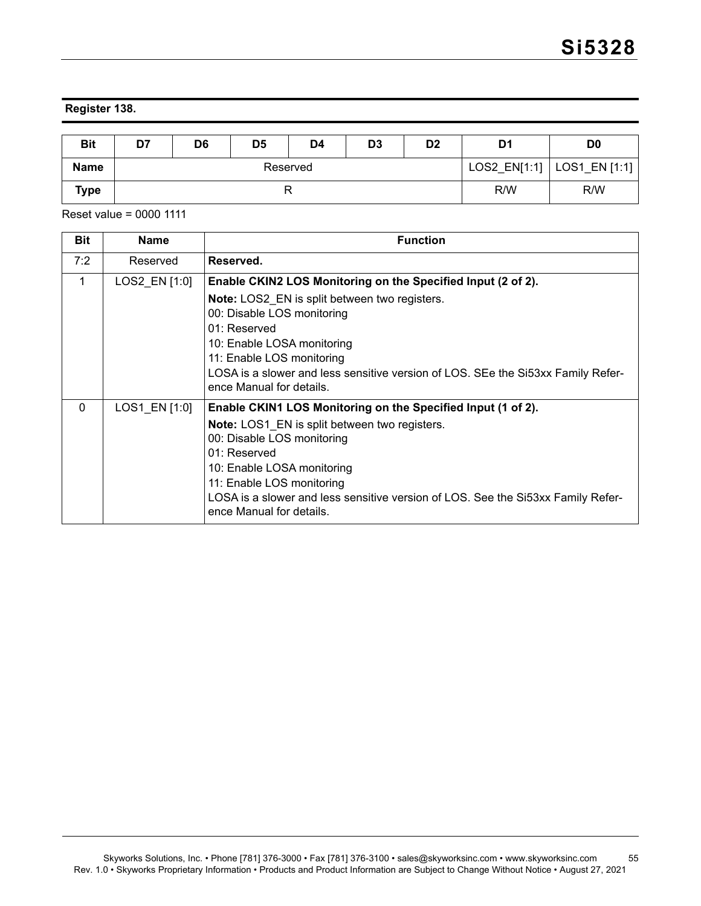**Register 138.**

| Bit | D7 | D6 | D5 | D4 | D3 | D2 | D1 | D0 |
|---|---|---|---|---|---|---|---|---|
| **Name** | Reserved | | | | | | LOS2_EN[1:1] | LOS1_EN [1:1] |
| **Type** | R | | | | | | R/W | R/W |

Reset value = 0000 1111

| Bit | Name | Function |
|---|---|---|
| 7:2 | Reserved | **Reserved.** |
| 1 | LOS2_EN [1:0] | **Enable CKIN2 LOS Monitoring on the Specified Input (2 of 2).**<br>**Note:** LOS2_EN is split between two registers.<br>00: Disable LOS monitoring<br>01: Reserved<br>10: Enable LOSA monitoring<br>11: Enable LOS monitoring<br>LOSA is a slower and less sensitive version of LOS. SEe the Si53xx Family Reference Manual for details. |
| 0 | LOS1_EN [1:0] | **Enable CKIN1 LOS Monitoring on the Specified Input (1 of 2).**<br>**Note:** LOS1_EN is split between two registers.<br>00: Disable LOS monitoring<br>01: Reserved<br>10: Enable LOSA monitoring<br>11: Enable LOS monitoring<br>LOSA is a slower and less sensitive version of LOS. See the Si53xx Family Reference Manual for details. |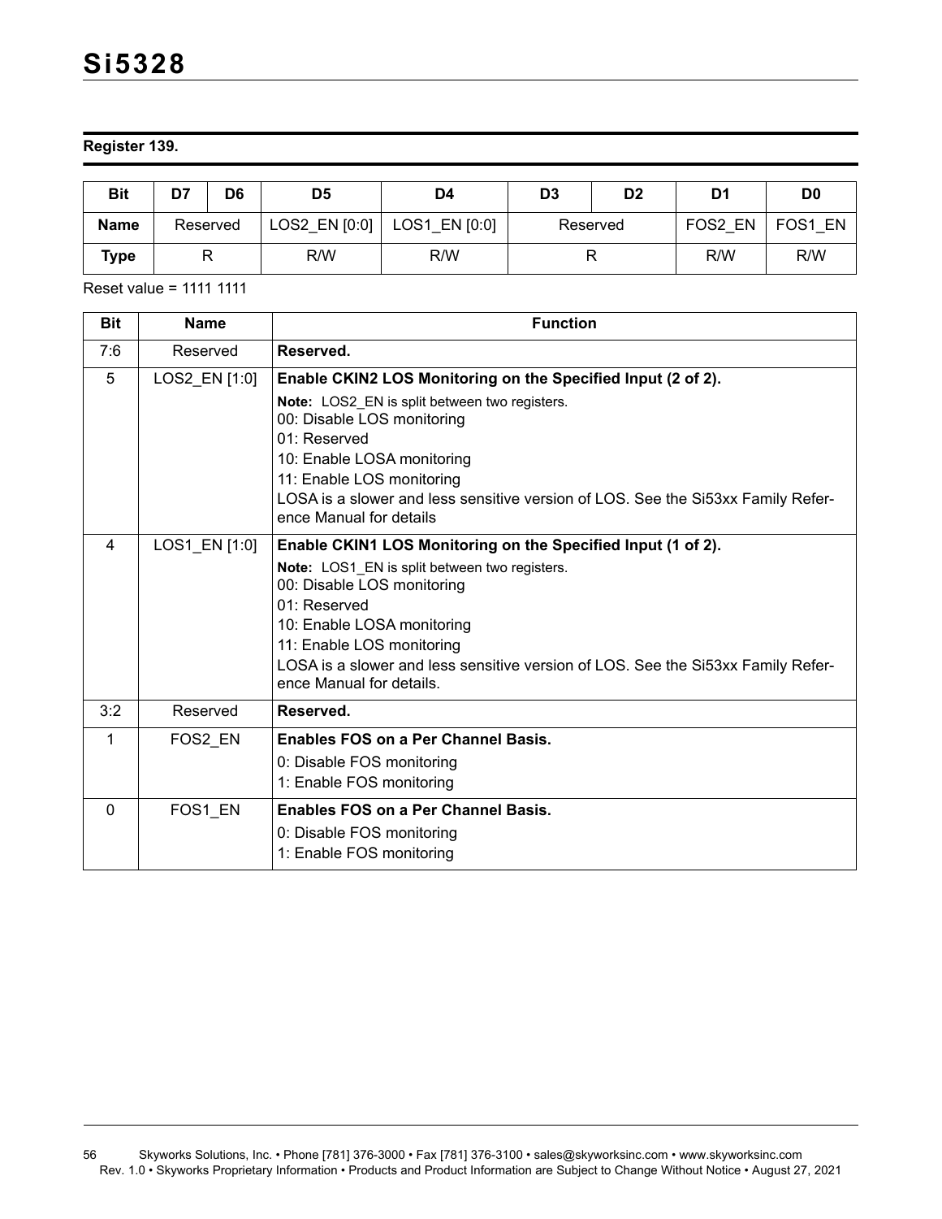**Register 139.**

| Bit | D7 | D6 | D5 | D4 | D3 | D2 | D1 | D0 |
|---|---|---|---|---|---|---|---|---|
| **Name** | Reserved | | LOS2_EN [0:0] | LOS1_EN [0:0] | Reserved | | FOS2_EN | FOS1_EN |
| **Type** | R | | R/W | R/W | R | | R/W | R/W |

Reset value = 1111 1111

| Bit | Name | Function |
|---|---|---|
| 7:6 | Reserved | **Reserved.** |
| 5 | LOS2_EN [1:0] | **Enable CKIN2 LOS Monitoring on the Specified Input (2 of 2).**<br>**Note:** LOS2_EN is split between two registers.<br>00: Disable LOS monitoring<br>01: Reserved<br>10: Enable LOSA monitoring<br>11: Enable LOS monitoring<br>LOSA is a slower and less sensitive version of LOS. See the Si53xx Family Reference Manual for details |
| 4 | LOS1_EN [1:0] | **Enable CKIN1 LOS Monitoring on the Specified Input (1 of 2).**<br>**Note:** LOS1_EN is split between two registers.<br>00: Disable LOS monitoring<br>01: Reserved<br>10: Enable LOSA monitoring<br>11: Enable LOS monitoring<br>LOSA is a slower and less sensitive version of LOS. See the Si53xx Family Reference Manual for details. |
| 3:2 | Reserved | **Reserved.** |
| 1 | FOS2_EN | **Enables FOS on a Per Channel Basis.**<br>0: Disable FOS monitoring<br>1: Enable FOS monitoring |
| 0 | FOS1_EN | **Enables FOS on a Per Channel Basis.**<br>0: Disable FOS monitoring<br>1: Enable FOS monitoring |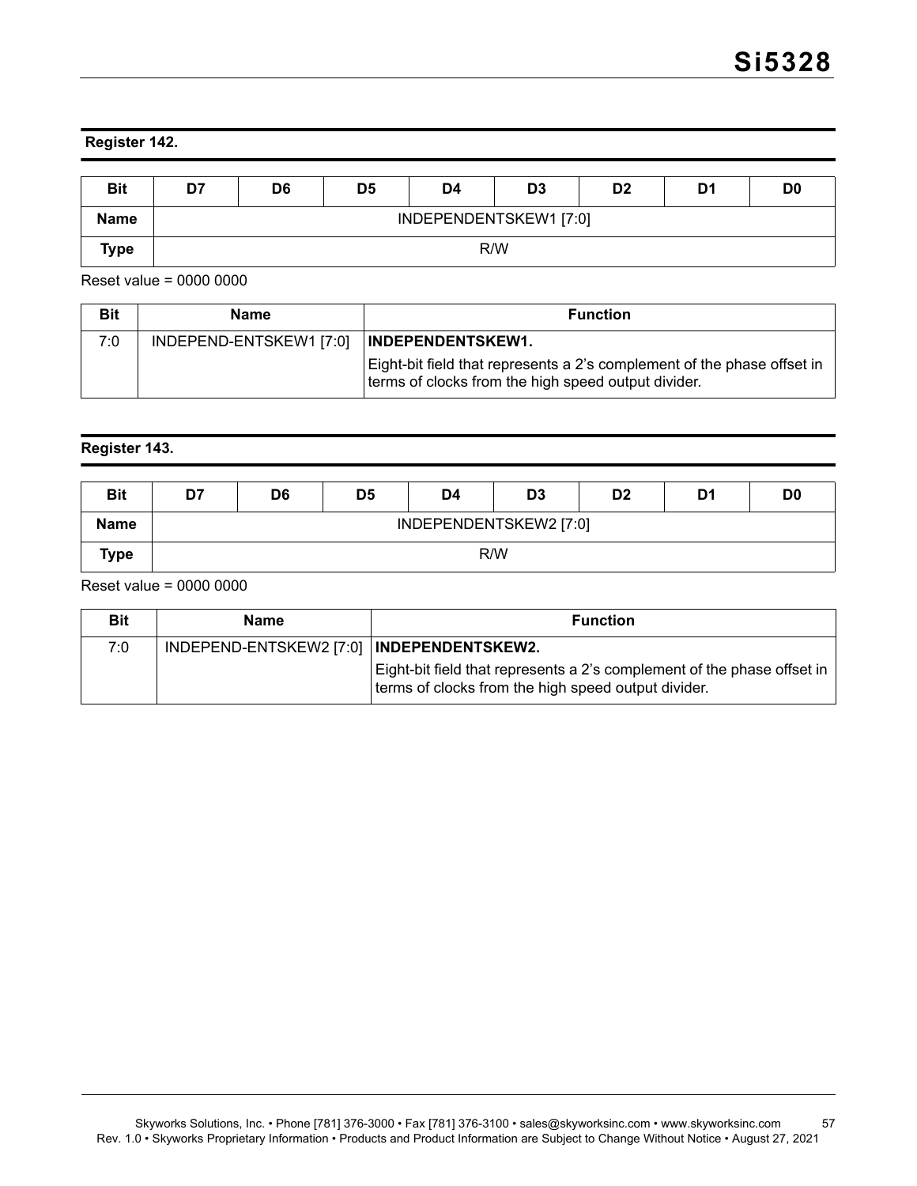**Register 142.**

| Bit | D7 | D6 | D5 | D4 | D3 | D2 | D1 | D0 |
|---|---|---|---|---|---|---|---|---|
| Name | INDEPENDENTSKEW1 [7:0] | | | | | | | |
| Type | R/W | | | | | | | |

Reset value = 0000 0000

| Bit | Name | Function |
|---|---|---|
| 7:0 | INDEPEND-ENTSKEW1 [7:0] | **INDEPENDENTSKEW1.**<br>Eight-bit field that represents a 2's complement of the phase offset in terms of clocks from the high speed output divider. |

**Register 143.**

| Bit | D7 | D6 | D5 | D4 | D3 | D2 | D1 | D0 |
|---|---|---|---|---|---|---|---|---|
| Name | INDEPENDENTSKEW2 [7:0] | | | | | | | |
| Type | R/W | | | | | | | |

Reset value = 0000 0000

| Bit | Name | Function |
|---|---|---|
| 7:0 | INDEPEND-ENTSKEW2 [7:0] | **INDEPENDENTSKEW2.**<br>Eight-bit field that represents a 2's complement of the phase offset in terms of clocks from the high speed output divider. |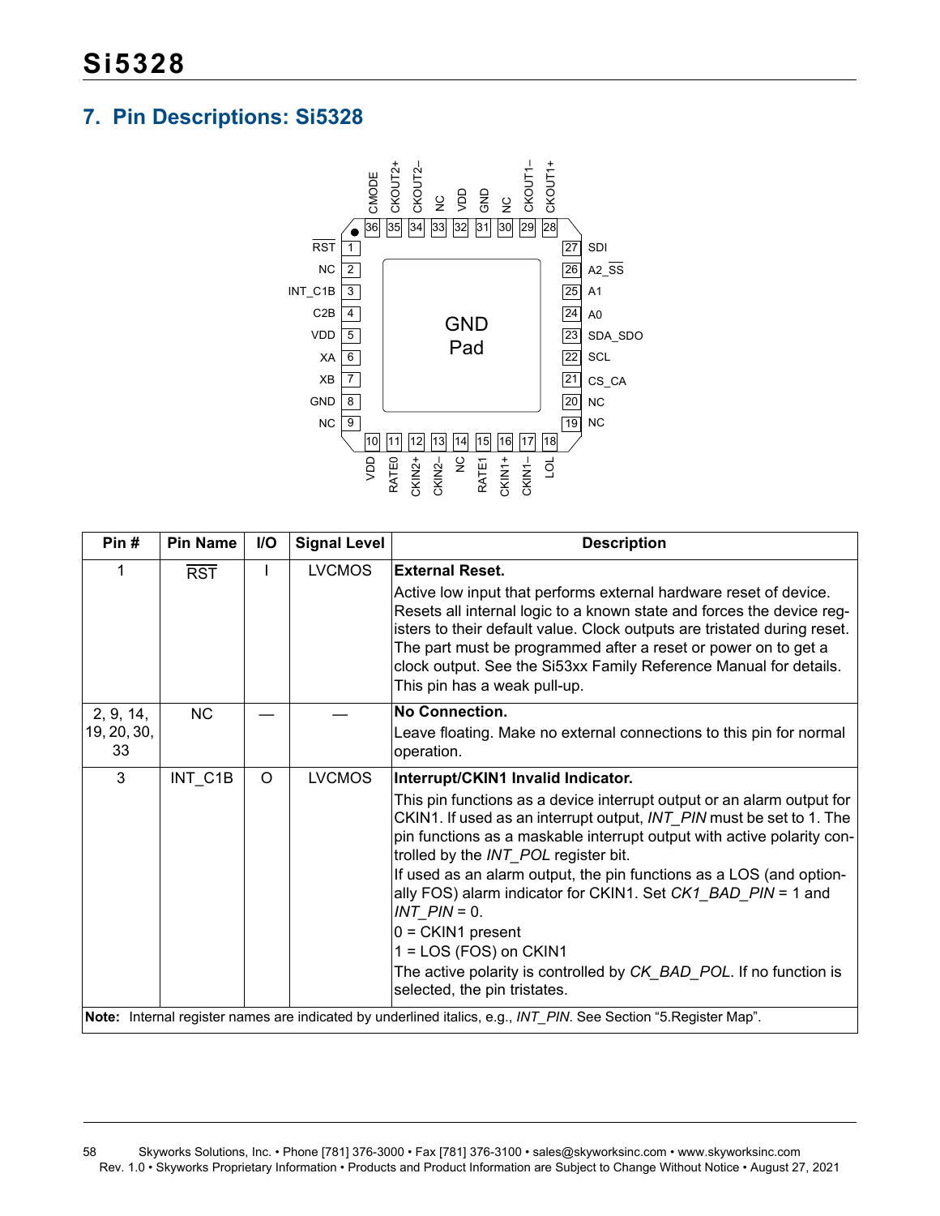# Si5328

## 7. Pin Descriptions: Si5328

| Pin # | Pin Name | I/O | Signal Level | Description |
|---|---|---|---|---|
| 1 | RST | I | LVCMOS | **External Reset.**<br>Active low input that performs external hardware reset of device. Resets all internal logic to a known state and forces the device registers to their default value. Clock outputs are tristated during reset. The part must be programmed after a reset or power on to get a clock output. See the Si53xx Family Reference Manual for details.<br>This pin has a weak pull-up. |
| 2, 9, 14, 19, 20, 30, 33 | NC | — | — | **No Connection.**<br>Leave floating. Make no external connections to this pin for normal operation. |
| 3 | INT_C1B | O | LVCMOS | **Interrupt/CKIN1 Invalid Indicator.**<br>This pin functions as a device interrupt output or an alarm output for CKIN1. If used as an interrupt output, *INT_PIN* must be set to 1. The pin functions as a maskable interrupt output with active polarity controlled by the *INT_POL* register bit.<br>If used as an alarm output, the pin functions as a LOS (and optionally FOS) alarm indicator for CKIN1. Set *CK1_BAD_PIN* = 1 and *INT_PIN* = 0.<br>0 = CKIN1 present<br>1 = LOS (FOS) on CKIN1<br>The active polarity is controlled by *CK_BAD_POL*. If no function is selected, the pin tristates. |

**Note:** Internal register names are indicated by underlined italics, e.g., *INT_PIN*. See Section "5.Register Map".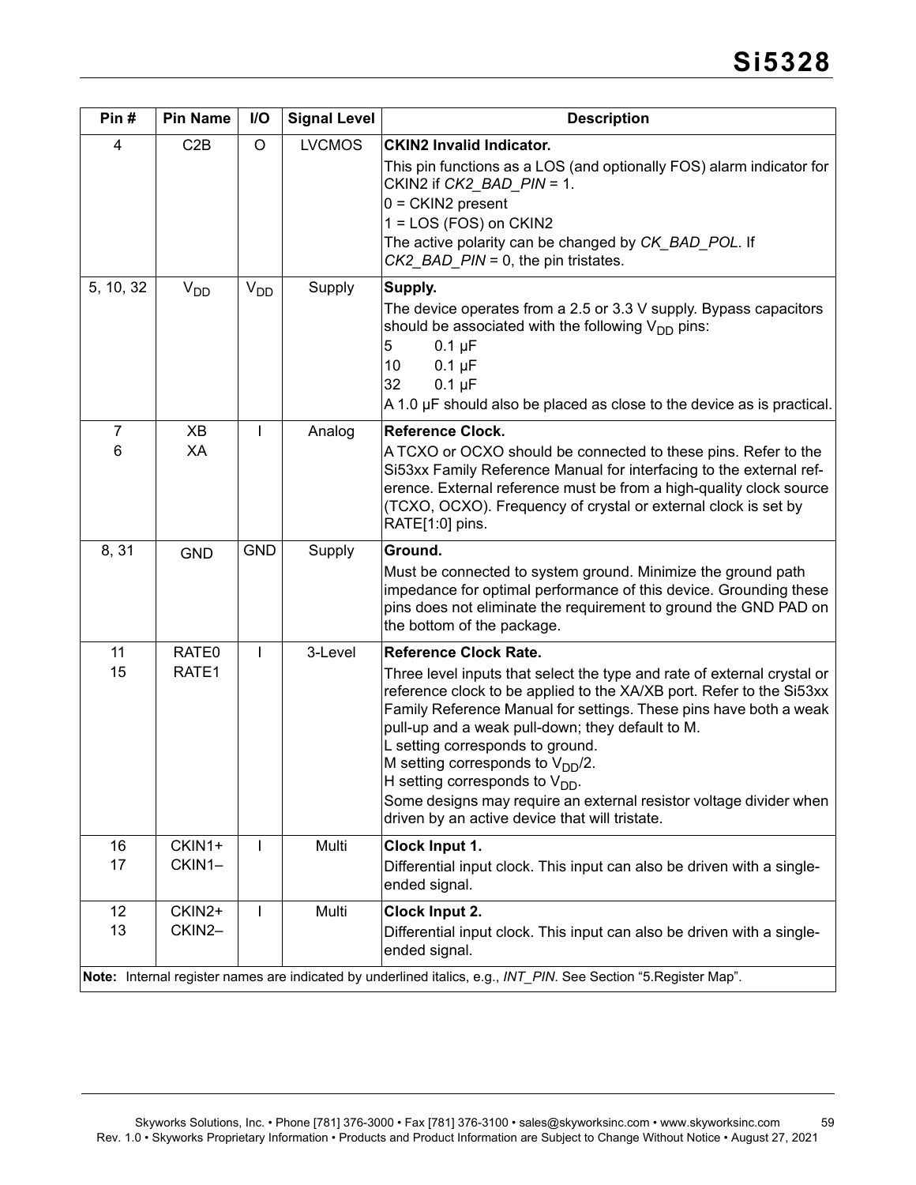| Pin # | Pin Name | I/O | Signal Level | Description |
|---|---|---|---|---|
| 4 | C2B | O | LVCMOS | **CKIN2 Invalid Indicator.**<br>This pin functions as a LOS (and optionally FOS) alarm indicator for CKIN2 if *CK2_BAD_PIN* = 1.<br>0 = CKIN2 present<br>1 = LOS (FOS) on CKIN2<br>The active polarity can be changed by *CK_BAD_POL*. If *CK2_BAD_PIN* = 0, the pin tristates. |
| 5, 10, 32 | $V_{DD}$ | $V_{DD}$ | Supply | **Supply.**<br>The device operates from a 2.5 or 3.3 V supply. Bypass capacitors should be associated with the following $V_{DD}$ pins:<br>5 0.1 µF<br>10 0.1 µF<br>32 0.1 µF<br>A 1.0 µF should also be placed as close to the device as is practical. |
| 7<br>6 | XB<br>XA | I | Analog | **Reference Clock.**<br>A TCXO or OCXO should be connected to these pins. Refer to the Si53xx Family Reference Manual for interfacing to the external reference. External reference must be from a high-quality clock source (TCXO, OCXO). Frequency of crystal or external clock is set by RATE[1:0] pins. |
| 8, 31 | GND | GND | Supply | **Ground.**<br>Must be connected to system ground. Minimize the ground path impedance for optimal performance of this device. Grounding these pins does not eliminate the requirement to ground the GND PAD on the bottom of the package. |
| 11<br>15 | RATE0<br>RATE1 | I | 3-Level | **Reference Clock Rate.**<br>Three level inputs that select the type and rate of external crystal or reference clock to be applied to the XA/XB port. Refer to the Si53xx Family Reference Manual for settings. These pins have both a weak pull-up and a weak pull-down; they default to M.<br>L setting corresponds to ground.<br>M setting corresponds to $V_{DD}/2$.<br>H setting corresponds to $V_{DD}$.<br>Some designs may require an external resistor voltage divider when driven by an active device that will tristate. |
| 16<br>17 | CKIN1+<br>CKIN1– | I | Multi | **Clock Input 1.**<br>Differential input clock. This input can also be driven with a single-ended signal. |
| 12<br>13 | CKIN2+<br>CKIN2– | I | Multi | **Clock Input 2.**<br>Differential input clock. This input can also be driven with a single-ended signal. |

**Note:** Internal register names are indicated by underlined italics, e.g., *INT_PIN*. See Section "5.Register Map".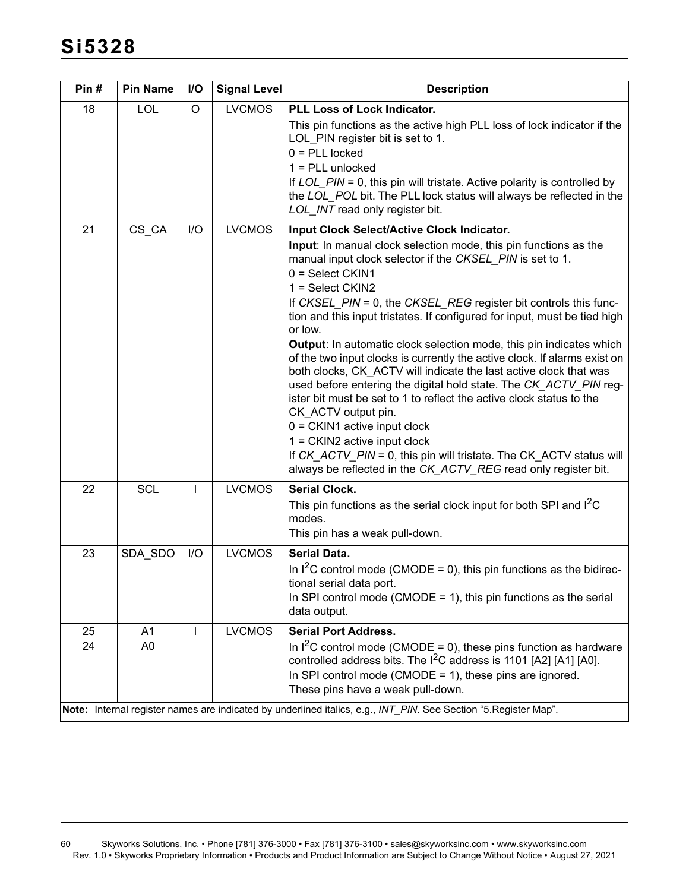| Pin # | Pin Name | I/O | Signal Level | Description |
|---|---|---|---|---|
| 18 | LOL | O | LVCMOS | **PLL Loss of Lock Indicator.**<br>This pin functions as the active high PLL loss of lock indicator if the LOL_PIN register bit is set to 1.<br>0 = PLL locked<br>1 = PLL unlocked<br>If *LOL_PIN* = 0, this pin will tristate. Active polarity is controlled by the *LOL_POL* bit. The PLL lock status will always be reflected in the *LOL_INT* read only register bit. |
| 21 | CS_CA | I/O | LVCMOS | **Input Clock Select/Active Clock Indicator.**<br>**Input**: In manual clock selection mode, this pin functions as the manual input clock selector if the *CKSEL_PIN* is set to 1.<br>0 = Select CKIN1<br>1 = Select CKIN2<br>If *CKSEL_PIN* = 0, the *CKSEL_REG* register bit controls this function and this input tristates. If configured for input, must be tied high or low.<br>**Output**: In automatic clock selection mode, this pin indicates which of the two input clocks is currently the active clock. If alarms exist on both clocks, CK_ACTV will indicate the last active clock that was used before entering the digital hold state. The *CK_ACTV_PIN* register bit must be set to 1 to reflect the active clock status to the CK_ACTV output pin.<br>0 = CKIN1 active input clock<br>1 = CKIN2 active input clock<br>If *CK_ACTV_PIN* = 0, this pin will tristate. The CK_ACTV status will always be reflected in the *CK_ACTV_REG* read only register bit. |
| 22 | SCL | I | LVCMOS | **Serial Clock.**<br>This pin functions as the serial clock input for both SPI and $I^2C$ modes.<br>This pin has a weak pull-down. |
| 23 | SDA_SDO | I/O | LVCMOS | **Serial Data.**<br>In $I^2C$ control mode (CMODE = 0), this pin functions as the bidirectional serial data port.<br>In SPI control mode (CMODE = 1), this pin functions as the serial data output. |
| 25<br>24 | A1<br>A0 | I | LVCMOS | **Serial Port Address.**<br>In $I^2C$ control mode (CMODE = 0), these pins function as hardware controlled address bits. The $I^2C$ address is 1101 [A2] [A1] [A0].<br>In SPI control mode (CMODE = 1), these pins are ignored.<br>These pins have a weak pull-down. |

**Note:** Internal register names are indicated by underlined italics, e.g., *INT_PIN*. See Section "5.Register Map".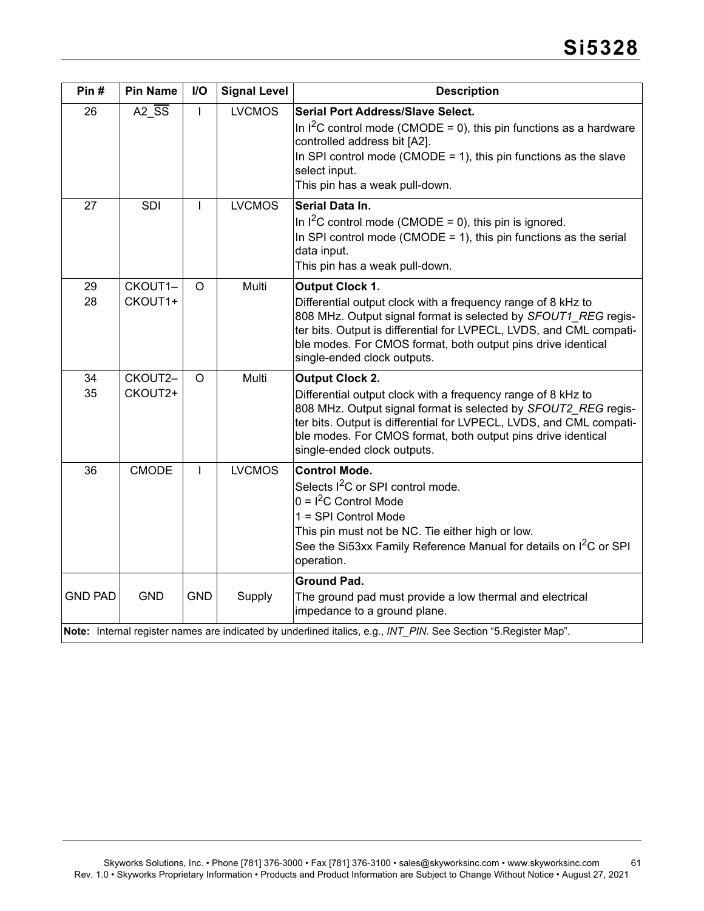| Pin # | Pin Name | I/O | Signal Level | Description |
|---|---|---|---|---|
| 26 | A2_$\overline{\text{SS}}$ | I | LVCMOS | **Serial Port Address/Slave Select.**<br>In $I^2C$ control mode (CMODE = 0), this pin functions as a hardware controlled address bit [A2].<br>In SPI control mode (CMODE = 1), this pin functions as the slave select input.<br>This pin has a weak pull-down. |
| 27 | SDI | I | LVCMOS | **Serial Data In.**<br>In $I^2C$ control mode (CMODE = 0), this pin is ignored.<br>In SPI control mode (CMODE = 1), this pin functions as the serial data input.<br>This pin has a weak pull-down. |
| 29<br>28 | CKOUT1–<br>CKOUT1+ | O | Multi | **Output Clock 1.**<br>Differential output clock with a frequency range of 8 kHz to 808 MHz. Output signal format is selected by *SFOUT1_REG* register bits. Output is differential for LVPECL, LVDS, and CML compatible modes. For CMOS format, both output pins drive identical single-ended clock outputs. |
| 34<br>35 | CKOUT2–<br>CKOUT2+ | O | Multi | **Output Clock 2.**<br>Differential output clock with a frequency range of 8 kHz to 808 MHz. Output signal format is selected by *SFOUT2_REG* register bits. Output is differential for LVPECL, LVDS, and CML compatible modes. For CMOS format, both output pins drive identical single-ended clock outputs. |
| 36 | CMODE | I | LVCMOS | **Control Mode.**<br>Selects $I^2C$ or SPI control mode.<br>0 = $I^2C$ Control Mode<br>1 = SPI Control Mode<br>This pin must not be NC. Tie either high or low.<br>See the Si53xx Family Reference Manual for details on $I^2C$ or SPI operation. |
| GND PAD | GND | GND | Supply | **Ground Pad.**<br>The ground pad must provide a low thermal and electrical impedance to a ground plane. |

**Note:** Internal register names are indicated by underlined italics, e.g., *INT_PIN*. See Section "5.Register Map".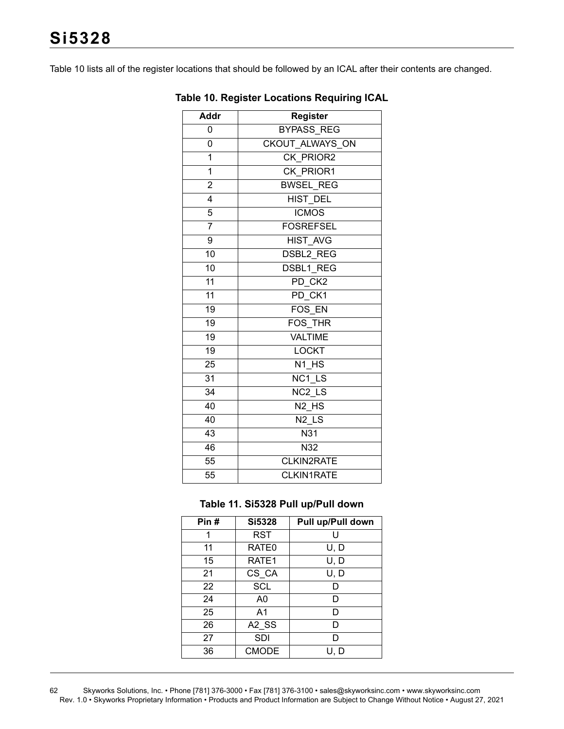Table 10 lists all of the register locations that should be followed by an ICAL after their contents are changed.

**Table 10. Register Locations Requiring ICAL**

| Addr | Register |
|---|---|
| 0 | BYPASS_REG |
| 0 | CKOUT_ALWAYS_ON |
| 1 | CK_PRIOR2 |
| 1 | CK_PRIOR1 |
| 2 | BWSEL_REG |
| 4 | HIST_DEL |
| 5 | ICMOS |
| 7 | FOSREFSEL |
| 9 | HIST_AVG |
| 10 | DSBL2_REG |
| 10 | DSBL1_REG |
| 11 | PD_CK2 |
| 11 | PD_CK1 |
| 19 | FOS_EN |
| 19 | FOS_THR |
| 19 | VALTIME |
| 19 | LOCKT |
| 25 | N1_HS |
| 31 | NC1_LS |
| 34 | NC2_LS |
| 40 | N2_HS |
| 40 | N2_LS |
| 43 | N31 |
| 46 | N32 |
| 55 | CLKIN2RATE |
| 55 | CLKIN1RATE |

**Table 11. Si5328 Pull up/Pull down**

| Pin # | Si5328 | Pull up/Pull down |
|---|---|---|
| 1 | RST | U |
| 11 | RATE0 | U, D |
| 15 | RATE1 | U, D |
| 21 | CS_CA | U, D |
| 22 | SCL | D |
| 24 | A0 | D |
| 25 | A1 | D |
| 26 | A2_SS | D |
| 27 | SDI | D |
| 36 | CMODE | U, D |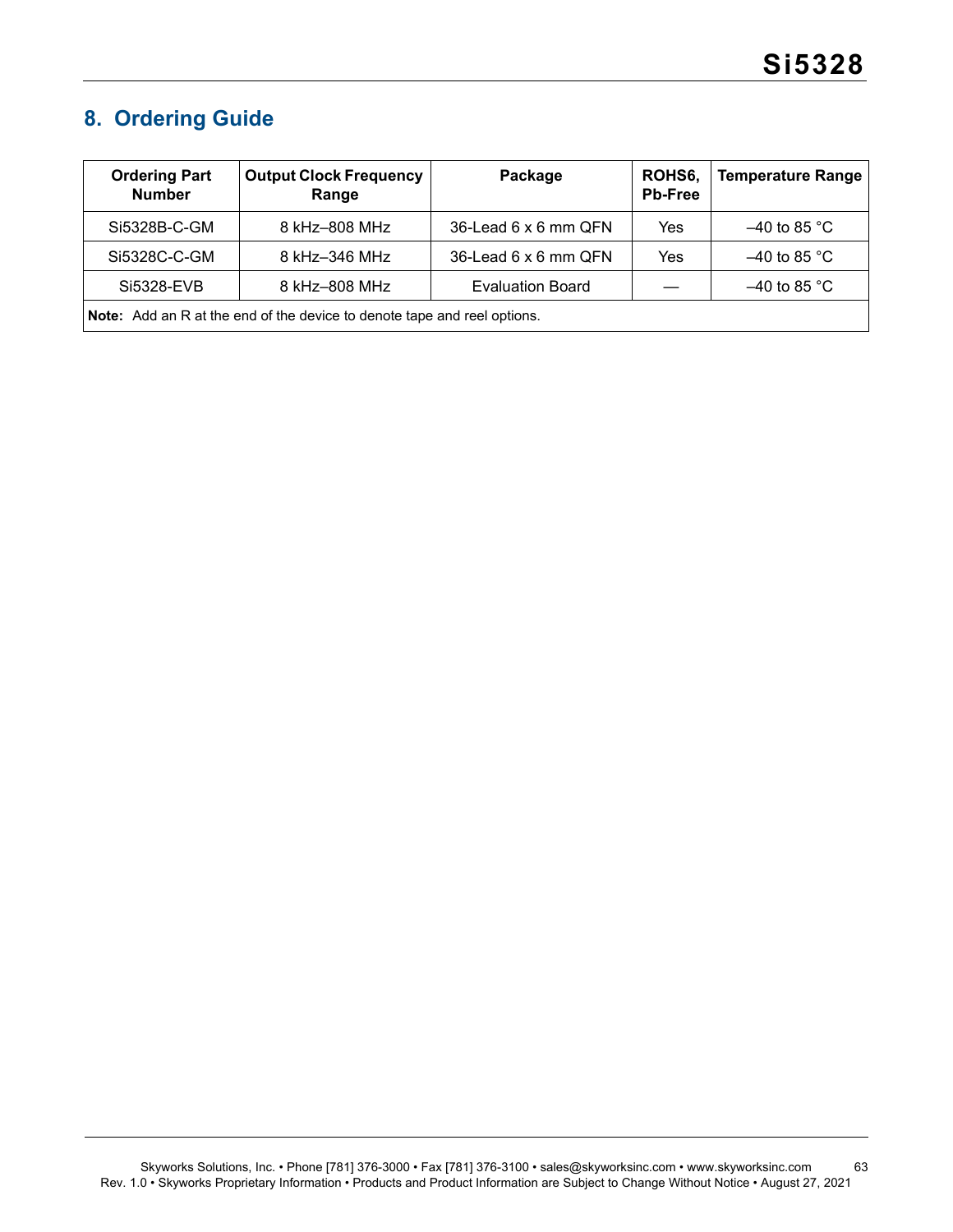## 8. Ordering Guide

| Ordering Part Number | Output Clock Frequency Range | Package | ROHS6, Pb-Free | Temperature Range |
|---|---|---|---|---|
| Si5328B-C-GM | 8 kHz–808 MHz | 36-Lead 6 x 6 mm QFN | Yes | –40 to 85 °C |
| Si5328C-C-GM | 8 kHz–346 MHz | 36-Lead 6 x 6 mm QFN | Yes | –40 to 85 °C |
| Si5328-EVB | 8 kHz–808 MHz | Evaluation Board | — | –40 to 85 °C |

**Note:** Add an R at the end of the device to denote tape and reel options.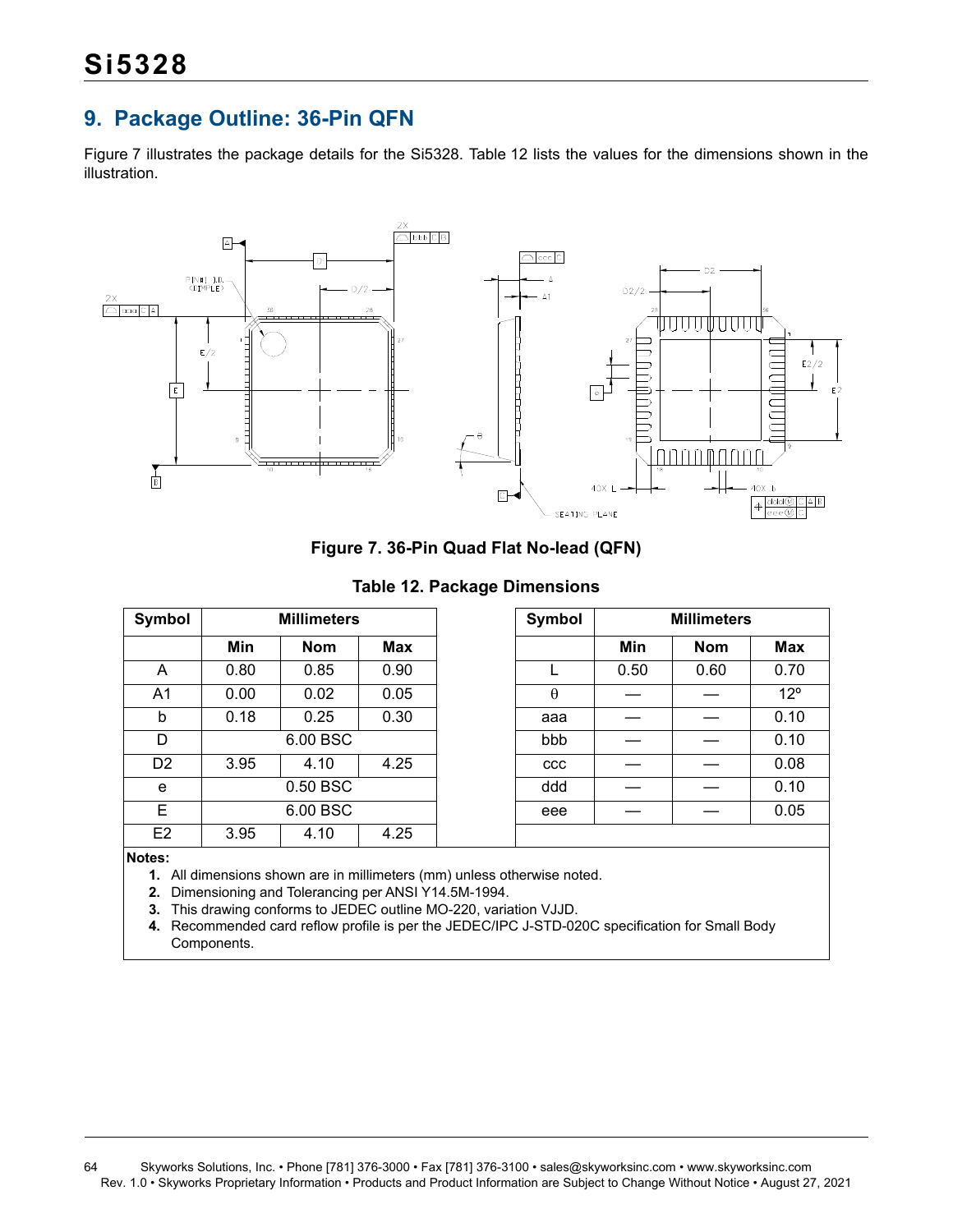## 9. Package Outline: 36-Pin QFN

Figure 7 illustrates the package details for the Si5328. Table 12 lists the values for the dimensions shown in the illustration.

**Figure 7. 36-Pin Quad Flat No-lead (QFN)**

**Table 12. Package Dimensions**

| Symbol | Millimeters | | | Symbol | Millimeters | | |
|---|---|---|---|---|---|---|---|
| | Min | Nom | Max | | Min | Nom | Max |
| A | 0.80 | 0.85 | 0.90 | L | 0.50 | 0.60 | 0.70 |
| A1 | 0.00 | 0.02 | 0.05 | θ | — | — | 12º |
| b | 0.18 | 0.25 | 0.30 | aaa | — | — | 0.10 |
| D | 6.00 BSC | | | bbb | — | — | 0.10 |
| D2 | 3.95 | 4.10 | 4.25 | ccc | — | — | 0.08 |
| e | 0.50 BSC | | | ddd | — | — | 0.10 |
| E | 6.00 BSC | | | eee | — | — | 0.05 |
| E2 | 3.95 | 4.10 | 4.25 | | | | |

**Notes:**
1. All dimensions shown are in millimeters (mm) unless otherwise noted.
2. Dimensioning and Tolerancing per ANSI Y14.5M-1994.
3. This drawing conforms to JEDEC outline MO-220, variation VJJD.
4. Recommended card reflow profile is per the JEDEC/IPC J-STD-020C specification for Small Body Components.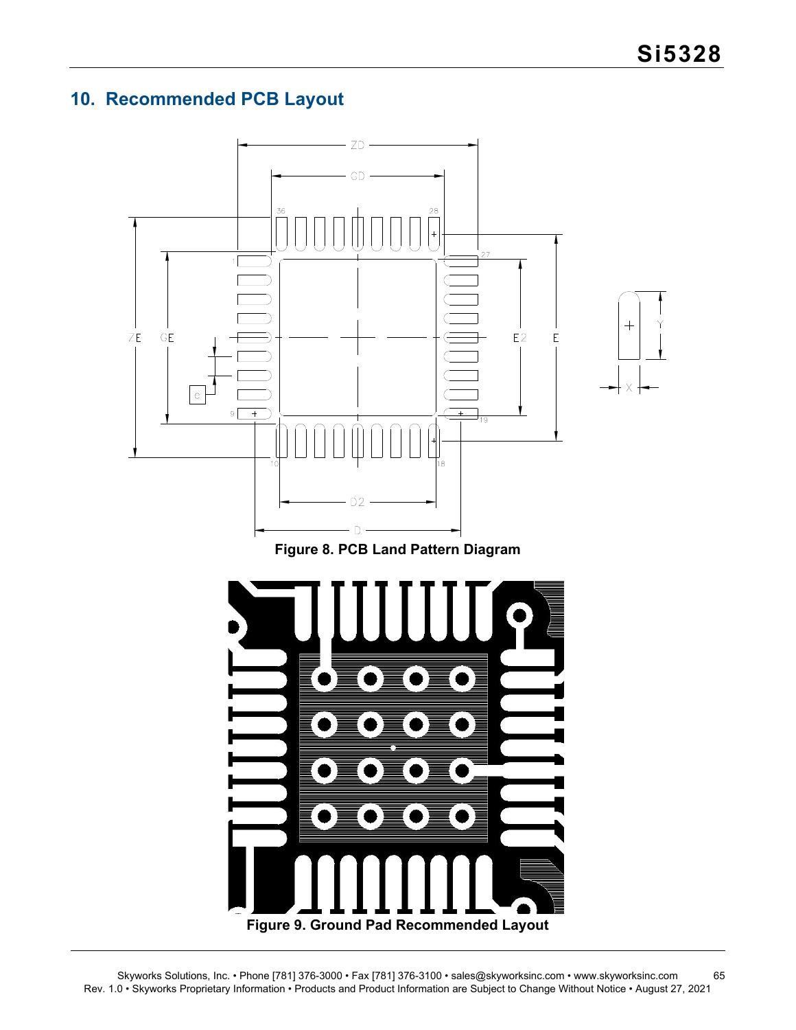# 10. Recommended PCB Layout

**Figure 8. PCB Land Pattern Diagram**

**Figure 9. Ground Pad Recommended Layout**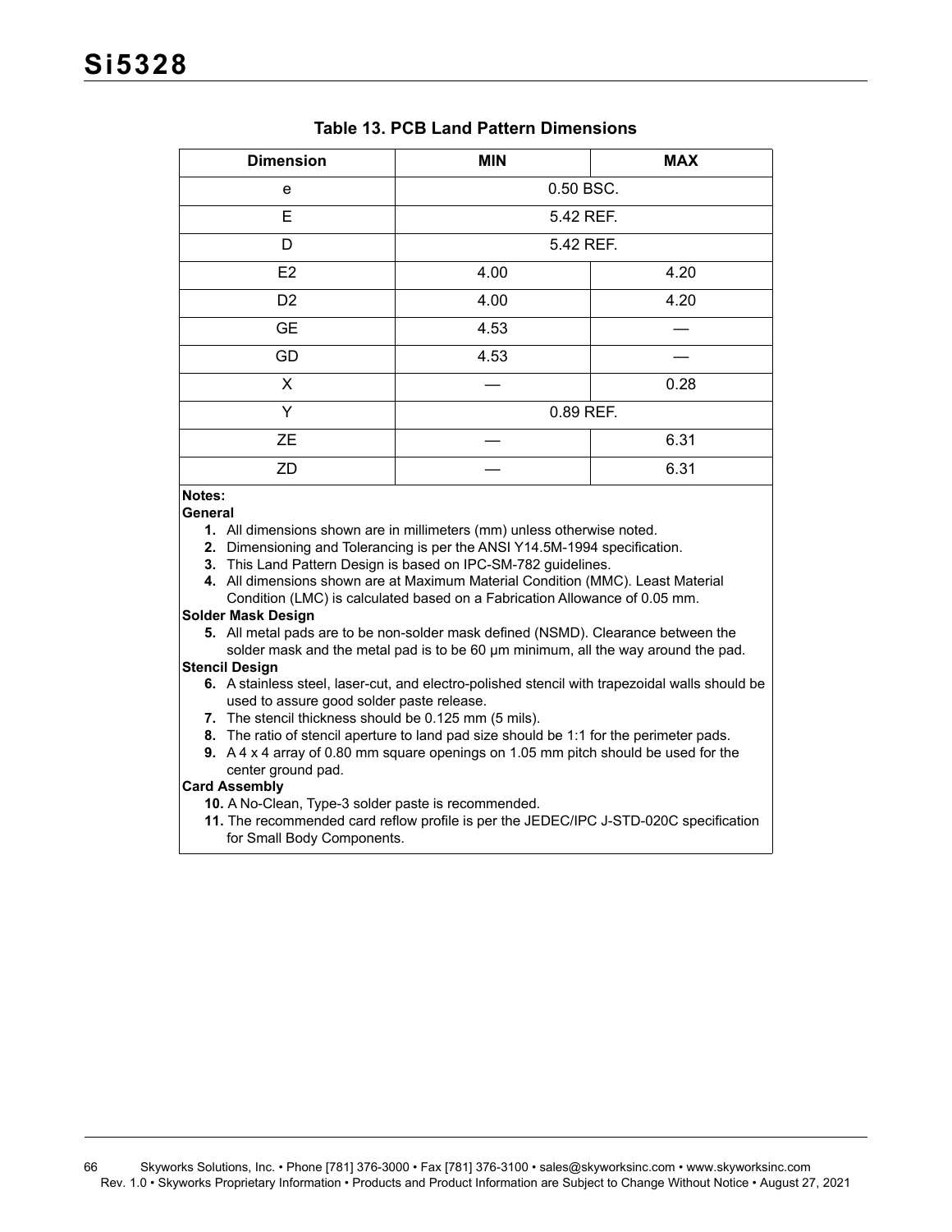**Table 13. PCB Land Pattern Dimensions**

| Dimension | MIN | MAX |
|---|---|---|
| e | 0.50 BSC. | |
| E | 5.42 REF. | |
| D | 5.42 REF. | |
| E2 | 4.00 | 4.20 |
| D2 | 4.00 | 4.20 |
| GE | 4.53 | — |
| GD | 4.53 | — |
| X | — | 0.28 |
| Y | 0.89 REF. | |
| ZE | — | 6.31 |
| ZD | — | 6.31 |

**Notes:**

**General**

1. All dimensions shown are in millimeters (mm) unless otherwise noted.
2. Dimensioning and Tolerancing is per the ANSI Y14.5M-1994 specification.
3. This Land Pattern Design is based on IPC-SM-782 guidelines.
4. All dimensions shown are at Maximum Material Condition (MMC). Least Material Condition (LMC) is calculated based on a Fabrication Allowance of 0.05 mm.

**Solder Mask Design**

5. All metal pads are to be non-solder mask defined (NSMD). Clearance between the solder mask and the metal pad is to be 60 μm minimum, all the way around the pad.

**Stencil Design**

6. A stainless steel, laser-cut, and electro-polished stencil with trapezoidal walls should be used to assure good solder paste release.
7. The stencil thickness should be 0.125 mm (5 mils).
8. The ratio of stencil aperture to land pad size should be 1:1 for the perimeter pads.
9. A 4 x 4 array of 0.80 mm square openings on 1.05 mm pitch should be used for the center ground pad.

**Card Assembly**

10. A No-Clean, Type-3 solder paste is recommended.
11. The recommended card reflow profile is per the JEDEC/IPC J-STD-020C specification for Small Body Components.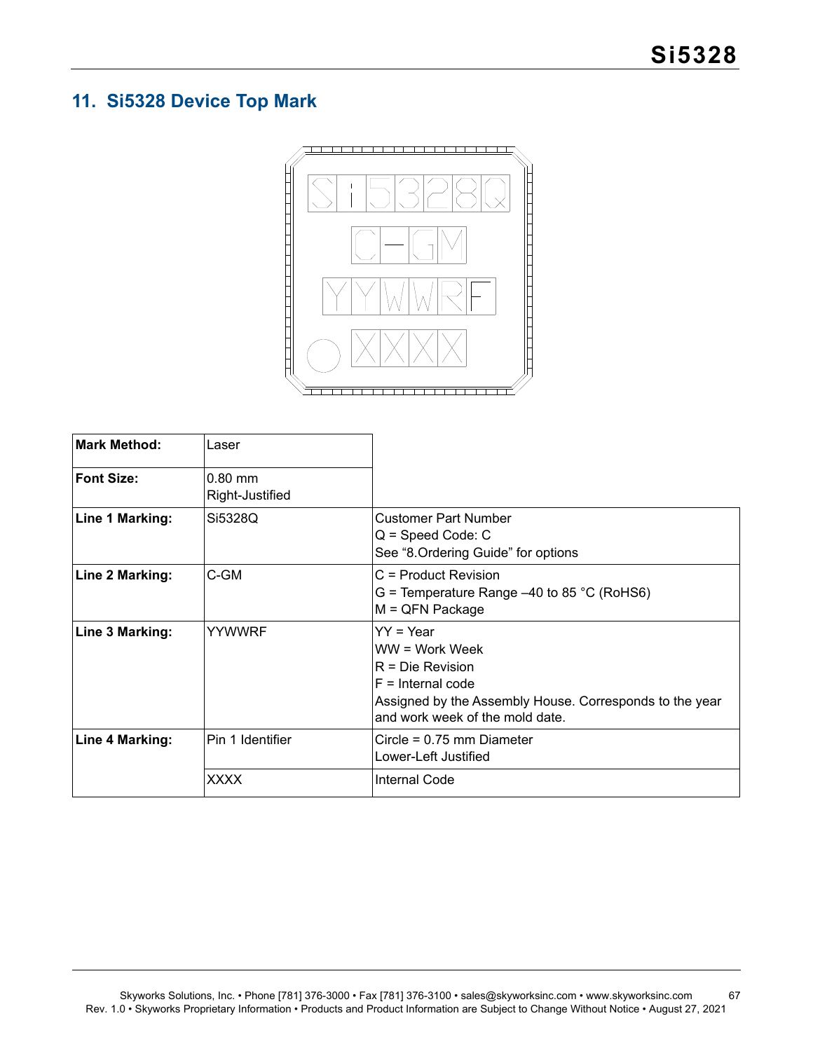## 11. Si5328 Device Top Mark

| | | |
|---|---|---|
| **Mark Method:** | Laser | |
| **Font Size:** | 0.80 mm<br>Right-Justified | |
| **Line 1 Marking:** | Si5328Q | Customer Part Number<br>Q = Speed Code: C<br>See "8.Ordering Guide" for options |
| **Line 2 Marking:** | C-GM | C = Product Revision<br>G = Temperature Range –40 to 85 °C (RoHS6)<br>M = QFN Package |
| **Line 3 Marking:** | YYWWRF | YY = Year<br>WW = Work Week<br>R = Die Revision<br>F = Internal code<br>Assigned by the Assembly House. Corresponds to the year and work week of the mold date. |
| **Line 4 Marking:** | Pin 1 Identifier | Circle = 0.75 mm Diameter<br>Lower-Left Justified |
| | XXXX | Internal Code |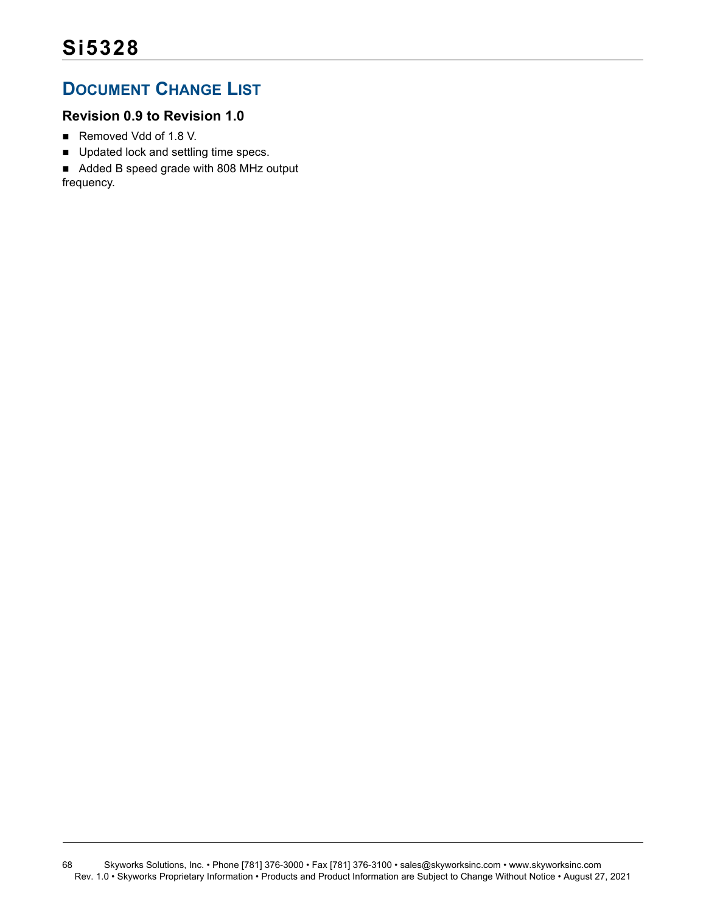## Document Change List

### Revision 0.9 to Revision 1.0

- Removed Vdd of 1.8 V.
- Updated lock and settling time specs.
- Added B speed grade with 808 MHz output frequency.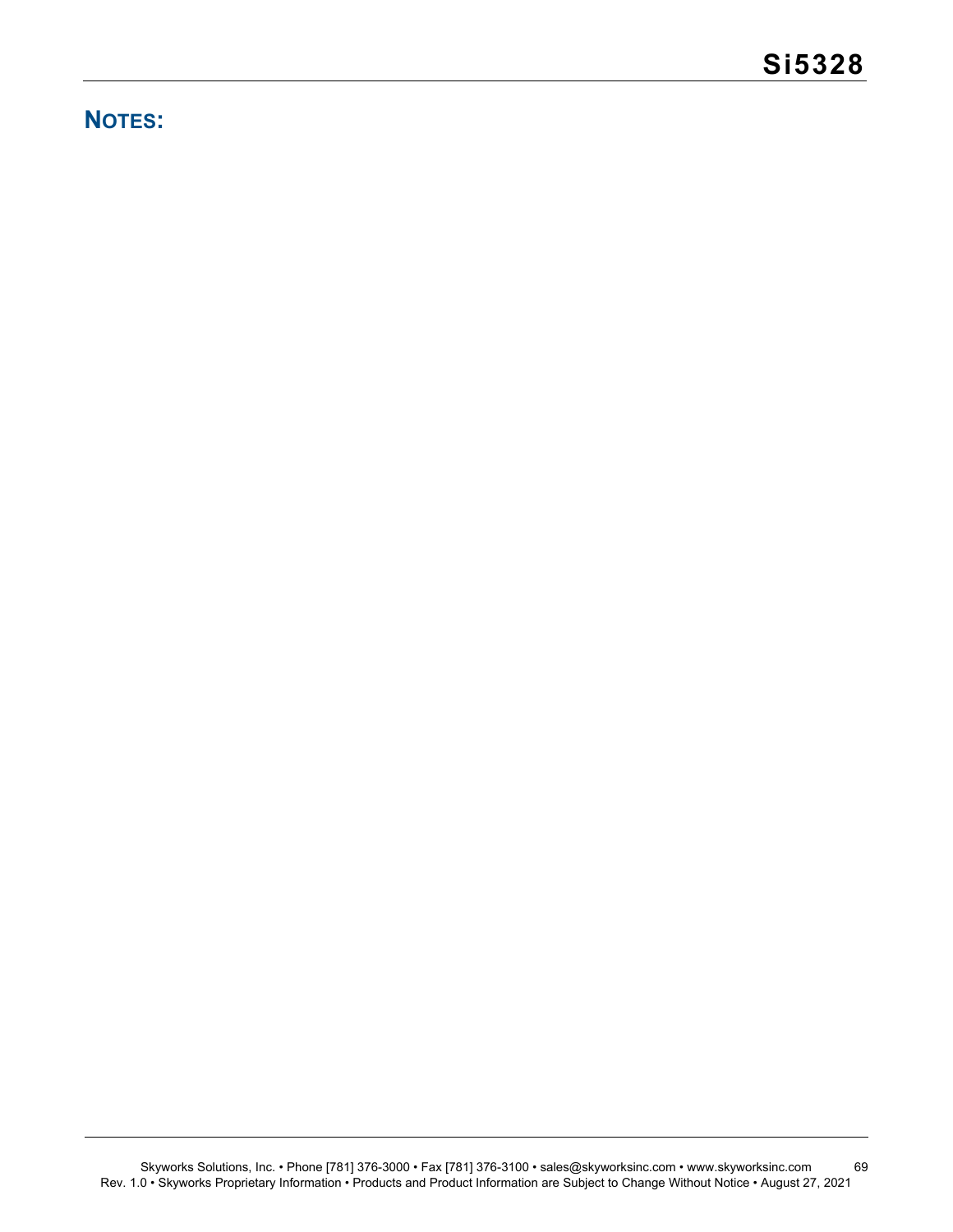## NOTES: